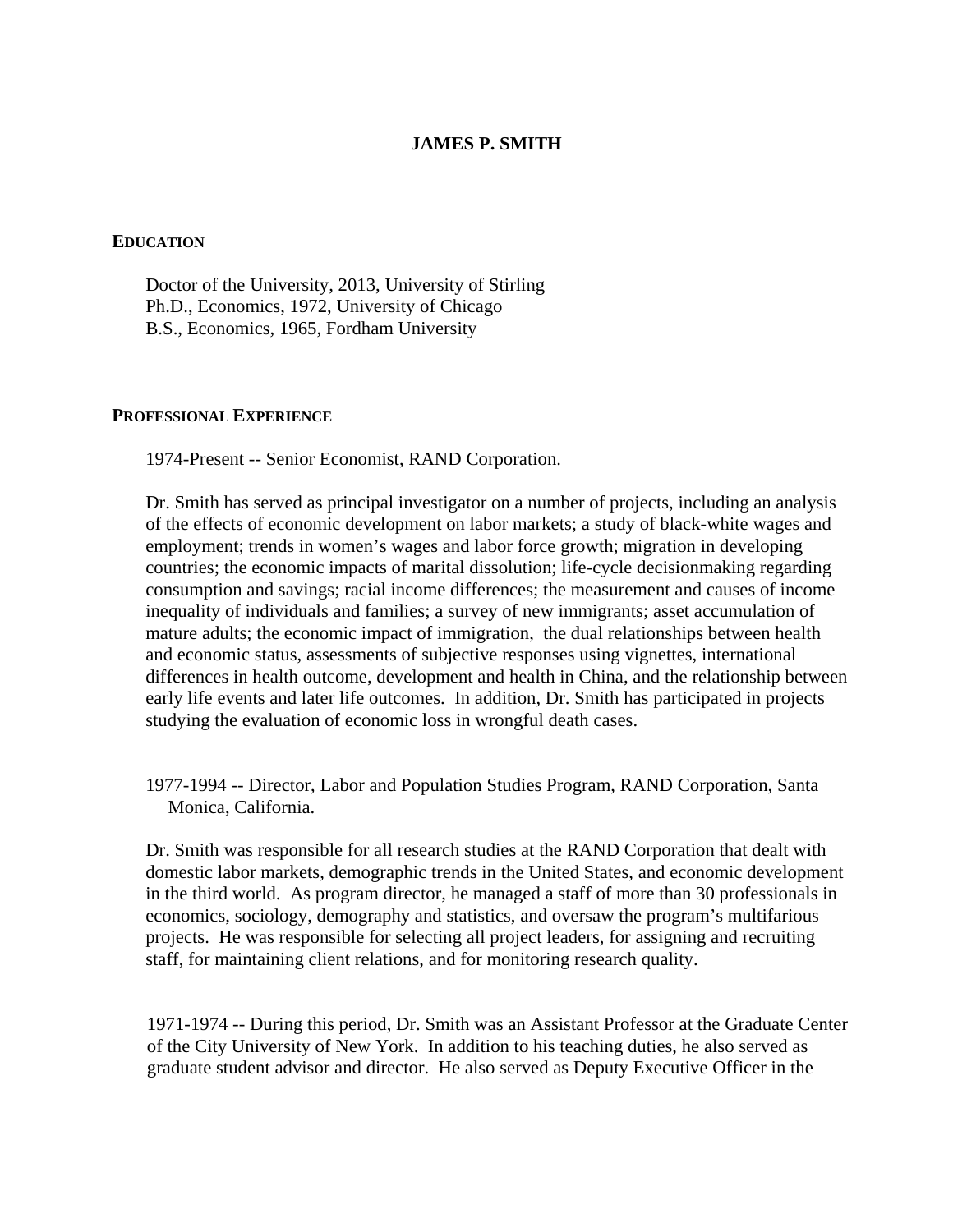# JAMES P. SMITH

## EDUCATION

Doctor of the University, 2013, University of Stirling
Ph.D., Economics, 1972, University of Chicago
B.S., Economics, 1965, Fordham University

## PROFESSIONAL EXPERIENCE

1974-Present -- Senior Economist, RAND Corporation.

Dr. Smith has served as principal investigator on a number of projects, including an analysis of the effects of economic development on labor markets; a study of black-white wages and employment; trends in women's wages and labor force growth; migration in developing countries; the economic impacts of marital dissolution; life-cycle decisionmaking regarding consumption and savings; racial income differences; the measurement and causes of income inequality of individuals and families; a survey of new immigrants; asset accumulation of mature adults; the economic impact of immigration, the dual relationships between health and economic status, assessments of subjective responses using vignettes, international differences in health outcome, development and health in China, and the relationship between early life events and later life outcomes. In addition, Dr. Smith has participated in projects studying the evaluation of economic loss in wrongful death cases.

1977-1994 -- Director, Labor and Population Studies Program, RAND Corporation, Santa Monica, California.

Dr. Smith was responsible for all research studies at the RAND Corporation that dealt with domestic labor markets, demographic trends in the United States, and economic development in the third world. As program director, he managed a staff of more than 30 professionals in economics, sociology, demography and statistics, and oversaw the program's multifarious projects. He was responsible for selecting all project leaders, for assigning and recruiting staff, for maintaining client relations, and for monitoring research quality.

1971-1974 -- During this period, Dr. Smith was an Assistant Professor at the Graduate Center of the City University of New York. In addition to his teaching duties, he also served as graduate student advisor and director. He also served as Deputy Executive Officer in the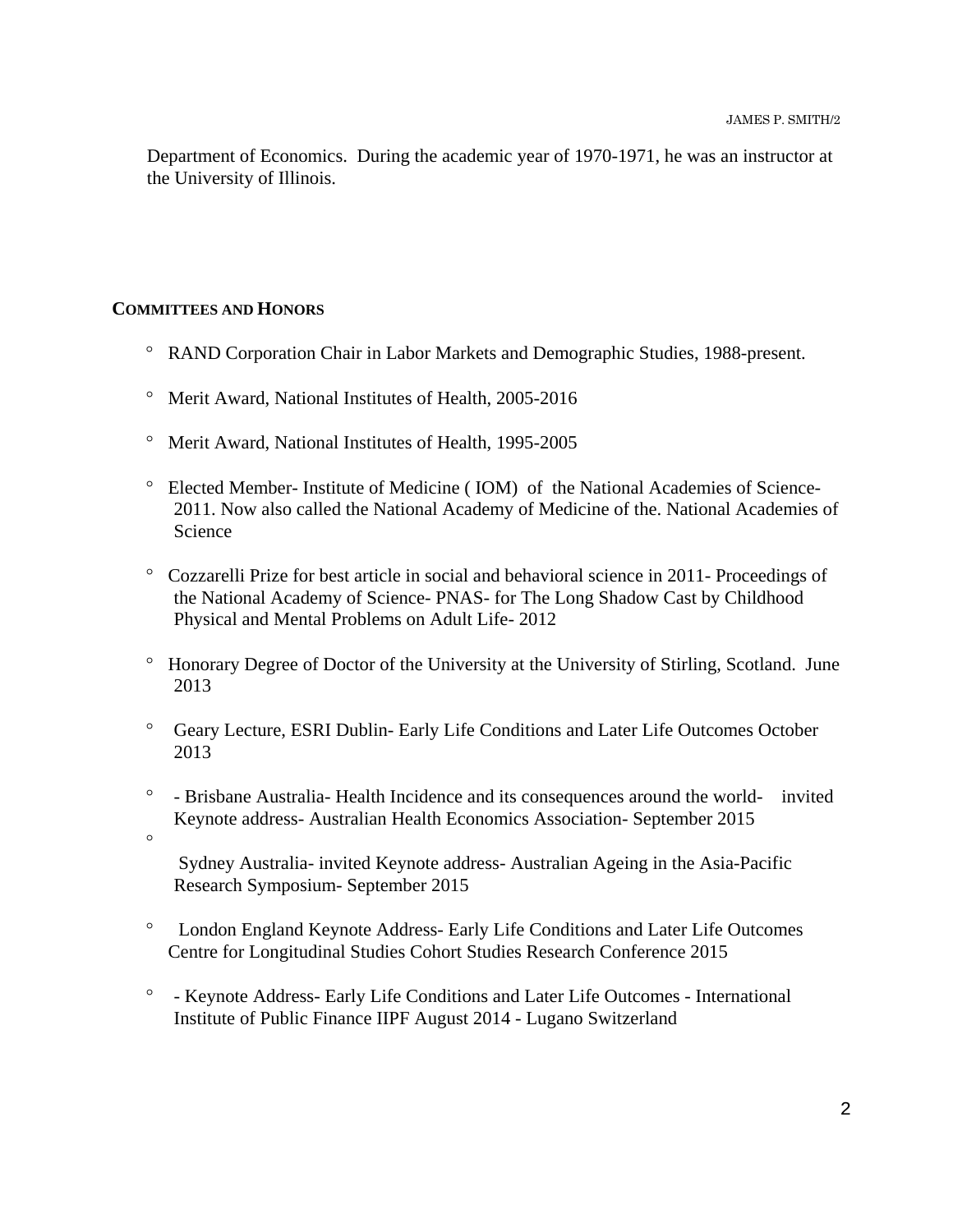Department of Economics.  During the academic year of 1970-1971, he was an instructor at the University of Illinois.

## Committees and Honors

- RAND Corporation Chair in Labor Markets and Demographic Studies, 1988-present.
- Merit Award, National Institutes of Health, 2005-2016
- Merit Award, National Institutes of Health, 1995-2005
- Elected Member- Institute of Medicine ( IOM)  of  the National Academies of Science- 2011. Now also called the National Academy of Medicine of the. National Academies of Science
- Cozzarelli Prize for best article in social and behavioral science in 2011- Proceedings of the National Academy of Science- PNAS- for The Long Shadow Cast by Childhood Physical and Mental Problems on Adult Life- 2012
- Honorary Degree of Doctor of the University at the University of Stirling, Scotland.  June 2013
- Geary Lecture, ESRI Dublin- Early Life Conditions and Later Life Outcomes October 2013
- - Brisbane Australia- Health Incidence and its consequences around the world-    invited Keynote address- Australian Health Economics Association- September 2015
- Sydney Australia- invited Keynote address- Australian Ageing in the Asia-Pacific Research Symposium- September 2015
- London England Keynote Address- Early Life Conditions and Later Life Outcomes Centre for Longitudinal Studies Cohort Studies Research Conference 2015
- - Keynote Address- Early Life Conditions and Later Life Outcomes - International Institute of Public Finance IIPF August 2014 - Lugano Switzerland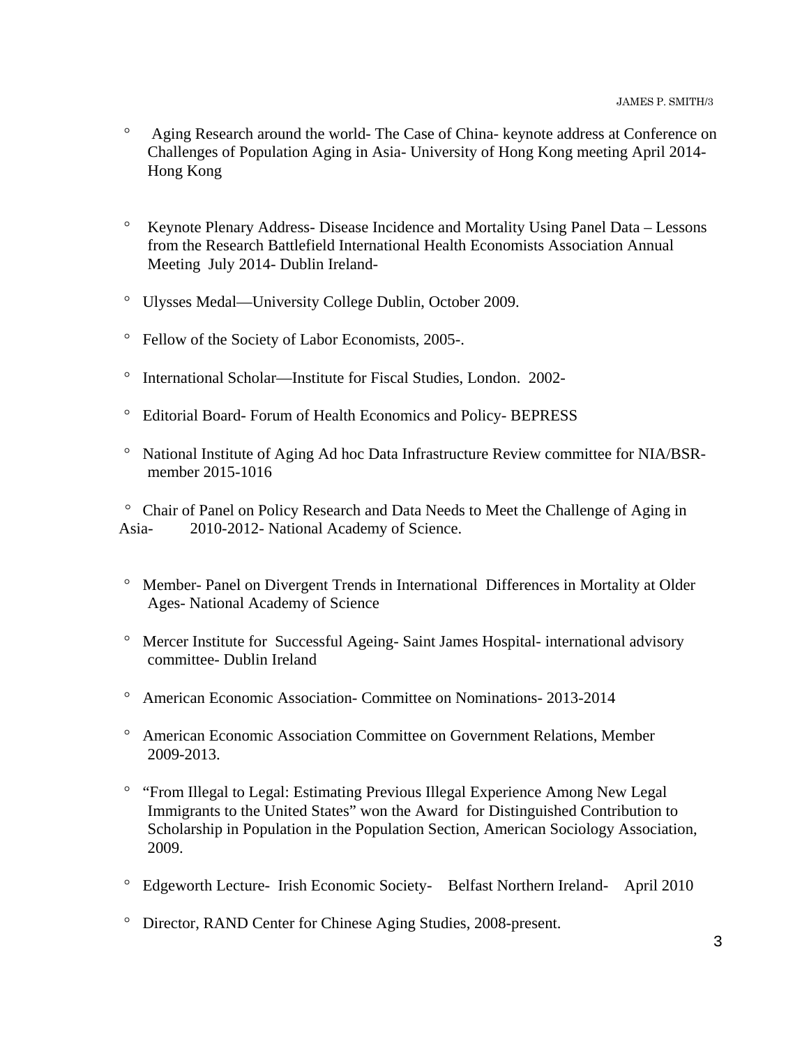- Aging Research around the world- The Case of China- keynote address at Conference on Challenges of Population Aging in Asia- University of Hong Kong meeting April 2014- Hong Kong

- Keynote Plenary Address- Disease Incidence and Mortality Using Panel Data – Lessons from the Research Battlefield International Health Economists Association Annual Meeting July 2014- Dublin Ireland-

- Ulysses Medal—University College Dublin, October 2009.

- Fellow of the Society of Labor Economists, 2005-.

- International Scholar—Institute for Fiscal Studies, London. 2002-

- Editorial Board- Forum of Health Economics and Policy- BEPRESS

- National Institute of Aging Ad hoc Data Infrastructure Review committee for NIA/BSR- member 2015-1016

- Chair of Panel on Policy Research and Data Needs to Meet the Challenge of Aging in Asia- 2010-2012- National Academy of Science.

- Member- Panel on Divergent Trends in International Differences in Mortality at Older Ages- National Academy of Science

- Mercer Institute for Successful Ageing- Saint James Hospital- international advisory committee- Dublin Ireland

- American Economic Association- Committee on Nominations- 2013-2014

- American Economic Association Committee on Government Relations, Member 2009-2013.

- "From Illegal to Legal: Estimating Previous Illegal Experience Among New Legal Immigrants to the United States" won the Award for Distinguished Contribution to Scholarship in Population in the Population Section, American Sociology Association, 2009.

- Edgeworth Lecture- Irish Economic Society- Belfast Northern Ireland- April 2010

- Director, RAND Center for Chinese Aging Studies, 2008-present.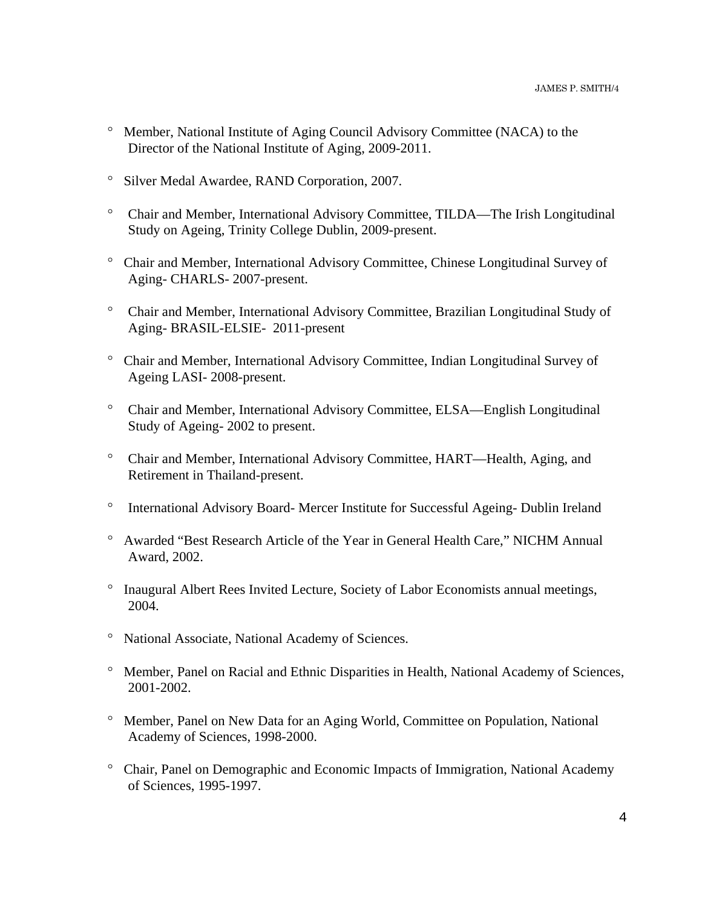- Member, National Institute of Aging Council Advisory Committee (NACA) to the Director of the National Institute of Aging, 2009-2011.

- Silver Medal Awardee, RAND Corporation, 2007.

- Chair and Member, International Advisory Committee, TILDA—The Irish Longitudinal Study on Ageing, Trinity College Dublin, 2009-present.

- Chair and Member, International Advisory Committee, Chinese Longitudinal Survey of Aging- CHARLS- 2007-present.

- Chair and Member, International Advisory Committee, Brazilian Longitudinal Study of Aging- BRASIL-ELSIE- 2011-present

- Chair and Member, International Advisory Committee, Indian Longitudinal Survey of Ageing LASI- 2008-present.

- Chair and Member, International Advisory Committee, ELSA—English Longitudinal Study of Ageing- 2002 to present.

- Chair and Member, International Advisory Committee, HART—Health, Aging, and Retirement in Thailand-present.

- International Advisory Board- Mercer Institute for Successful Ageing- Dublin Ireland

- Awarded "Best Research Article of the Year in General Health Care," NICHM Annual Award, 2002.

- Inaugural Albert Rees Invited Lecture, Society of Labor Economists annual meetings, 2004.

- National Associate, National Academy of Sciences.

- Member, Panel on Racial and Ethnic Disparities in Health, National Academy of Sciences, 2001-2002.

- Member, Panel on New Data for an Aging World, Committee on Population, National Academy of Sciences, 1998-2000.

- Chair, Panel on Demographic and Economic Impacts of Immigration, National Academy of Sciences, 1995-1997.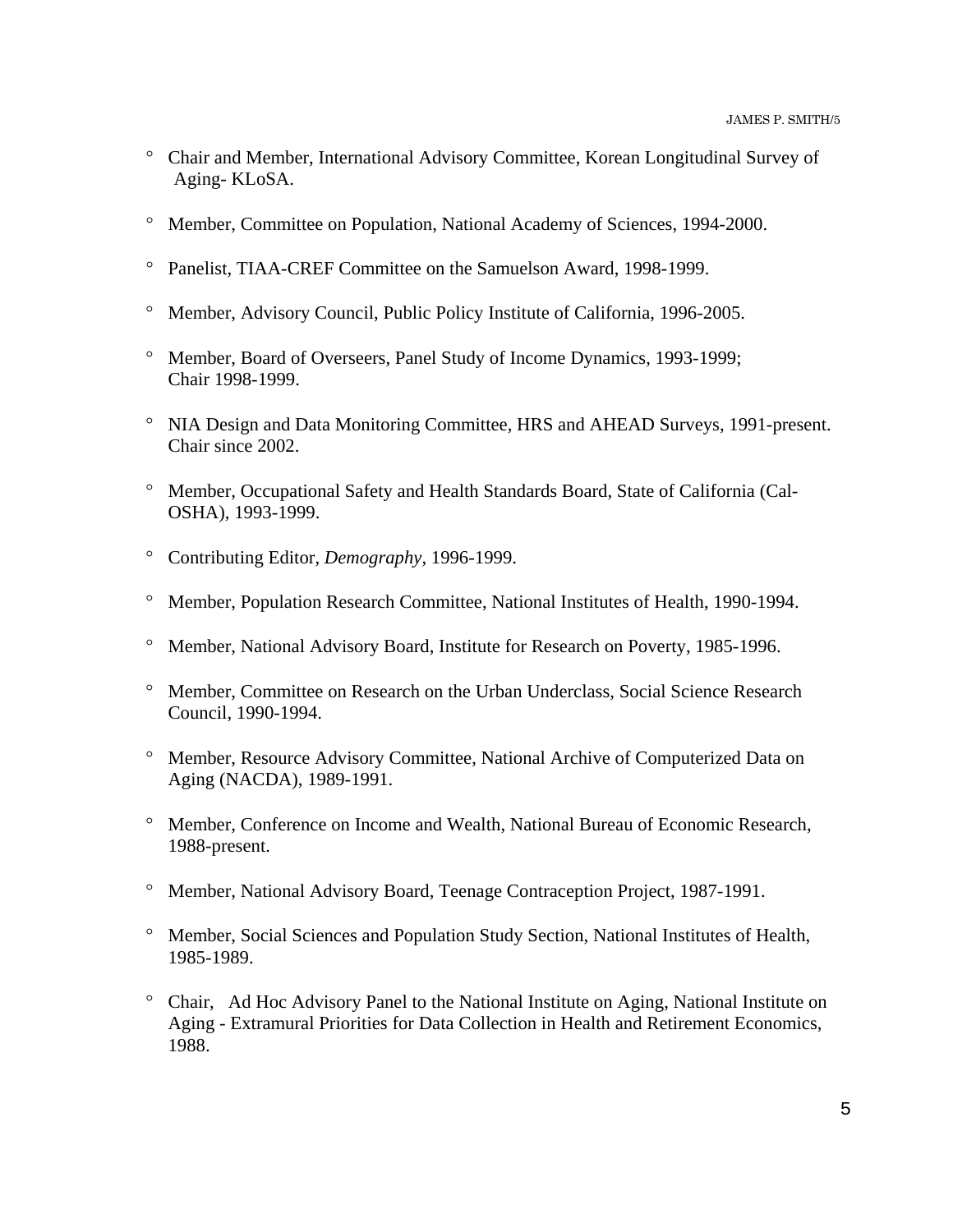- Chair and Member, International Advisory Committee, Korean Longitudinal Survey of Aging- KLoSA.

- Member, Committee on Population, National Academy of Sciences, 1994-2000.

- Panelist, TIAA-CREF Committee on the Samuelson Award, 1998-1999.

- Member, Advisory Council, Public Policy Institute of California, 1996-2005.

- Member, Board of Overseers, Panel Study of Income Dynamics, 1993-1999; Chair 1998-1999.

- NIA Design and Data Monitoring Committee, HRS and AHEAD Surveys, 1991-present. Chair since 2002.

- Member, Occupational Safety and Health Standards Board, State of California (Cal-OSHA), 1993-1999.

- Contributing Editor, *Demography*, 1996-1999.

- Member, Population Research Committee, National Institutes of Health, 1990-1994.

- Member, National Advisory Board, Institute for Research on Poverty, 1985-1996.

- Member, Committee on Research on the Urban Underclass, Social Science Research Council, 1990-1994.

- Member, Resource Advisory Committee, National Archive of Computerized Data on Aging (NACDA), 1989-1991.

- Member, Conference on Income and Wealth, National Bureau of Economic Research, 1988-present.

- Member, National Advisory Board, Teenage Contraception Project, 1987-1991.

- Member, Social Sciences and Population Study Section, National Institutes of Health, 1985-1989.

- Chair, Ad Hoc Advisory Panel to the National Institute on Aging, National Institute on Aging - Extramural Priorities for Data Collection in Health and Retirement Economics, 1988.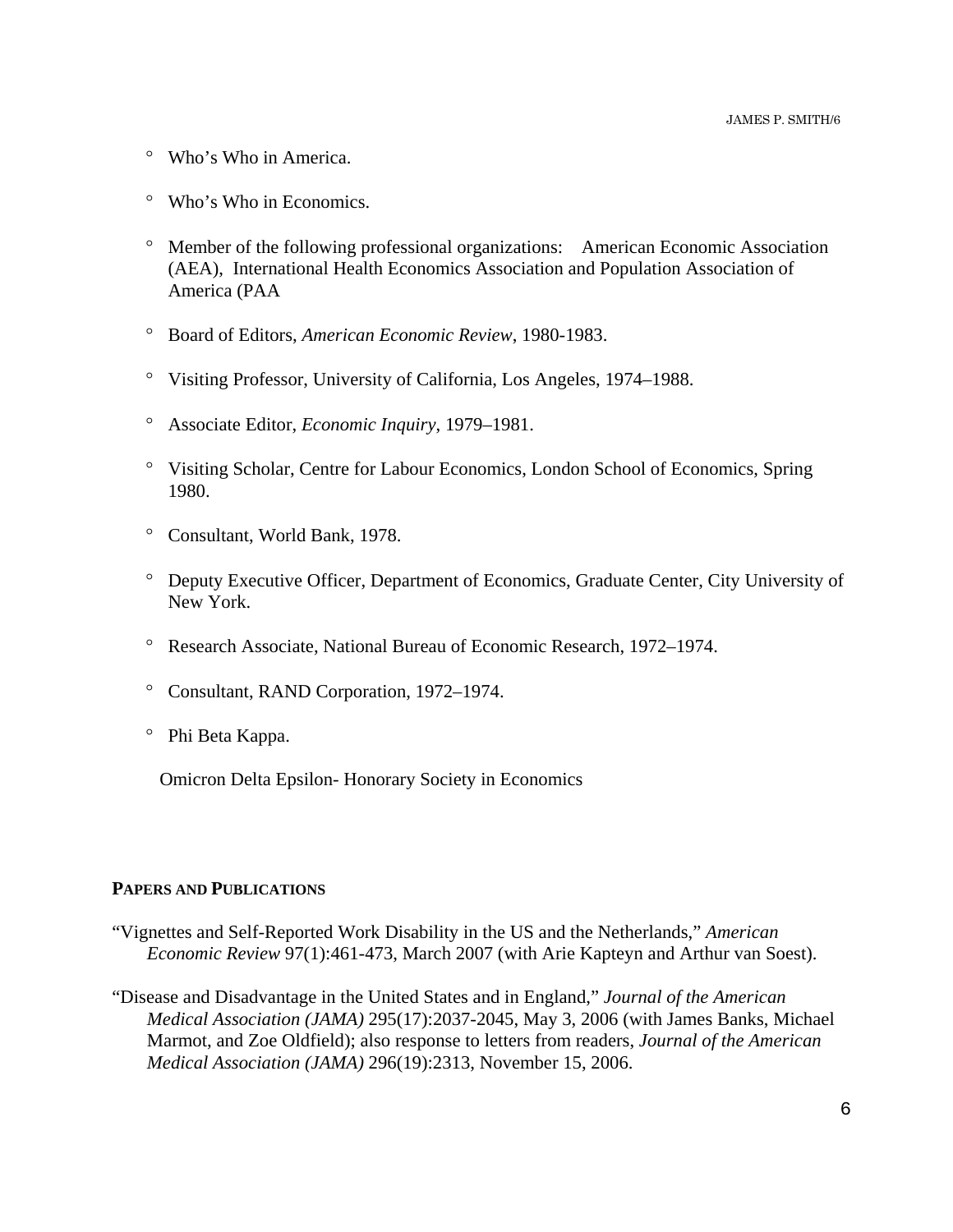- Who’s Who in America.

- Who’s Who in Economics.

- Member of the following professional organizations:    American Economic Association (AEA),  International Health Economics Association and Population Association of America (PAA

- Board of Editors, *American Economic Review*, 1980-1983.

- Visiting Professor, University of California, Los Angeles, 1974–1988.

- Associate Editor, *Economic Inquiry*, 1979–1981.

- Visiting Scholar, Centre for Labour Economics, London School of Economics, Spring 1980.

- Consultant, World Bank, 1978.

- Deputy Executive Officer, Department of Economics, Graduate Center, City University of New York.

- Research Associate, National Bureau of Economic Research, 1972–1974.

- Consultant, RAND Corporation, 1972–1974.

- Phi Beta Kappa.

  Omicron Delta Epsilon- Honorary Society in Economics

## PAPERS AND PUBLICATIONS

“Vignettes and Self-Reported Work Disability in the US and the Netherlands,” *American Economic Review* 97(1):461-473, March 2007 (with Arie Kapteyn and Arthur van Soest).

“Disease and Disadvantage in the United States and in England,” *Journal of the American Medical Association (JAMA)* 295(17):2037-2045, May 3, 2006 (with James Banks, Michael Marmot, and Zoe Oldfield); also response to letters from readers, *Journal of the American Medical Association (JAMA)* 296(19):2313, November 15, 2006.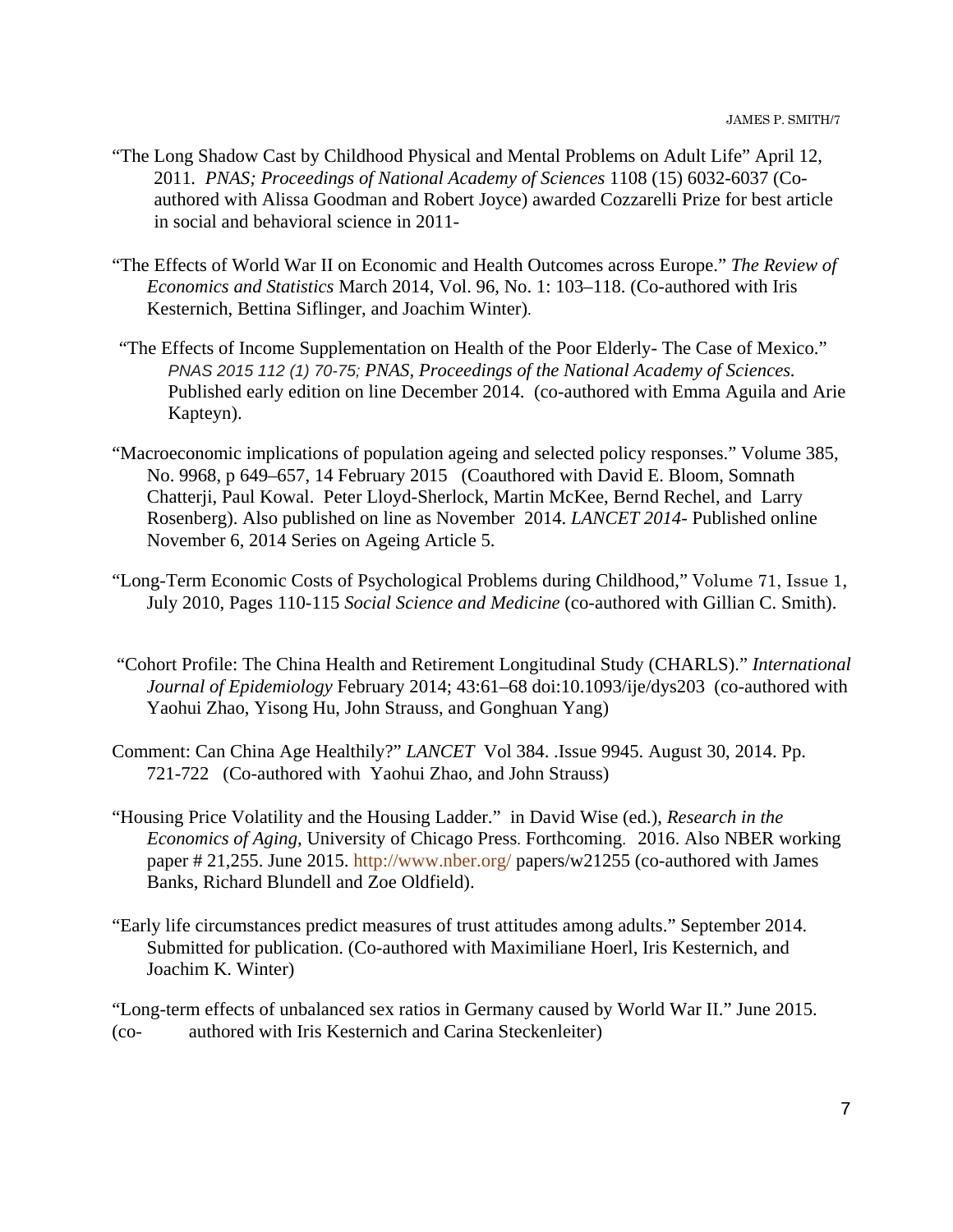"The Long Shadow Cast by Childhood Physical and Mental Problems on Adult Life" April 12, 2011. *PNAS; Proceedings of National Academy of Sciences* 1108 (15) 6032-6037 (Co-authored with Alissa Goodman and Robert Joyce) awarded Cozzarelli Prize for best article in social and behavioral science in 2011-

"The Effects of World War II on Economic and Health Outcomes across Europe." *The Review of Economics and Statistics* March 2014, Vol. 96, No. 1: 103–118. (Co-authored with Iris Kesternich, Bettina Siflinger, and Joachim Winter).

"The Effects of Income Supplementation on Health of the Poor Elderly- The Case of Mexico." *PNAS 2015 112 (1) 70-75; PNAS, Proceedings of the National Academy of Sciences.* Published early edition on line December 2014. (co-authored with Emma Aguila and Arie Kapteyn).

"Macroeconomic implications of population ageing and selected policy responses." Volume 385, No. 9968, p 649–657, 14 February 2015 (Coauthored with David E. Bloom, Somnath Chatterji, Paul Kowal. Peter Lloyd-Sherlock, Martin McKee, Bernd Rechel, and Larry Rosenberg). Also published on line as November 2014. *LANCET 2014*- Published online November 6, 2014 Series on Ageing Article 5.

"Long-Term Economic Costs of Psychological Problems during Childhood," Volume 71, Issue 1, July 2010, Pages 110-115 *Social Science and Medicine* (co-authored with Gillian C. Smith).

"Cohort Profile: The China Health and Retirement Longitudinal Study (CHARLS)." *International Journal of Epidemiology* February 2014; 43:61–68 doi:10.1093/ije/dys203 (co-authored with Yaohui Zhao, Yisong Hu, John Strauss, and Gonghuan Yang)

Comment: Can China Age Healthily?" *LANCET* Vol 384. .Issue 9945. August 30, 2014. Pp. 721-722 (Co-authored with Yaohui Zhao, and John Strauss)

"Housing Price Volatility and the Housing Ladder." in David Wise (ed.), *Research in the Economics of Aging*, University of Chicago Press. Forthcoming. 2016. Also NBER working paper # 21,255. June 2015. http://www.nber.org/ papers/w21255 (co-authored with James Banks, Richard Blundell and Zoe Oldfield).

"Early life circumstances predict measures of trust attitudes among adults." September 2014. Submitted for publication. (Co-authored with Maximiliane Hoerl, Iris Kesternich, and Joachim K. Winter)

"Long-term effects of unbalanced sex ratios in Germany caused by World War II." June 2015. (co- authored with Iris Kesternich and Carina Steckenleiter)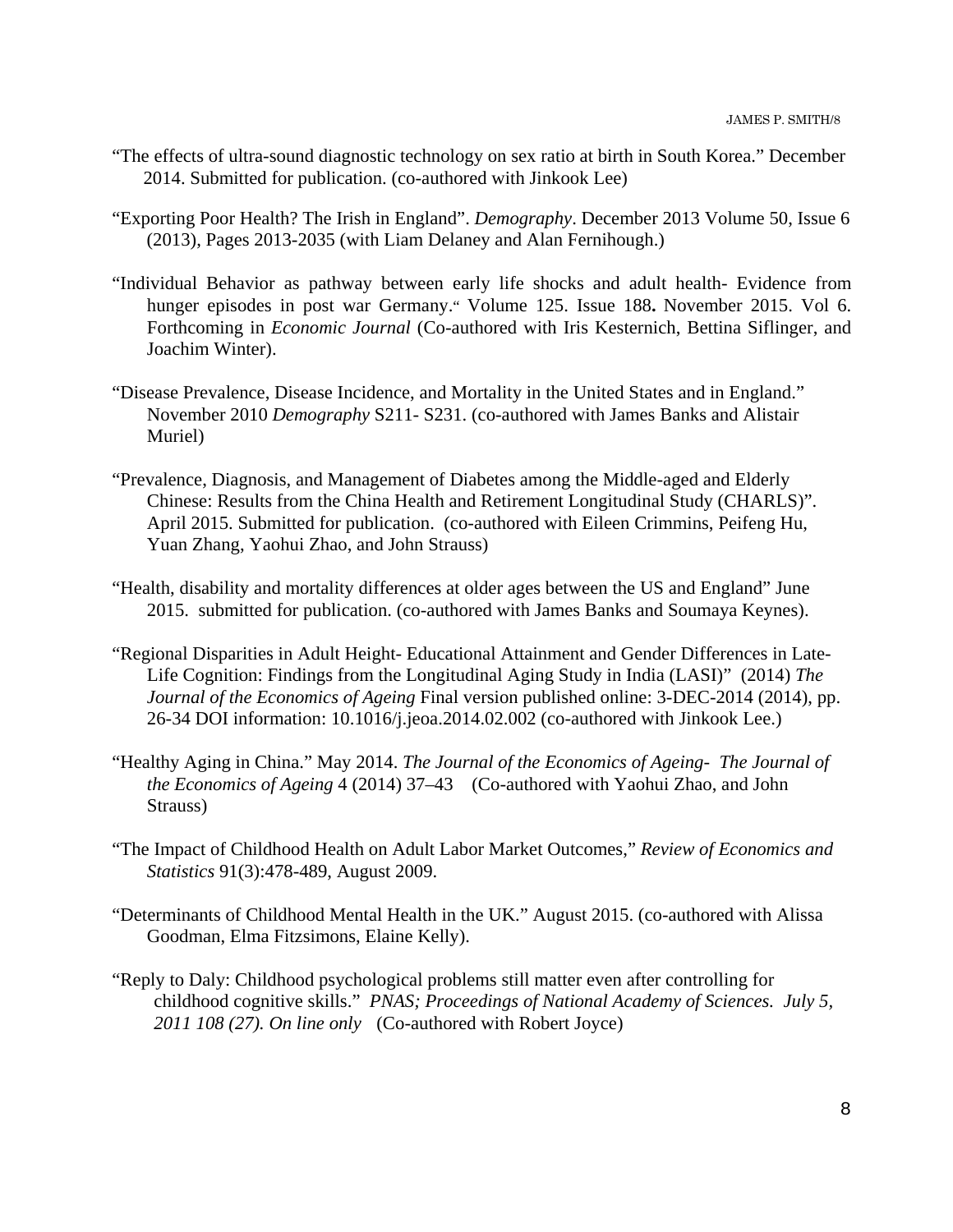"The effects of ultra-sound diagnostic technology on sex ratio at birth in South Korea." December 2014. Submitted for publication. (co-authored with Jinkook Lee)

"Exporting Poor Health? The Irish in England". *Demography*. December 2013 Volume 50, Issue 6 (2013), Pages 2013-2035 (with Liam Delaney and Alan Fernihough.)

"Individual Behavior as pathway between early life shocks and adult health- Evidence from hunger episodes in post war Germany." Volume 125. Issue 188**.** November 2015. Vol 6. Forthcoming in *Economic Journal* (Co-authored with Iris Kesternich, Bettina Siflinger, and Joachim Winter).

"Disease Prevalence, Disease Incidence, and Mortality in the United States and in England." November 2010 *Demography* S211- S231. (co-authored with James Banks and Alistair Muriel)

"Prevalence, Diagnosis, and Management of Diabetes among the Middle-aged and Elderly Chinese: Results from the China Health and Retirement Longitudinal Study (CHARLS)". April 2015. Submitted for publication. (co-authored with Eileen Crimmins, Peifeng Hu, Yuan Zhang, Yaohui Zhao, and John Strauss)

"Health, disability and mortality differences at older ages between the US and England" June 2015. submitted for publication. (co-authored with James Banks and Soumaya Keynes).

"Regional Disparities in Adult Height- Educational Attainment and Gender Differences in Late-Life Cognition: Findings from the Longitudinal Aging Study in India (LASI)" (2014) *The Journal of the Economics of Ageing* Final version published online: 3-DEC-2014 (2014), pp. 26-34 DOI information: 10.1016/j.jeoa.2014.02.002 (co-authored with Jinkook Lee.)

"Healthy Aging in China." May 2014. *The Journal of the Economics of Ageing- The Journal of the Economics of Ageing* 4 (2014) 37–43 (Co-authored with Yaohui Zhao, and John Strauss)

"The Impact of Childhood Health on Adult Labor Market Outcomes," *Review of Economics and Statistics* 91(3):478-489, August 2009.

"Determinants of Childhood Mental Health in the UK." August 2015. (co-authored with Alissa Goodman, Elma Fitzsimons, Elaine Kelly).

"Reply to Daly: Childhood psychological problems still matter even after controlling for childhood cognitive skills." *PNAS; Proceedings of National Academy of Sciences. July 5, 2011 108 (27). On line only* (Co-authored with Robert Joyce)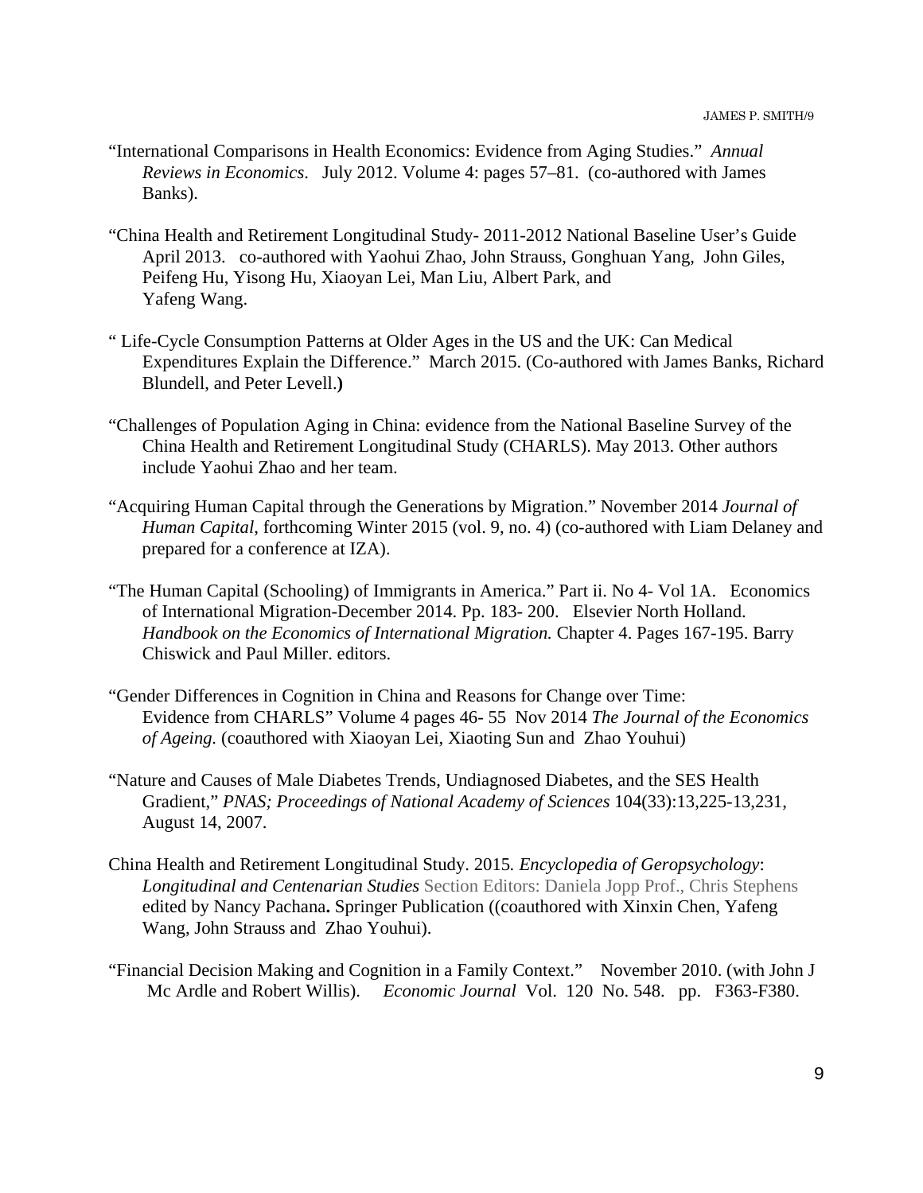“International Comparisons in Health Economics: Evidence from Aging Studies.” *Annual Reviews in Economics*. July 2012. Volume 4: pages 57–81. (co-authored with James Banks).

“China Health and Retirement Longitudinal Study- 2011-2012 National Baseline User’s Guide April 2013. co-authored with Yaohui Zhao, John Strauss, Gonghuan Yang, John Giles, Peifeng Hu, Yisong Hu, Xiaoyan Lei, Man Liu, Albert Park, and Yafeng Wang.

“ Life-Cycle Consumption Patterns at Older Ages in the US and the UK: Can Medical Expenditures Explain the Difference.” March 2015. (Co-authored with James Banks, Richard Blundell, and Peter Levell.**)**

“Challenges of Population Aging in China: evidence from the National Baseline Survey of the China Health and Retirement Longitudinal Study (CHARLS). May 2013. Other authors include Yaohui Zhao and her team.

“Acquiring Human Capital through the Generations by Migration.” November 2014 *Journal of Human Capital*, forthcoming Winter 2015 (vol. 9, no. 4) (co-authored with Liam Delaney and prepared for a conference at IZA).

“The Human Capital (Schooling) of Immigrants in America.” Part ii. No 4- Vol 1A. Economics of International Migration-December 2014. Pp. 183- 200. Elsevier North Holland. *Handbook on the Economics of International Migration.* Chapter 4. Pages 167-195. Barry Chiswick and Paul Miller. editors.

“Gender Differences in Cognition in China and Reasons for Change over Time: Evidence from CHARLS” Volume 4 pages 46- 55 Nov 2014 *The Journal of the Economics of Ageing.* (coauthored with Xiaoyan Lei, Xiaoting Sun and Zhao Youhui)

“Nature and Causes of Male Diabetes Trends, Undiagnosed Diabetes, and the SES Health Gradient,” *PNAS; Proceedings of National Academy of Sciences* 104(33):13,225-13,231, August 14, 2007.

China Health and Retirement Longitudinal Study. 2015*. Encyclopedia of Geropsychology*: *Longitudinal and Centenarian Studies* Section Editors: Daniela Jopp Prof., Chris Stephens edited by Nancy Pachana**.** Springer Publication ((coauthored with Xinxin Chen, Yafeng Wang, John Strauss and Zhao Youhui).

“Financial Decision Making and Cognition in a Family Context.” November 2010. (with John J Mc Ardle and Robert Willis). *Economic Journal* Vol. 120 No. 548. pp. F363-F380.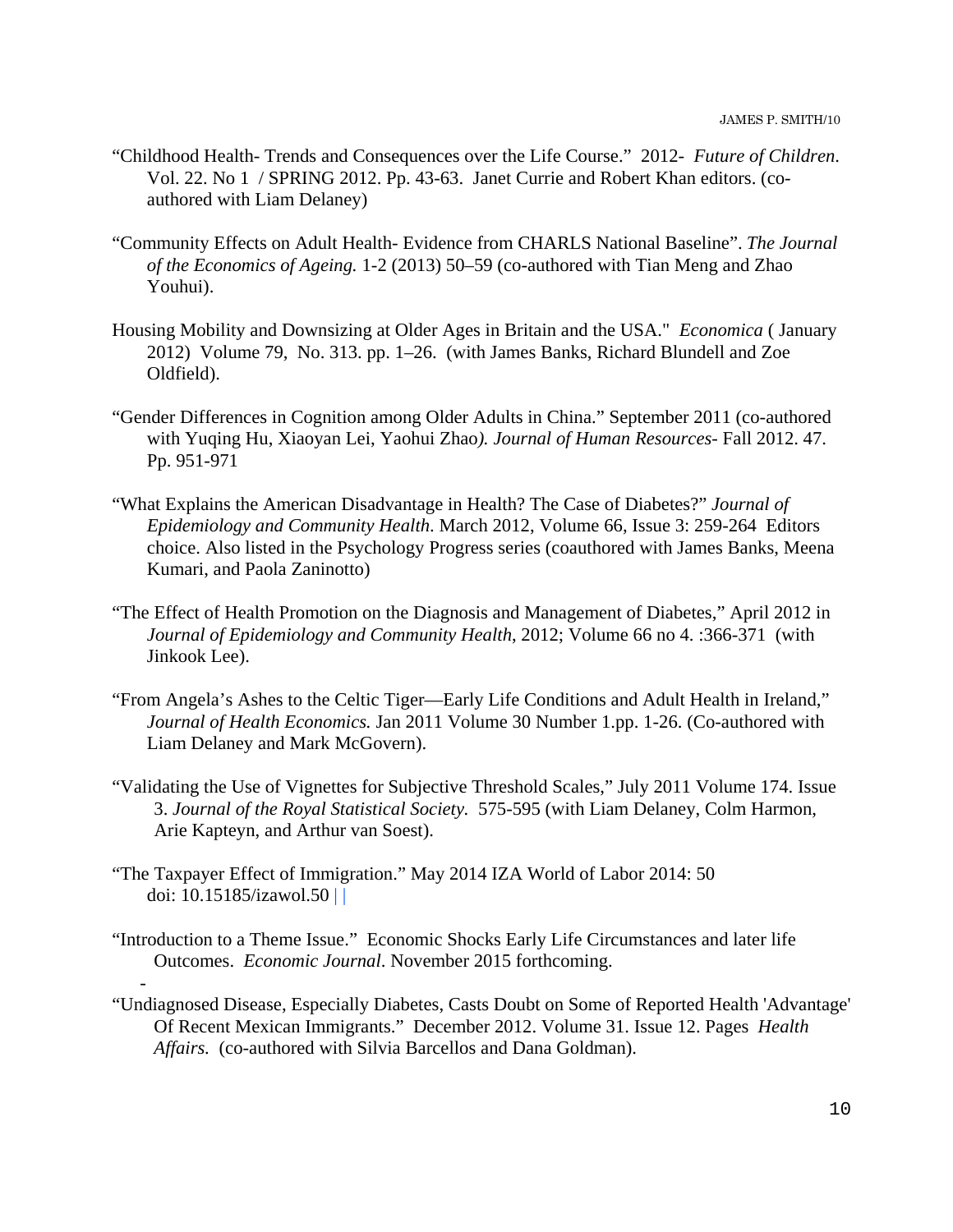"Childhood Health- Trends and Consequences over the Life Course." 2012- *Future of Children*. Vol. 22. No 1 / SPRING 2012. Pp. 43-63. Janet Currie and Robert Khan editors. (co-authored with Liam Delaney)

"Community Effects on Adult Health- Evidence from CHARLS National Baseline". *The Journal of the Economics of Ageing.* 1-2 (2013) 50–59 (co-authored with Tian Meng and Zhao Youhui).

Housing Mobility and Downsizing at Older Ages in Britain and the USA." *Economica* ( January 2012) Volume 79, No. 313. pp. 1–26. (with James Banks, Richard Blundell and Zoe Oldfield).

"Gender Differences in Cognition among Older Adults in China." September 2011 (co-authored with Yuqing Hu, Xiaoyan Lei, Yaohui Zhao*). Journal of Human Resources*- Fall 2012. 47. Pp. 951-971

"What Explains the American Disadvantage in Health? The Case of Diabetes?" *Journal of Epidemiology and Community Health*. March 2012, Volume 66, Issue 3: 259-264 Editors choice. Also listed in the Psychology Progress series (coauthored with James Banks, Meena Kumari, and Paola Zaninotto)

"The Effect of Health Promotion on the Diagnosis and Management of Diabetes," April 2012 in *Journal of Epidemiology and Community Health*, 2012; Volume 66 no 4. :366-371 (with Jinkook Lee).

"From Angela's Ashes to the Celtic Tiger—Early Life Conditions and Adult Health in Ireland," *Journal of Health Economics.* Jan 2011 Volume 30 Number 1.pp. 1-26. (Co-authored with Liam Delaney and Mark McGovern).

"Validating the Use of Vignettes for Subjective Threshold Scales," July 2011 Volume 174. Issue 3. *Journal of the Royal Statistical Society.* 575-595 (with Liam Delaney, Colm Harmon, Arie Kapteyn, and Arthur van Soest).

"The Taxpayer Effect of Immigration." May 2014 IZA World of Labor 2014: 50 doi: 10.15185/izawol.50 | |

"Introduction to a Theme Issue." Economic Shocks Early Life Circumstances and later life Outcomes. *Economic Journal*. November 2015 forthcoming.

-

"Undiagnosed Disease, Especially Diabetes, Casts Doubt on Some of Reported Health 'Advantage' Of Recent Mexican Immigrants." December 2012. Volume 31. Issue 12. Pages *Health Affairs.* (co-authored with Silvia Barcellos and Dana Goldman).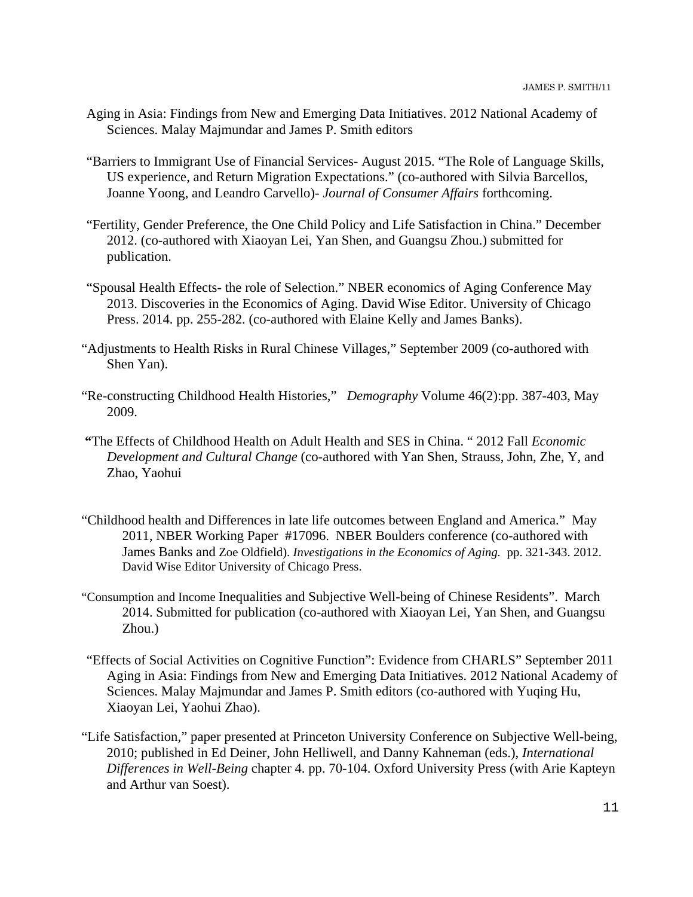Aging in Asia: Findings from New and Emerging Data Initiatives. 2012 National Academy of Sciences. Malay Majmundar and James P. Smith editors

"Barriers to Immigrant Use of Financial Services- August 2015. "The Role of Language Skills, US experience, and Return Migration Expectations." (co-authored with Silvia Barcellos, Joanne Yoong, and Leandro Carvello)- *Journal of Consumer Affairs* forthcoming.

"Fertility, Gender Preference, the One Child Policy and Life Satisfaction in China." December 2012. (co-authored with Xiaoyan Lei, Yan Shen, and Guangsu Zhou.) submitted for publication.

"Spousal Health Effects- the role of Selection." NBER economics of Aging Conference May 2013. Discoveries in the Economics of Aging. David Wise Editor. University of Chicago Press. 2014. pp. 255-282. (co-authored with Elaine Kelly and James Banks).

"Adjustments to Health Risks in Rural Chinese Villages," September 2009 (co-authored with Shen Yan).

"Re-constructing Childhood Health Histories," *Demography* Volume 46(2):pp. 387-403, May 2009.

"The Effects of Childhood Health on Adult Health and SES in China. " 2012 Fall *Economic Development and Cultural Change* (co-authored with Yan Shen, Strauss, John, Zhe, Y, and Zhao, Yaohui

"Childhood health and Differences in late life outcomes between England and America." May 2011, NBER Working Paper #17096. NBER Boulders conference (co-authored with James Banks and Zoe Oldfield). *Investigations in the Economics of Aging.* pp. 321-343. 2012. David Wise Editor University of Chicago Press.

"Consumption and Income Inequalities and Subjective Well-being of Chinese Residents". March 2014. Submitted for publication (co-authored with Xiaoyan Lei, Yan Shen, and Guangsu Zhou.)

"Effects of Social Activities on Cognitive Function": Evidence from CHARLS" September 2011 Aging in Asia: Findings from New and Emerging Data Initiatives. 2012 National Academy of Sciences. Malay Majmundar and James P. Smith editors (co-authored with Yuqing Hu, Xiaoyan Lei, Yaohui Zhao).

"Life Satisfaction," paper presented at Princeton University Conference on Subjective Well-being, 2010; published in Ed Deiner, John Helliwell, and Danny Kahneman (eds.), *International Differences in Well-Being* chapter 4. pp. 70-104. Oxford University Press (with Arie Kapteyn and Arthur van Soest).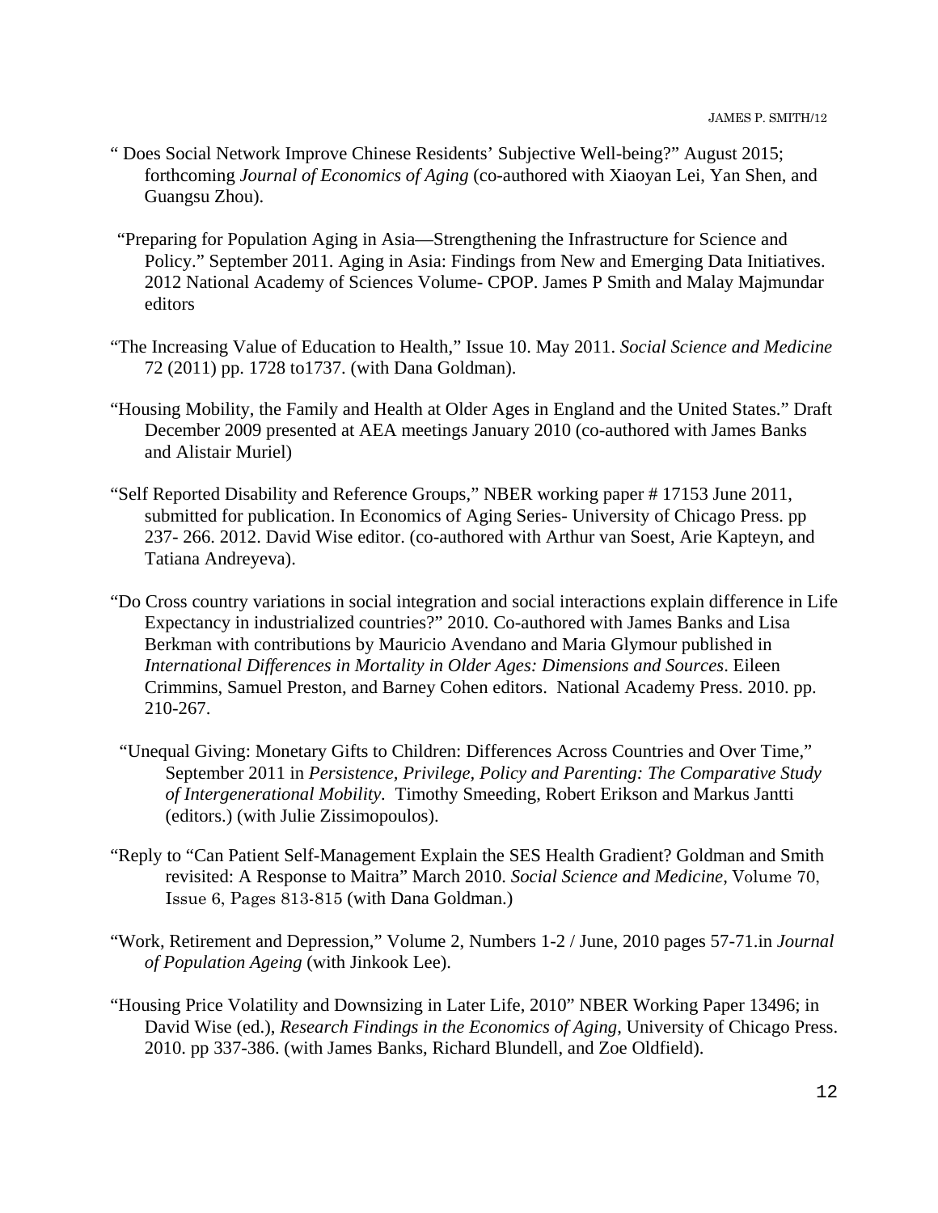" Does Social Network Improve Chinese Residents' Subjective Well-being?" August 2015; forthcoming *Journal of Economics of Aging* (co-authored with Xiaoyan Lei, Yan Shen, and Guangsu Zhou).

"Preparing for Population Aging in Asia—Strengthening the Infrastructure for Science and Policy." September 2011. Aging in Asia: Findings from New and Emerging Data Initiatives. 2012 National Academy of Sciences Volume- CPOP. James P Smith and Malay Majmundar editors

"The Increasing Value of Education to Health," Issue 10. May 2011. *Social Science and Medicine* 72 (2011) pp. 1728 to1737. (with Dana Goldman).

"Housing Mobility, the Family and Health at Older Ages in England and the United States." Draft December 2009 presented at AEA meetings January 2010 (co-authored with James Banks and Alistair Muriel)

"Self Reported Disability and Reference Groups," NBER working paper # 17153 June 2011, submitted for publication. In Economics of Aging Series- University of Chicago Press. pp 237- 266. 2012. David Wise editor. (co-authored with Arthur van Soest, Arie Kapteyn, and Tatiana Andreyeva).

"Do Cross country variations in social integration and social interactions explain difference in Life Expectancy in industrialized countries?" 2010. Co-authored with James Banks and Lisa Berkman with contributions by Mauricio Avendano and Maria Glymour published in *International Differences in Mortality in Older Ages: Dimensions and Sources*. Eileen Crimmins, Samuel Preston, and Barney Cohen editors. National Academy Press. 2010. pp. 210-267.

"Unequal Giving: Monetary Gifts to Children: Differences Across Countries and Over Time," September 2011 in *Persistence, Privilege, Policy and Parenting: The Comparative Study of Intergenerational Mobility.* Timothy Smeeding, Robert Erikson and Markus Jantti (editors.) (with Julie Zissimopoulos).

"Reply to "Can Patient Self-Management Explain the SES Health Gradient? Goldman and Smith revisited: A Response to Maitra" March 2010. *Social Science and Medicine*, Volume 70, Issue 6, Pages 813-815 (with Dana Goldman.)

"Work, Retirement and Depression," Volume 2, Numbers 1-2 / June, 2010 pages 57-71.in *Journal of Population Ageing* (with Jinkook Lee).

"Housing Price Volatility and Downsizing in Later Life, 2010" NBER Working Paper 13496; in David Wise (ed.), *Research Findings in the Economics of Aging*, University of Chicago Press. 2010. pp 337-386. (with James Banks, Richard Blundell, and Zoe Oldfield).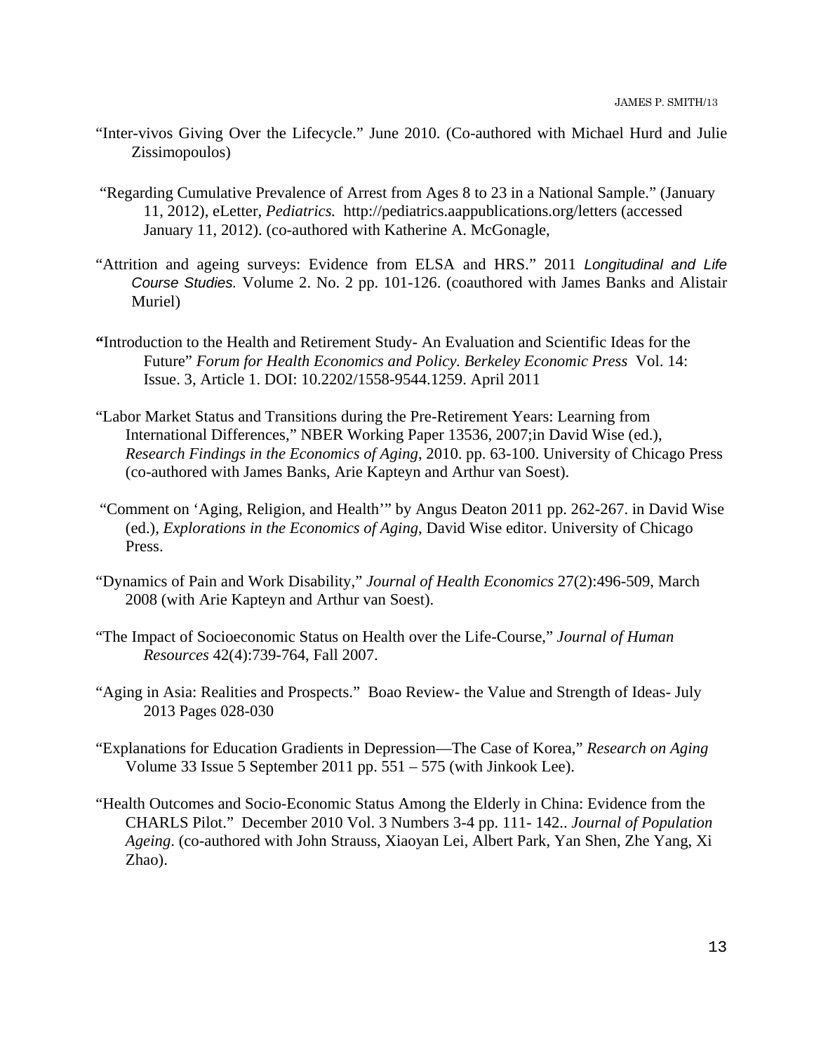"Inter-vivos Giving Over the Lifecycle." June 2010. (Co-authored with Michael Hurd and Julie Zissimopoulos)

"Regarding Cumulative Prevalence of Arrest from Ages 8 to 23 in a National Sample." (January 11, 2012), eLetter, *Pediatrics.* http://pediatrics.aappublications.org/letters (accessed January 11, 2012). (co-authored with Katherine A. McGonagle,

"Attrition and ageing surveys: Evidence from ELSA and HRS." 2011 *Longitudinal and Life Course Studies.* Volume 2. No. 2 pp. 101-126. (coauthored with James Banks and Alistair Muriel)

**"**Introduction to the Health and Retirement Study- An Evaluation and Scientific Ideas for the Future" *Forum for Health Economics and Policy. Berkeley Economic Press* Vol. 14: Issue. 3, Article 1. DOI: 10.2202/1558-9544.1259. April 2011

"Labor Market Status and Transitions during the Pre-Retirement Years: Learning from International Differences," NBER Working Paper 13536, 2007;in David Wise (ed.), *Research Findings in the Economics of Aging*, 2010. pp. 63-100. University of Chicago Press (co-authored with James Banks, Arie Kapteyn and Arthur van Soest).

"Comment on 'Aging, Religion, and Health'" by Angus Deaton 2011 pp. 262-267. in David Wise (ed.), *Explorations in the Economics of Aging*, David Wise editor. University of Chicago Press.

"Dynamics of Pain and Work Disability," *Journal of Health Economics* 27(2):496-509, March 2008 (with Arie Kapteyn and Arthur van Soest).

"The Impact of Socioeconomic Status on Health over the Life-Course," *Journal of Human Resources* 42(4):739-764, Fall 2007.

"Aging in Asia: Realities and Prospects." Boao Review- the Value and Strength of Ideas- July 2013 Pages 028-030

"Explanations for Education Gradients in Depression—The Case of Korea," *Research on Aging* Volume 33 Issue 5 September 2011 pp. 551 – 575 (with Jinkook Lee).

"Health Outcomes and Socio-Economic Status Among the Elderly in China: Evidence from the CHARLS Pilot." December 2010 Vol. 3 Numbers 3-4 pp. 111- 142.. *Journal of Population Ageing*. (co-authored with John Strauss, Xiaoyan Lei, Albert Park, Yan Shen, Zhe Yang, Xi Zhao).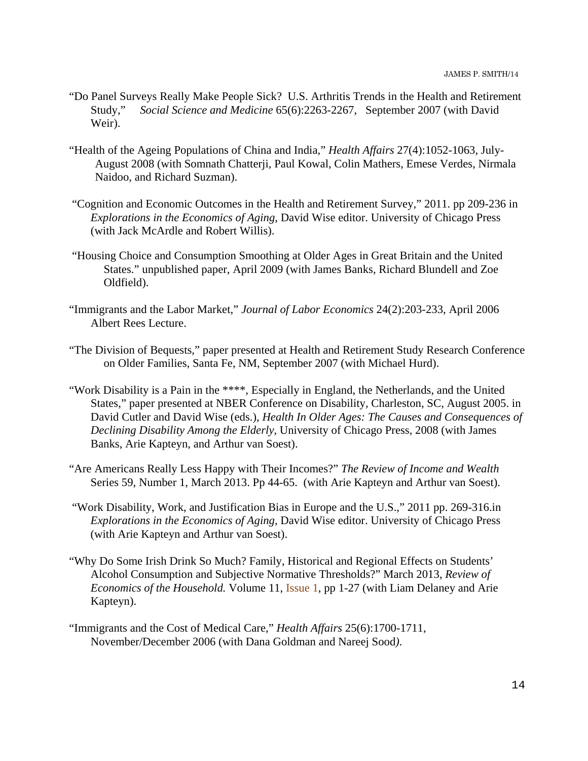"Do Panel Surveys Really Make People Sick? U.S. Arthritis Trends in the Health and Retirement Study," *Social Science and Medicine* 65(6):2263-2267, September 2007 (with David Weir).

"Health of the Ageing Populations of China and India," *Health Affairs* 27(4):1052-1063, July-August 2008 (with Somnath Chatterji, Paul Kowal, Colin Mathers, Emese Verdes, Nirmala Naidoo, and Richard Suzman).

"Cognition and Economic Outcomes in the Health and Retirement Survey," 2011. pp 209-236 in *Explorations in the Economics of Aging*, David Wise editor. University of Chicago Press (with Jack McArdle and Robert Willis).

"Housing Choice and Consumption Smoothing at Older Ages in Great Britain and the United States." unpublished paper, April 2009 (with James Banks, Richard Blundell and Zoe Oldfield).

"Immigrants and the Labor Market," *Journal of Labor Economics* 24(2):203-233, April 2006 Albert Rees Lecture.

"The Division of Bequests," paper presented at Health and Retirement Study Research Conference on Older Families, Santa Fe, NM, September 2007 (with Michael Hurd).

"Work Disability is a Pain in the ****, Especially in England, the Netherlands, and the United States," paper presented at NBER Conference on Disability, Charleston, SC, August 2005. in David Cutler and David Wise (eds.), *Health In Older Ages: The Causes and Consequences of Declining Disability Among the Elderly*, University of Chicago Press, 2008 (with James Banks, Arie Kapteyn, and Arthur van Soest).

"Are Americans Really Less Happy with Their Incomes?" *The Review of Income and Wealth* Series 59, Number 1, March 2013. Pp 44-65. (with Arie Kapteyn and Arthur van Soest).

"Work Disability, Work, and Justification Bias in Europe and the U.S.," 2011 pp. 269-316.in *Explorations in the Economics of Aging*, David Wise editor. University of Chicago Press (with Arie Kapteyn and Arthur van Soest).

"Why Do Some Irish Drink So Much? Family, Historical and Regional Effects on Students' Alcohol Consumption and Subjective Normative Thresholds?" March 2013, *Review of Economics of the Household.* Volume 11, Issue 1, pp 1-27 (with Liam Delaney and Arie Kapteyn).

"Immigrants and the Cost of Medical Care," *Health Affairs* 25(6):1700-1711, November/December 2006 (with Dana Goldman and Nareej Sood).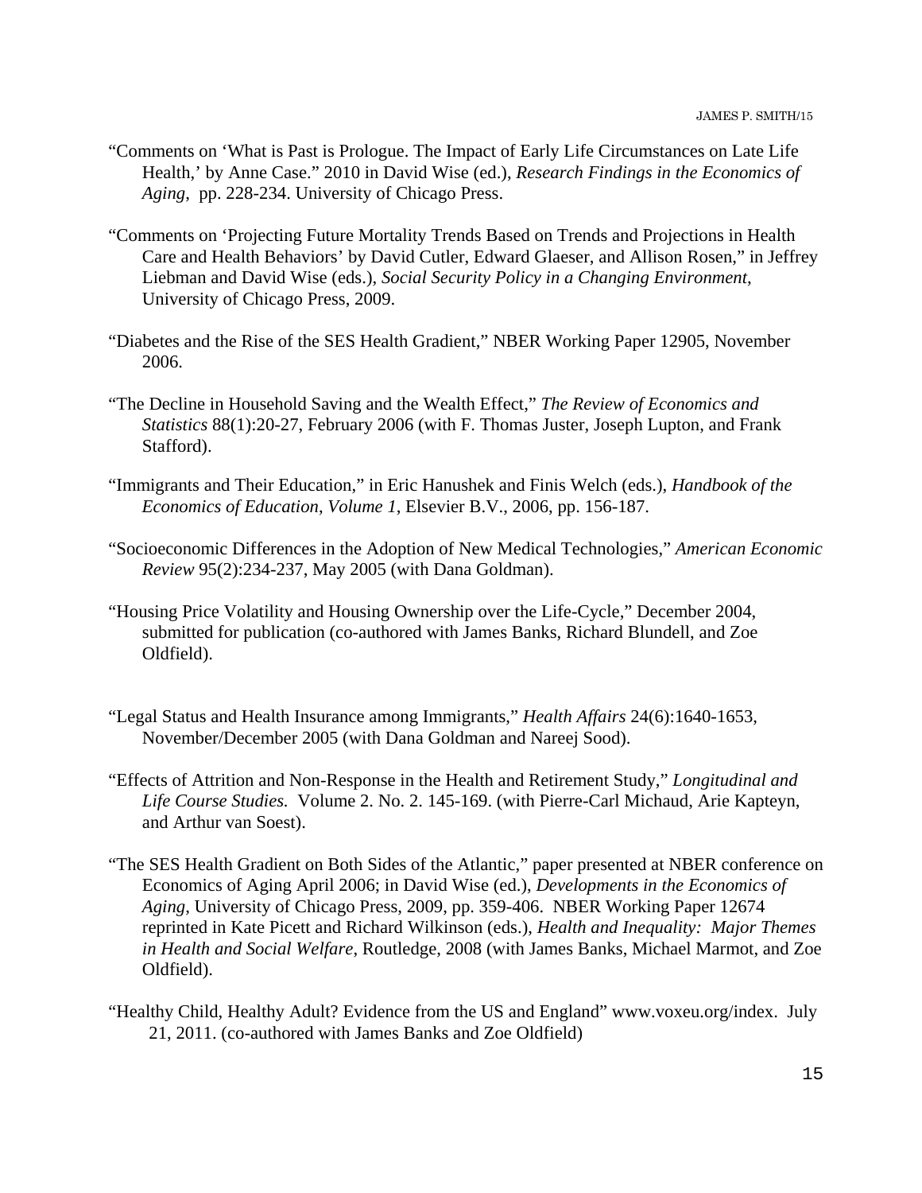“Comments on ‘What is Past is Prologue. The Impact of Early Life Circumstances on Late Life Health,’ by Anne Case.” 2010 in David Wise (ed.), *Research Findings in the Economics of Aging*, pp. 228-234. University of Chicago Press.

“Comments on ‘Projecting Future Mortality Trends Based on Trends and Projections in Health Care and Health Behaviors’ by David Cutler, Edward Glaeser, and Allison Rosen,” in Jeffrey Liebman and David Wise (eds.), *Social Security Policy in a Changing Environment*, University of Chicago Press, 2009.

“Diabetes and the Rise of the SES Health Gradient,” NBER Working Paper 12905, November 2006.

“The Decline in Household Saving and the Wealth Effect,” *The Review of Economics and Statistics* 88(1):20-27, February 2006 (with F. Thomas Juster, Joseph Lupton, and Frank Stafford).

“Immigrants and Their Education,” in Eric Hanushek and Finis Welch (eds.), *Handbook of the Economics of Education, Volume 1*, Elsevier B.V., 2006, pp. 156-187.

“Socioeconomic Differences in the Adoption of New Medical Technologies,” *American Economic Review* 95(2):234-237, May 2005 (with Dana Goldman).

“Housing Price Volatility and Housing Ownership over the Life-Cycle,” December 2004, submitted for publication (co-authored with James Banks, Richard Blundell, and Zoe Oldfield).

“Legal Status and Health Insurance among Immigrants,” *Health Affairs* 24(6):1640-1653, November/December 2005 (with Dana Goldman and Nareej Sood).

“Effects of Attrition and Non-Response in the Health and Retirement Study,” *Longitudinal and Life Course Studies.* Volume 2. No. 2. 145-169. (with Pierre-Carl Michaud, Arie Kapteyn, and Arthur van Soest).

“The SES Health Gradient on Both Sides of the Atlantic,” paper presented at NBER conference on Economics of Aging April 2006; in David Wise (ed.), *Developments in the Economics of Aging*, University of Chicago Press, 2009, pp. 359-406. NBER Working Paper 12674 reprinted in Kate Picett and Richard Wilkinson (eds.), *Health and Inequality: Major Themes in Health and Social Welfare*, Routledge, 2008 (with James Banks, Michael Marmot, and Zoe Oldfield).

“Healthy Child, Healthy Adult? Evidence from the US and England” www.voxeu.org/index. July 21, 2011. (co-authored with James Banks and Zoe Oldfield)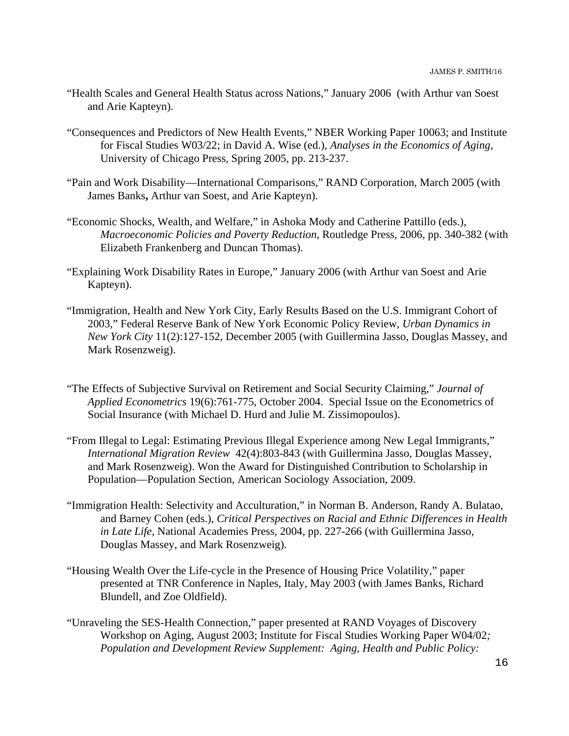"Health Scales and General Health Status across Nations," January 2006 (with Arthur van Soest and Arie Kapteyn).

"Consequences and Predictors of New Health Events," NBER Working Paper 10063; and Institute for Fiscal Studies W03/22; in David A. Wise (ed.), *Analyses in the Economics of Aging*, University of Chicago Press, Spring 2005, pp. 213-237.

"Pain and Work Disability—International Comparisons," RAND Corporation, March 2005 (with James Banks**,** Arthur van Soest, and Arie Kapteyn).

"Economic Shocks, Wealth, and Welfare," in Ashoka Mody and Catherine Pattillo (eds.), *Macroeconomic Policies and Poverty Reduction*, Routledge Press, 2006, pp. 340-382 (with Elizabeth Frankenberg and Duncan Thomas).

"Explaining Work Disability Rates in Europe," January 2006 (with Arthur van Soest and Arie Kapteyn).

"Immigration, Health and New York City, Early Results Based on the U.S. Immigrant Cohort of 2003," Federal Reserve Bank of New York Economic Policy Review, *Urban Dynamics in New York City* 11(2):127-152, December 2005 (with Guillermina Jasso, Douglas Massey, and Mark Rosenzweig).

"The Effects of Subjective Survival on Retirement and Social Security Claiming," *Journal of Applied Econometrics* 19(6):761-775, October 2004. Special Issue on the Econometrics of Social Insurance (with Michael D. Hurd and Julie M. Zissimopoulos).

"From Illegal to Legal: Estimating Previous Illegal Experience among New Legal Immigrants," *International Migration Review* 42(4):803-843 (with Guillermina Jasso, Douglas Massey, and Mark Rosenzweig). Won the Award for Distinguished Contribution to Scholarship in Population—Population Section, American Sociology Association, 2009.

"Immigration Health: Selectivity and Acculturation," in Norman B. Anderson, Randy A. Bulatao, and Barney Cohen (eds.), *Critical Perspectives on Racial and Ethnic Differences in Health in Late Life*, National Academies Press, 2004, pp. 227-266 (with Guillermina Jasso, Douglas Massey, and Mark Rosenzweig).

"Housing Wealth Over the Life-cycle in the Presence of Housing Price Volatility," paper presented at TNR Conference in Naples, Italy, May 2003 (with James Banks, Richard Blundell, and Zoe Oldfield).

"Unraveling the SES-Health Connection," paper presented at RAND Voyages of Discovery Workshop on Aging, August 2003; Institute for Fiscal Studies Working Paper W04/02*; Population and Development Review Supplement: Aging, Health and Public Policy:*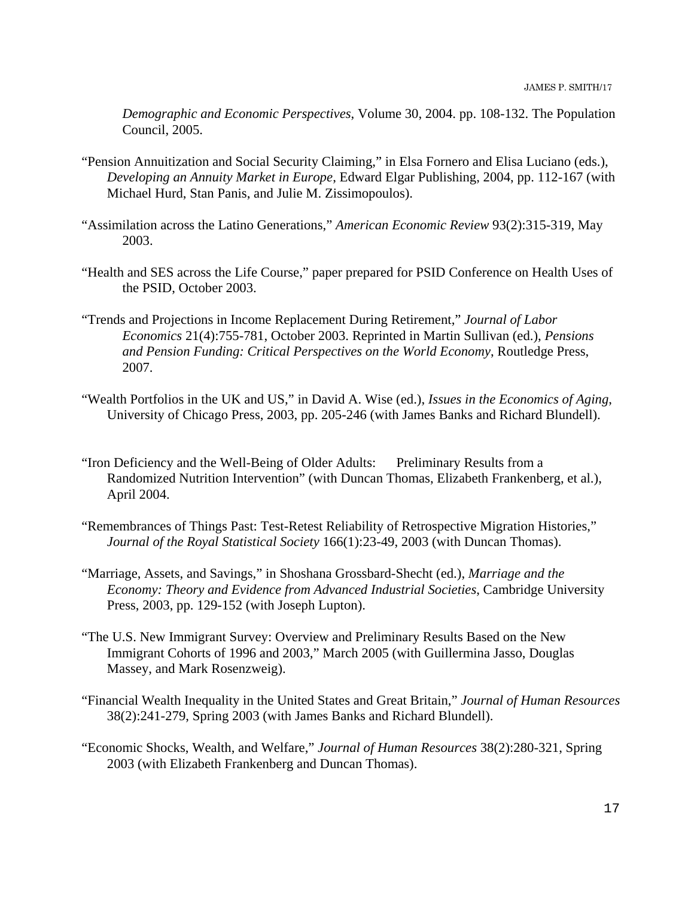*Demographic and Economic Perspectives*, Volume 30, 2004. pp. 108-132. The Population Council, 2005.

"Pension Annuitization and Social Security Claiming," in Elsa Fornero and Elisa Luciano (eds.), *Developing an Annuity Market in Europe*, Edward Elgar Publishing, 2004, pp. 112-167 (with Michael Hurd, Stan Panis, and Julie M. Zissimopoulos).

"Assimilation across the Latino Generations," *American Economic Review* 93(2):315-319, May 2003.

"Health and SES across the Life Course," paper prepared for PSID Conference on Health Uses of the PSID, October 2003.

"Trends and Projections in Income Replacement During Retirement," *Journal of Labor Economics* 21(4):755-781, October 2003. Reprinted in Martin Sullivan (ed.), *Pensions and Pension Funding: Critical Perspectives on the World Economy*, Routledge Press, 2007.

"Wealth Portfolios in the UK and US," in David A. Wise (ed.), *Issues in the Economics of Aging*, University of Chicago Press, 2003, pp. 205-246 (with James Banks and Richard Blundell).

"Iron Deficiency and the Well-Being of Older Adults: Preliminary Results from a Randomized Nutrition Intervention" (with Duncan Thomas, Elizabeth Frankenberg, et al.), April 2004.

"Remembrances of Things Past: Test-Retest Reliability of Retrospective Migration Histories," *Journal of the Royal Statistical Society* 166(1):23-49, 2003 (with Duncan Thomas).

"Marriage, Assets, and Savings," in Shoshana Grossbard-Shecht (ed.), *Marriage and the Economy: Theory and Evidence from Advanced Industrial Societies*, Cambridge University Press, 2003, pp. 129-152 (with Joseph Lupton).

"The U.S. New Immigrant Survey: Overview and Preliminary Results Based on the New Immigrant Cohorts of 1996 and 2003," March 2005 (with Guillermina Jasso, Douglas Massey, and Mark Rosenzweig).

"Financial Wealth Inequality in the United States and Great Britain," *Journal of Human Resources* 38(2):241-279, Spring 2003 (with James Banks and Richard Blundell).

"Economic Shocks, Wealth, and Welfare," *Journal of Human Resources* 38(2):280-321, Spring 2003 (with Elizabeth Frankenberg and Duncan Thomas).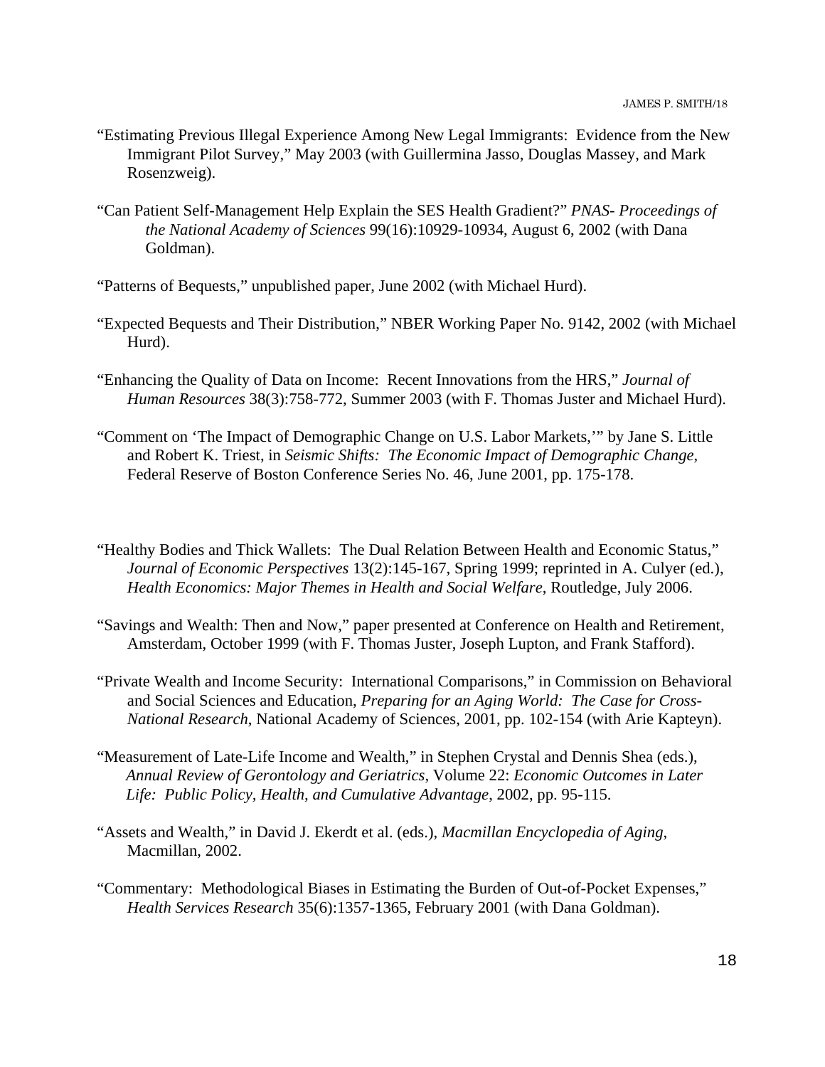"Estimating Previous Illegal Experience Among New Legal Immigrants: Evidence from the New Immigrant Pilot Survey," May 2003 (with Guillermina Jasso, Douglas Massey, and Mark Rosenzweig).

"Can Patient Self-Management Help Explain the SES Health Gradient?" *PNAS- Proceedings of the National Academy of Sciences* 99(16):10929-10934, August 6, 2002 (with Dana Goldman).

"Patterns of Bequests," unpublished paper, June 2002 (with Michael Hurd).

"Expected Bequests and Their Distribution," NBER Working Paper No. 9142, 2002 (with Michael Hurd).

"Enhancing the Quality of Data on Income: Recent Innovations from the HRS," *Journal of Human Resources* 38(3):758-772, Summer 2003 (with F. Thomas Juster and Michael Hurd).

"Comment on 'The Impact of Demographic Change on U.S. Labor Markets,'" by Jane S. Little and Robert K. Triest, in *Seismic Shifts: The Economic Impact of Demographic Change*, Federal Reserve of Boston Conference Series No. 46, June 2001, pp. 175-178.

"Healthy Bodies and Thick Wallets: The Dual Relation Between Health and Economic Status," *Journal of Economic Perspectives* 13(2):145-167, Spring 1999; reprinted in A. Culyer (ed.), *Health Economics: Major Themes in Health and Social Welfare*, Routledge, July 2006.

"Savings and Wealth: Then and Now," paper presented at Conference on Health and Retirement, Amsterdam, October 1999 (with F. Thomas Juster, Joseph Lupton, and Frank Stafford).

"Private Wealth and Income Security: International Comparisons," in Commission on Behavioral and Social Sciences and Education, *Preparing for an Aging World: The Case for Cross-National Research*, National Academy of Sciences, 2001, pp. 102-154 (with Arie Kapteyn).

"Measurement of Late-Life Income and Wealth," in Stephen Crystal and Dennis Shea (eds.), *Annual Review of Gerontology and Geriatrics*, Volume 22: *Economic Outcomes in Later Life: Public Policy, Health, and Cumulative Advantage*, 2002, pp. 95-115.

"Assets and Wealth," in David J. Ekerdt et al. (eds.), *Macmillan Encyclopedia of Aging*, Macmillan, 2002.

"Commentary: Methodological Biases in Estimating the Burden of Out-of-Pocket Expenses," *Health Services Research* 35(6):1357-1365, February 2001 (with Dana Goldman).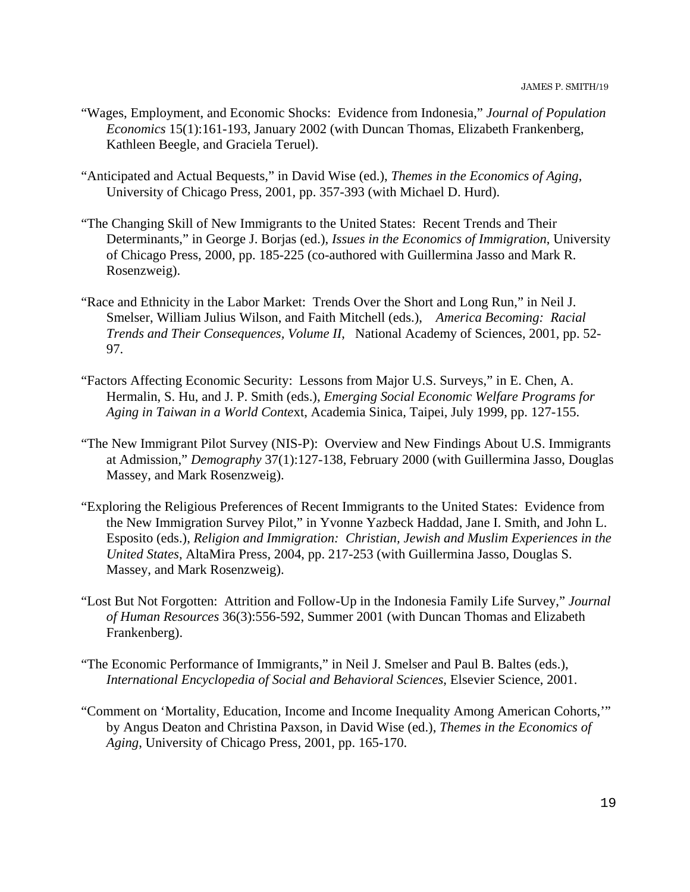"Wages, Employment, and Economic Shocks: Evidence from Indonesia," *Journal of Population Economics* 15(1):161-193, January 2002 (with Duncan Thomas, Elizabeth Frankenberg, Kathleen Beegle, and Graciela Teruel).

"Anticipated and Actual Bequests," in David Wise (ed.), *Themes in the Economics of Aging*, University of Chicago Press, 2001, pp. 357-393 (with Michael D. Hurd).

"The Changing Skill of New Immigrants to the United States: Recent Trends and Their Determinants," in George J. Borjas (ed.), *Issues in the Economics of Immigration*, University of Chicago Press, 2000, pp. 185-225 (co-authored with Guillermina Jasso and Mark R. Rosenzweig).

"Race and Ethnicity in the Labor Market: Trends Over the Short and Long Run," in Neil J. Smelser, William Julius Wilson, and Faith Mitchell (eds.), *America Becoming: Racial Trends and Their Consequences, Volume II*, National Academy of Sciences, 2001, pp. 52-97.

"Factors Affecting Economic Security: Lessons from Major U.S. Surveys," in E. Chen, A. Hermalin, S. Hu, and J. P. Smith (eds.), *Emerging Social Economic Welfare Programs for Aging in Taiwan in a World Context*, Academia Sinica, Taipei, July 1999, pp. 127-155.

"The New Immigrant Pilot Survey (NIS-P): Overview and New Findings About U.S. Immigrants at Admission," *Demography* 37(1):127-138, February 2000 (with Guillermina Jasso, Douglas Massey, and Mark Rosenzweig).

"Exploring the Religious Preferences of Recent Immigrants to the United States: Evidence from the New Immigration Survey Pilot," in Yvonne Yazbeck Haddad, Jane I. Smith, and John L. Esposito (eds.), *Religion and Immigration: Christian, Jewish and Muslim Experiences in the United States*, AltaMira Press, 2004, pp. 217-253 (with Guillermina Jasso, Douglas S. Massey, and Mark Rosenzweig).

"Lost But Not Forgotten: Attrition and Follow-Up in the Indonesia Family Life Survey," *Journal of Human Resources* 36(3):556-592, Summer 2001 (with Duncan Thomas and Elizabeth Frankenberg).

"The Economic Performance of Immigrants," in Neil J. Smelser and Paul B. Baltes (eds.), *International Encyclopedia of Social and Behavioral Sciences*, Elsevier Science, 2001.

"Comment on 'Mortality, Education, Income and Income Inequality Among American Cohorts,'" by Angus Deaton and Christina Paxson, in David Wise (ed.), *Themes in the Economics of Aging*, University of Chicago Press, 2001, pp. 165-170.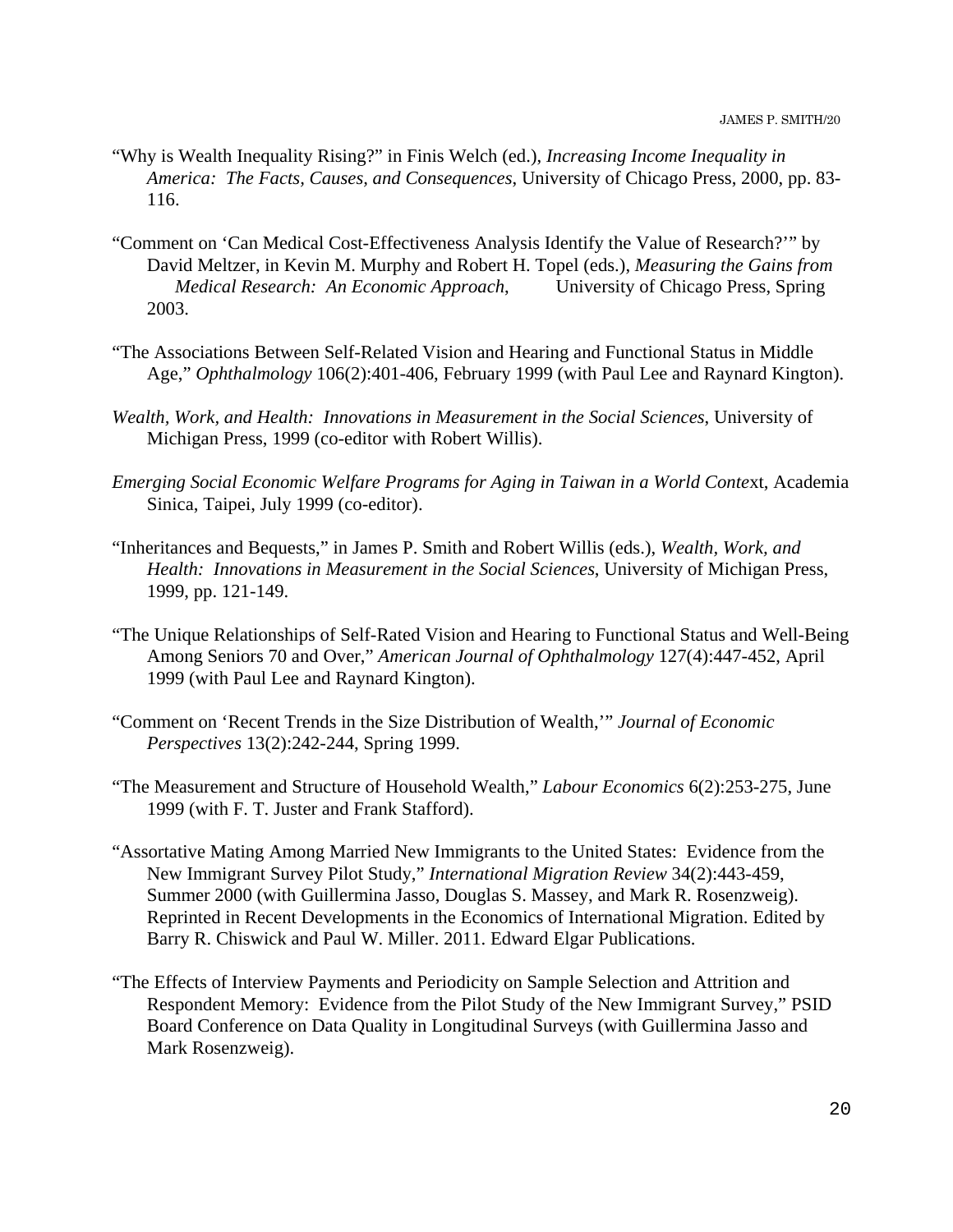"Why is Wealth Inequality Rising?" in Finis Welch (ed.), *Increasing Income Inequality in America: The Facts, Causes, and Consequences*, University of Chicago Press, 2000, pp. 83-116.

"Comment on 'Can Medical Cost-Effectiveness Analysis Identify the Value of Research?'" by David Meltzer, in Kevin M. Murphy and Robert H. Topel (eds.), *Measuring the Gains from Medical Research: An Economic Approach*, University of Chicago Press, Spring 2003.

"The Associations Between Self-Related Vision and Hearing and Functional Status in Middle Age," *Ophthalmology* 106(2):401-406, February 1999 (with Paul Lee and Raynard Kington).

*Wealth, Work, and Health: Innovations in Measurement in the Social Sciences*, University of Michigan Press, 1999 (co-editor with Robert Willis).

*Emerging Social Economic Welfare Programs for Aging in Taiwan in a World Conte*xt, Academia Sinica, Taipei, July 1999 (co-editor).

"Inheritances and Bequests," in James P. Smith and Robert Willis (eds.), *Wealth, Work, and Health: Innovations in Measurement in the Social Sciences*, University of Michigan Press, 1999, pp. 121-149.

"The Unique Relationships of Self-Rated Vision and Hearing to Functional Status and Well-Being Among Seniors 70 and Over," *American Journal of Ophthalmology* 127(4):447-452, April 1999 (with Paul Lee and Raynard Kington).

"Comment on 'Recent Trends in the Size Distribution of Wealth,'" *Journal of Economic Perspectives* 13(2):242-244, Spring 1999.

"The Measurement and Structure of Household Wealth," *Labour Economics* 6(2):253-275, June 1999 (with F. T. Juster and Frank Stafford).

"Assortative Mating Among Married New Immigrants to the United States: Evidence from the New Immigrant Survey Pilot Study," *International Migration Review* 34(2):443-459, Summer 2000 (with Guillermina Jasso, Douglas S. Massey, and Mark R. Rosenzweig). Reprinted in Recent Developments in the Economics of International Migration. Edited by Barry R. Chiswick and Paul W. Miller. 2011. Edward Elgar Publications.

"The Effects of Interview Payments and Periodicity on Sample Selection and Attrition and Respondent Memory: Evidence from the Pilot Study of the New Immigrant Survey," PSID Board Conference on Data Quality in Longitudinal Surveys (with Guillermina Jasso and Mark Rosenzweig).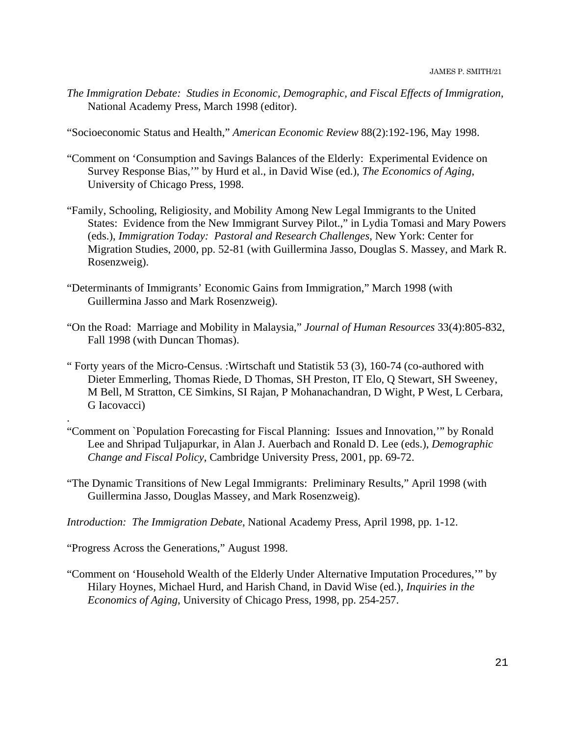*The Immigration Debate: Studies in Economic, Demographic, and Fiscal Effects of Immigration*, National Academy Press, March 1998 (editor).

"Socioeconomic Status and Health," *American Economic Review* 88(2):192-196, May 1998.

"Comment on 'Consumption and Savings Balances of the Elderly: Experimental Evidence on Survey Response Bias,'" by Hurd et al., in David Wise (ed.), *The Economics of Aging*, University of Chicago Press, 1998.

"Family, Schooling, Religiosity, and Mobility Among New Legal Immigrants to the United States: Evidence from the New Immigrant Survey Pilot.," in Lydia Tomasi and Mary Powers (eds.), *Immigration Today: Pastoral and Research Challenges*, New York: Center for Migration Studies, 2000, pp. 52-81 (with Guillermina Jasso, Douglas S. Massey, and Mark R. Rosenzweig).

"Determinants of Immigrants' Economic Gains from Immigration," March 1998 (with Guillermina Jasso and Mark Rosenzweig).

"On the Road: Marriage and Mobility in Malaysia," *Journal of Human Resources* 33(4):805-832, Fall 1998 (with Duncan Thomas).

" Forty years of the Micro-Census. :Wirtschaft und Statistik 53 (3), 160-74 (co-authored with Dieter Emmerling, Thomas Riede, D Thomas, SH Preston, IT Elo, Q Stewart, SH Sweeney, M Bell, M Stratton, CE Simkins, SI Rajan, P Mohanachandran, D Wight, P West, L Cerbara, G Iacovacci)

.

"Comment on `Population Forecasting for Fiscal Planning: Issues and Innovation,'" by Ronald Lee and Shripad Tuljapurkar, in Alan J. Auerbach and Ronald D. Lee (eds.), *Demographic Change and Fiscal Policy*, Cambridge University Press, 2001, pp. 69-72.

"The Dynamic Transitions of New Legal Immigrants: Preliminary Results," April 1998 (with Guillermina Jasso, Douglas Massey, and Mark Rosenzweig).

*Introduction: The Immigration Debate*, National Academy Press, April 1998, pp. 1-12.

"Progress Across the Generations," August 1998.

"Comment on 'Household Wealth of the Elderly Under Alternative Imputation Procedures,'" by Hilary Hoynes, Michael Hurd, and Harish Chand, in David Wise (ed.), *Inquiries in the Economics of Aging*, University of Chicago Press, 1998, pp. 254-257.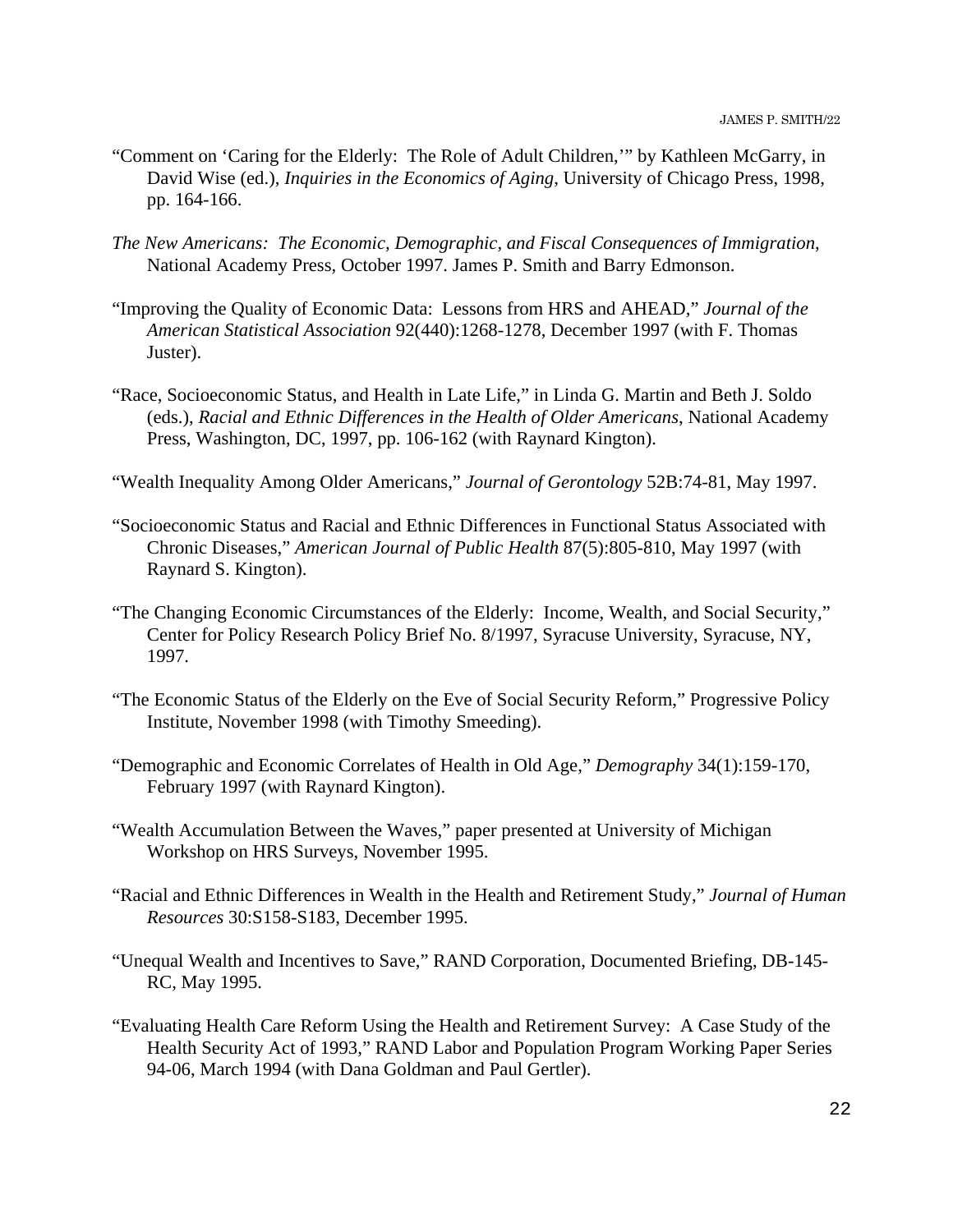"Comment on 'Caring for the Elderly: The Role of Adult Children,'" by Kathleen McGarry, in David Wise (ed.), *Inquiries in the Economics of Aging*, University of Chicago Press, 1998, pp. 164-166.

*The New Americans: The Economic, Demographic, and Fiscal Consequences of Immigration*, National Academy Press, October 1997. James P. Smith and Barry Edmonson.

"Improving the Quality of Economic Data: Lessons from HRS and AHEAD," *Journal of the American Statistical Association* 92(440):1268-1278, December 1997 (with F. Thomas Juster).

"Race, Socioeconomic Status, and Health in Late Life," in Linda G. Martin and Beth J. Soldo (eds.), *Racial and Ethnic Differences in the Health of Older Americans*, National Academy Press, Washington, DC, 1997, pp. 106-162 (with Raynard Kington).

"Wealth Inequality Among Older Americans," *Journal of Gerontology* 52B:74-81, May 1997.

"Socioeconomic Status and Racial and Ethnic Differences in Functional Status Associated with Chronic Diseases," *American Journal of Public Health* 87(5):805-810, May 1997 (with Raynard S. Kington).

"The Changing Economic Circumstances of the Elderly: Income, Wealth, and Social Security," Center for Policy Research Policy Brief No. 8/1997, Syracuse University, Syracuse, NY, 1997.

"The Economic Status of the Elderly on the Eve of Social Security Reform," Progressive Policy Institute, November 1998 (with Timothy Smeeding).

"Demographic and Economic Correlates of Health in Old Age," *Demography* 34(1):159-170, February 1997 (with Raynard Kington).

"Wealth Accumulation Between the Waves," paper presented at University of Michigan Workshop on HRS Surveys, November 1995.

"Racial and Ethnic Differences in Wealth in the Health and Retirement Study," *Journal of Human Resources* 30:S158-S183, December 1995.

"Unequal Wealth and Incentives to Save," RAND Corporation, Documented Briefing, DB-145-RC, May 1995.

"Evaluating Health Care Reform Using the Health and Retirement Survey: A Case Study of the Health Security Act of 1993," RAND Labor and Population Program Working Paper Series 94-06, March 1994 (with Dana Goldman and Paul Gertler).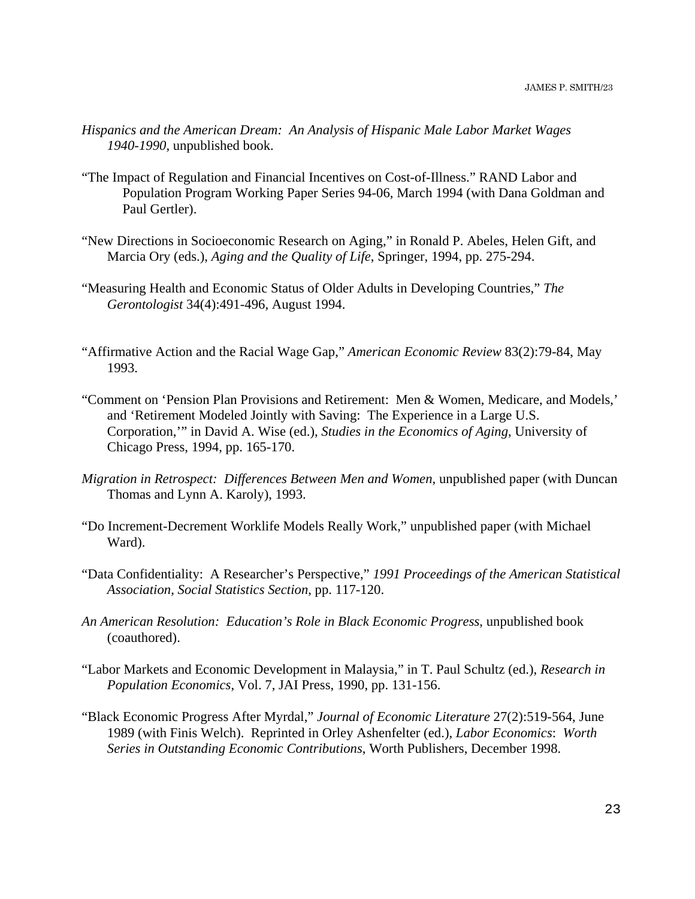*Hispanics and the American Dream: An Analysis of Hispanic Male Labor Market Wages 1940-1990*, unpublished book.

"The Impact of Regulation and Financial Incentives on Cost-of-Illness." RAND Labor and Population Program Working Paper Series 94-06, March 1994 (with Dana Goldman and Paul Gertler).

"New Directions in Socioeconomic Research on Aging," in Ronald P. Abeles, Helen Gift, and Marcia Ory (eds.), *Aging and the Quality of Life*, Springer, 1994, pp. 275-294.

"Measuring Health and Economic Status of Older Adults in Developing Countries," *The Gerontologist* 34(4):491-496, August 1994.

"Affirmative Action and the Racial Wage Gap," *American Economic Review* 83(2):79-84, May 1993.

"Comment on 'Pension Plan Provisions and Retirement: Men & Women, Medicare, and Models,' and 'Retirement Modeled Jointly with Saving: The Experience in a Large U.S. Corporation,'" in David A. Wise (ed.), *Studies in the Economics of Aging*, University of Chicago Press, 1994, pp. 165-170.

*Migration in Retrospect: Differences Between Men and Women*, unpublished paper (with Duncan Thomas and Lynn A. Karoly), 1993.

"Do Increment-Decrement Worklife Models Really Work," unpublished paper (with Michael Ward).

"Data Confidentiality: A Researcher's Perspective," *1991 Proceedings of the American Statistical Association, Social Statistics Section*, pp. 117-120.

*An American Resolution: Education's Role in Black Economic Progress*, unpublished book (coauthored).

"Labor Markets and Economic Development in Malaysia," in T. Paul Schultz (ed.), *Research in Population Economics*, Vol. 7, JAI Press, 1990, pp. 131-156.

"Black Economic Progress After Myrdal," *Journal of Economic Literature* 27(2):519-564, June 1989 (with Finis Welch). Reprinted in Orley Ashenfelter (ed.), *Labor Economics*: *Worth Series in Outstanding Economic Contributions*, Worth Publishers, December 1998.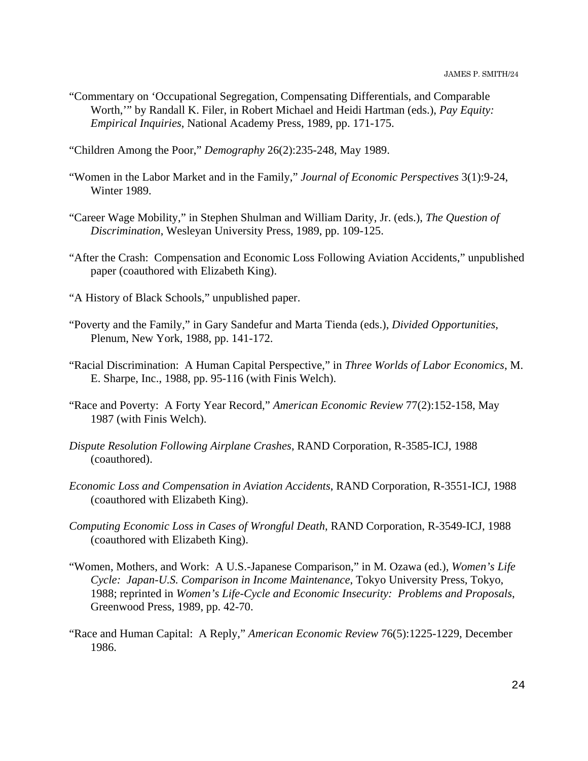"Commentary on 'Occupational Segregation, Compensating Differentials, and Comparable Worth,'" by Randall K. Filer, in Robert Michael and Heidi Hartman (eds.), *Pay Equity: Empirical Inquiries*, National Academy Press, 1989, pp. 171-175.

"Children Among the Poor," *Demography* 26(2):235-248, May 1989.

"Women in the Labor Market and in the Family," *Journal of Economic Perspectives* 3(1):9-24, Winter 1989.

"Career Wage Mobility," in Stephen Shulman and William Darity, Jr. (eds.), *The Question of Discrimination*, Wesleyan University Press, 1989, pp. 109-125.

"After the Crash: Compensation and Economic Loss Following Aviation Accidents," unpublished paper (coauthored with Elizabeth King).

"A History of Black Schools," unpublished paper.

"Poverty and the Family," in Gary Sandefur and Marta Tienda (eds.), *Divided Opportunities*, Plenum, New York, 1988, pp. 141-172.

"Racial Discrimination: A Human Capital Perspective," in *Three Worlds of Labor Economics*, M. E. Sharpe, Inc., 1988, pp. 95-116 (with Finis Welch).

"Race and Poverty: A Forty Year Record," *American Economic Review* 77(2):152-158, May 1987 (with Finis Welch).

*Dispute Resolution Following Airplane Crashes*, RAND Corporation, R-3585-ICJ, 1988 (coauthored).

*Economic Loss and Compensation in Aviation Accidents*, RAND Corporation, R-3551-ICJ, 1988 (coauthored with Elizabeth King).

*Computing Economic Loss in Cases of Wrongful Death*, RAND Corporation, R-3549-ICJ, 1988 (coauthored with Elizabeth King).

"Women, Mothers, and Work: A U.S.-Japanese Comparison," in M. Ozawa (ed.), *Women's Life Cycle: Japan-U.S. Comparison in Income Maintenance*, Tokyo University Press, Tokyo, 1988; reprinted in *Women's Life-Cycle and Economic Insecurity: Problems and Proposals*, Greenwood Press, 1989, pp. 42-70.

"Race and Human Capital: A Reply," *American Economic Review* 76(5):1225-1229, December 1986.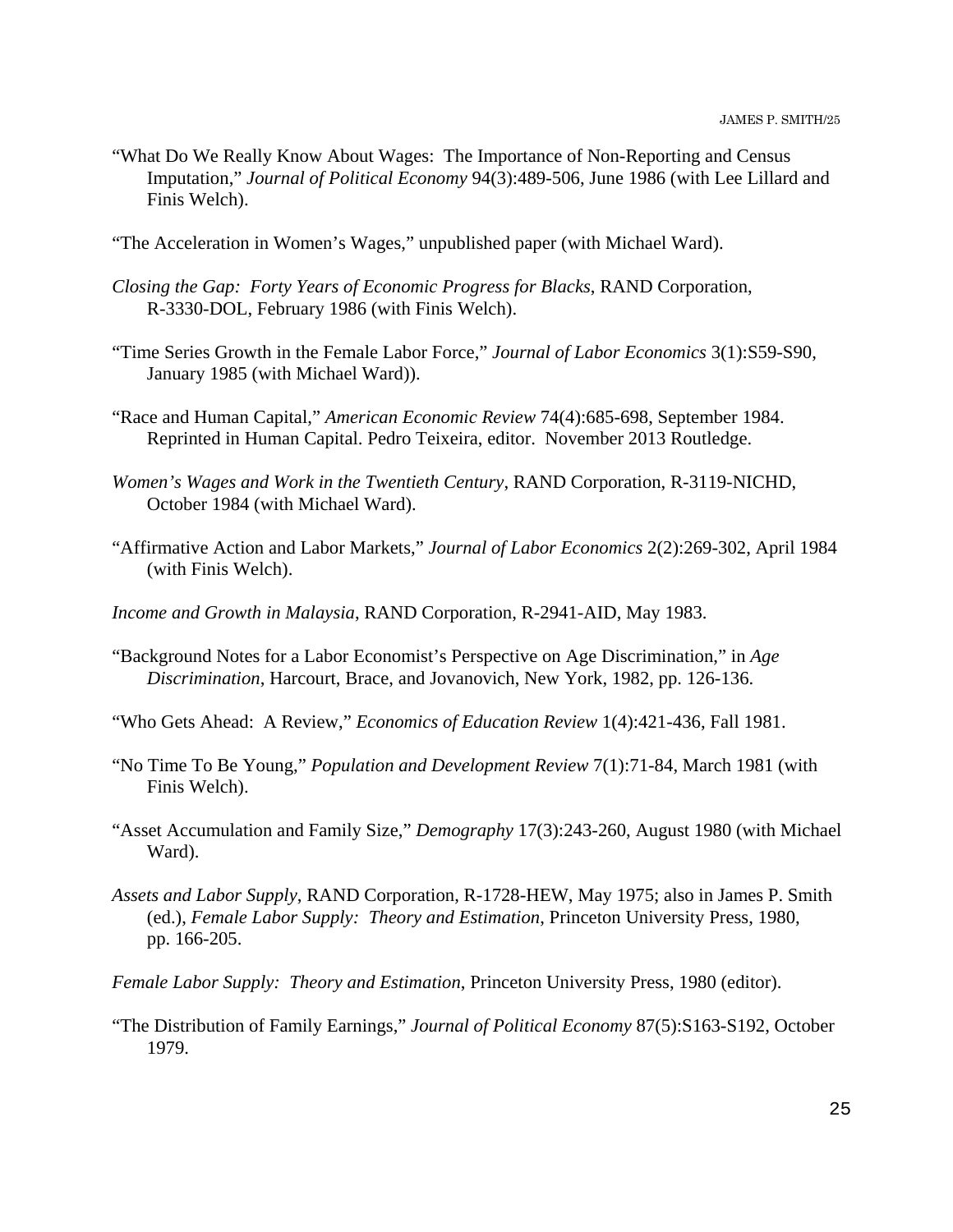"What Do We Really Know About Wages: The Importance of Non-Reporting and Census Imputation," *Journal of Political Economy* 94(3):489-506, June 1986 (with Lee Lillard and Finis Welch).

"The Acceleration in Women's Wages," unpublished paper (with Michael Ward).

*Closing the Gap: Forty Years of Economic Progress for Blacks*, RAND Corporation, R-3330-DOL, February 1986 (with Finis Welch).

"Time Series Growth in the Female Labor Force," *Journal of Labor Economics* 3(1):S59-S90, January 1985 (with Michael Ward)).

"Race and Human Capital," *American Economic Review* 74(4):685-698, September 1984. Reprinted in Human Capital. Pedro Teixeira, editor. November 2013 Routledge.

*Women's Wages and Work in the Twentieth Century*, RAND Corporation, R-3119-NICHD, October 1984 (with Michael Ward).

"Affirmative Action and Labor Markets," *Journal of Labor Economics* 2(2):269-302, April 1984 (with Finis Welch).

*Income and Growth in Malaysia*, RAND Corporation, R-2941-AID, May 1983.

"Background Notes for a Labor Economist's Perspective on Age Discrimination," in *Age Discrimination*, Harcourt, Brace, and Jovanovich, New York, 1982, pp. 126-136.

"Who Gets Ahead: A Review," *Economics of Education Review* 1(4):421-436, Fall 1981.

"No Time To Be Young," *Population and Development Review* 7(1):71-84, March 1981 (with Finis Welch).

"Asset Accumulation and Family Size," *Demography* 17(3):243-260, August 1980 (with Michael Ward).

*Assets and Labor Supply*, RAND Corporation, R-1728-HEW, May 1975; also in James P. Smith (ed.), *Female Labor Supply: Theory and Estimation*, Princeton University Press, 1980, pp. 166-205.

*Female Labor Supply: Theory and Estimation*, Princeton University Press, 1980 (editor).

"The Distribution of Family Earnings," *Journal of Political Economy* 87(5):S163-S192, October 1979.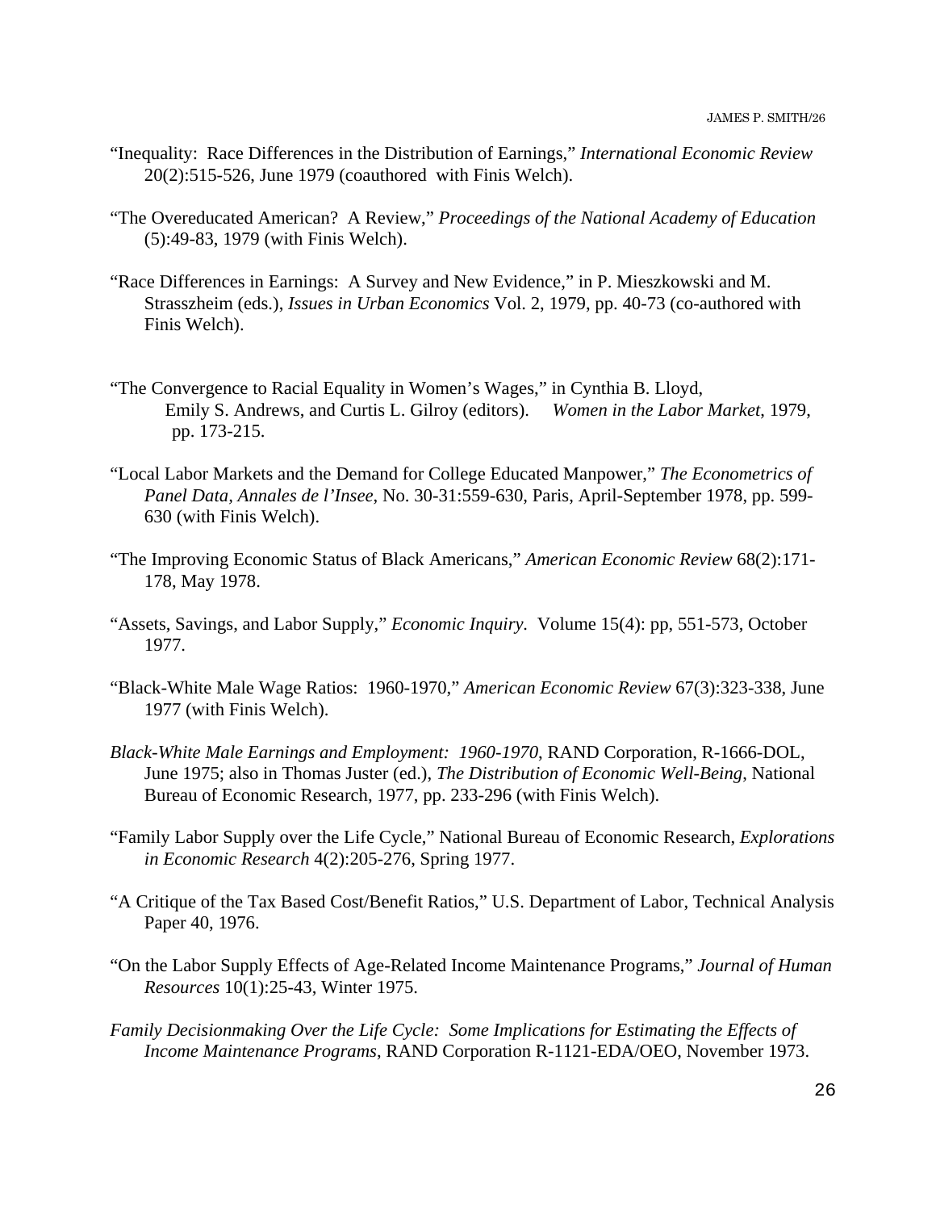"Inequality: Race Differences in the Distribution of Earnings," *International Economic Review* 20(2):515-526, June 1979 (coauthored with Finis Welch).

"The Overeducated American? A Review," *Proceedings of the National Academy of Education* (5):49-83, 1979 (with Finis Welch).

"Race Differences in Earnings: A Survey and New Evidence," in P. Mieszkowski and M. Strasszheim (eds.), *Issues in Urban Economics* Vol. 2, 1979, pp. 40-73 (co-authored with Finis Welch).

"The Convergence to Racial Equality in Women's Wages," in Cynthia B. Lloyd, Emily S. Andrews, and Curtis L. Gilroy (editors). *Women in the Labor Market*, 1979, pp. 173-215.

"Local Labor Markets and the Demand for College Educated Manpower," *The Econometrics of Panel Data, Annales de l'Insee*, No. 30-31:559-630, Paris, April-September 1978, pp. 599-630 (with Finis Welch).

"The Improving Economic Status of Black Americans," *American Economic Review* 68(2):171-178, May 1978.

"Assets, Savings, and Labor Supply," *Economic Inquiry.* Volume 15(4): pp, 551-573, October 1977.

"Black-White Male Wage Ratios: 1960-1970," *American Economic Review* 67(3):323-338, June 1977 (with Finis Welch).

*Black-White Male Earnings and Employment: 1960-1970*, RAND Corporation, R-1666-DOL, June 1975; also in Thomas Juster (ed.), *The Distribution of Economic Well-Being*, National Bureau of Economic Research, 1977, pp. 233-296 (with Finis Welch).

"Family Labor Supply over the Life Cycle," National Bureau of Economic Research, *Explorations in Economic Research* 4(2):205-276, Spring 1977.

"A Critique of the Tax Based Cost/Benefit Ratios," U.S. Department of Labor, Technical Analysis Paper 40, 1976.

"On the Labor Supply Effects of Age-Related Income Maintenance Programs," *Journal of Human Resources* 10(1):25-43, Winter 1975.

*Family Decisionmaking Over the Life Cycle: Some Implications for Estimating the Effects of Income Maintenance Programs*, RAND Corporation R-1121-EDA/OEO, November 1973.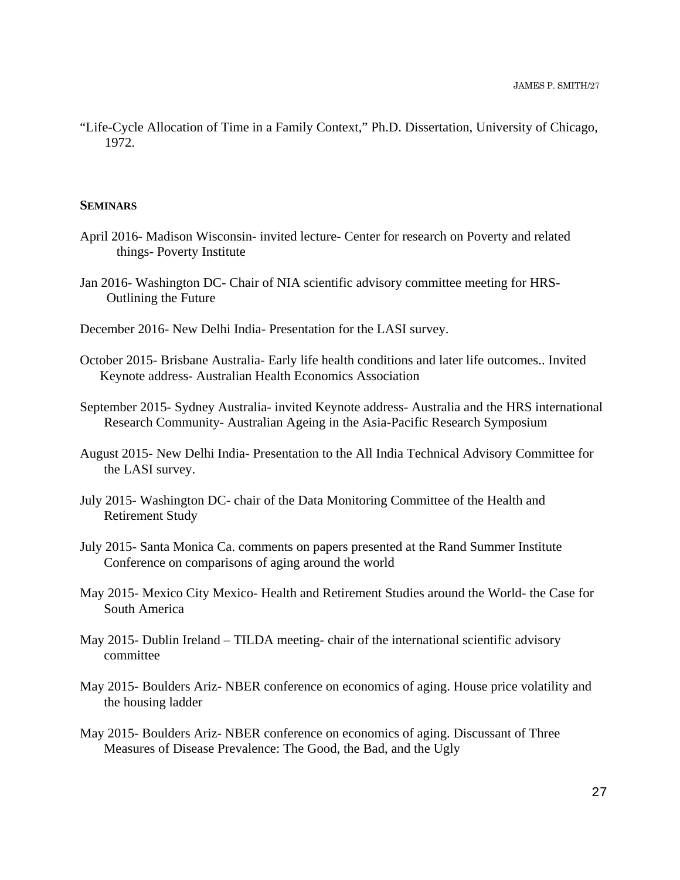“Life-Cycle Allocation of Time in a Family Context,” Ph.D. Dissertation, University of Chicago, 1972.

## SEMINARS

April 2016- Madison Wisconsin- invited lecture- Center for research on Poverty and related things- Poverty Institute

Jan 2016- Washington DC- Chair of NIA scientific advisory committee meeting for HRS- Outlining the Future

December 2016- New Delhi India- Presentation for the LASI survey.

October 2015- Brisbane Australia- Early life health conditions and later life outcomes.. Invited Keynote address- Australian Health Economics Association

September 2015- Sydney Australia- invited Keynote address- Australia and the HRS international Research Community- Australian Ageing in the Asia-Pacific Research Symposium

August 2015- New Delhi India- Presentation to the All India Technical Advisory Committee for the LASI survey.

July 2015- Washington DC- chair of the Data Monitoring Committee of the Health and Retirement Study

July 2015- Santa Monica Ca. comments on papers presented at the Rand Summer Institute Conference on comparisons of aging around the world

May 2015- Mexico City Mexico- Health and Retirement Studies around the World- the Case for South America

May 2015- Dublin Ireland – TILDA meeting- chair of the international scientific advisory committee

May 2015- Boulders Ariz- NBER conference on economics of aging. House price volatility and the housing ladder

May 2015- Boulders Ariz- NBER conference on economics of aging. Discussant of Three Measures of Disease Prevalence: The Good, the Bad, and the Ugly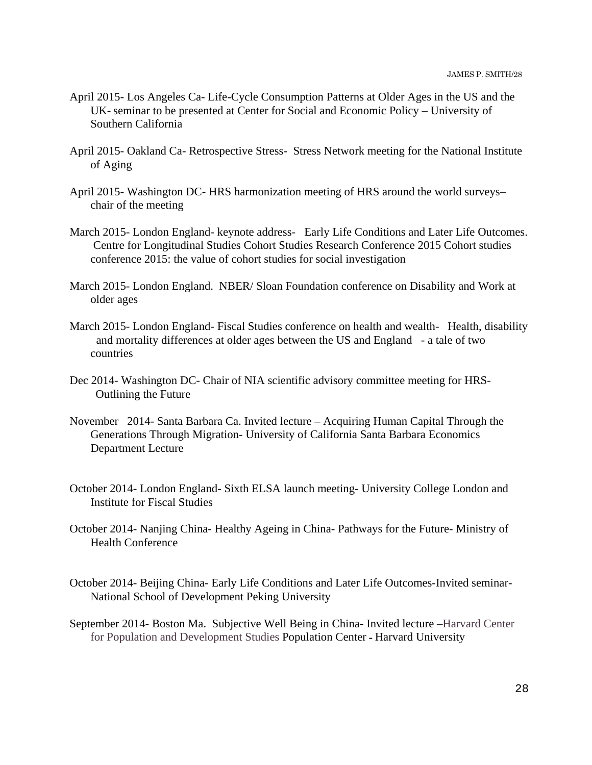April 2015- Los Angeles Ca- Life-Cycle Consumption Patterns at Older Ages in the US and the UK- seminar to be presented at Center for Social and Economic Policy – University of Southern California

April 2015- Oakland Ca- Retrospective Stress- Stress Network meeting for the National Institute of Aging

April 2015- Washington DC- HRS harmonization meeting of HRS around the world surveys– chair of the meeting

March 2015- London England- keynote address- Early Life Conditions and Later Life Outcomes. Centre for Longitudinal Studies Cohort Studies Research Conference 2015 Cohort studies conference 2015: the value of cohort studies for social investigation

March 2015- London England. NBER/ Sloan Foundation conference on Disability and Work at older ages

March 2015- London England- Fiscal Studies conference on health and wealth- Health, disability and mortality differences at older ages between the US and England - a tale of two countries

Dec 2014- Washington DC- Chair of NIA scientific advisory committee meeting for HRS- Outlining the Future

November 2014- Santa Barbara Ca. Invited lecture – Acquiring Human Capital Through the Generations Through Migration- University of California Santa Barbara Economics Department Lecture

October 2014- London England- Sixth ELSA launch meeting- University College London and Institute for Fiscal Studies

October 2014- Nanjing China- Healthy Ageing in China- Pathways for the Future- Ministry of Health Conference

October 2014- Beijing China- Early Life Conditions and Later Life Outcomes-Invited seminar- National School of Development Peking University

September 2014- Boston Ma. Subjective Well Being in China- Invited lecture –Harvard Center for Population and Development Studies Population Center - Harvard University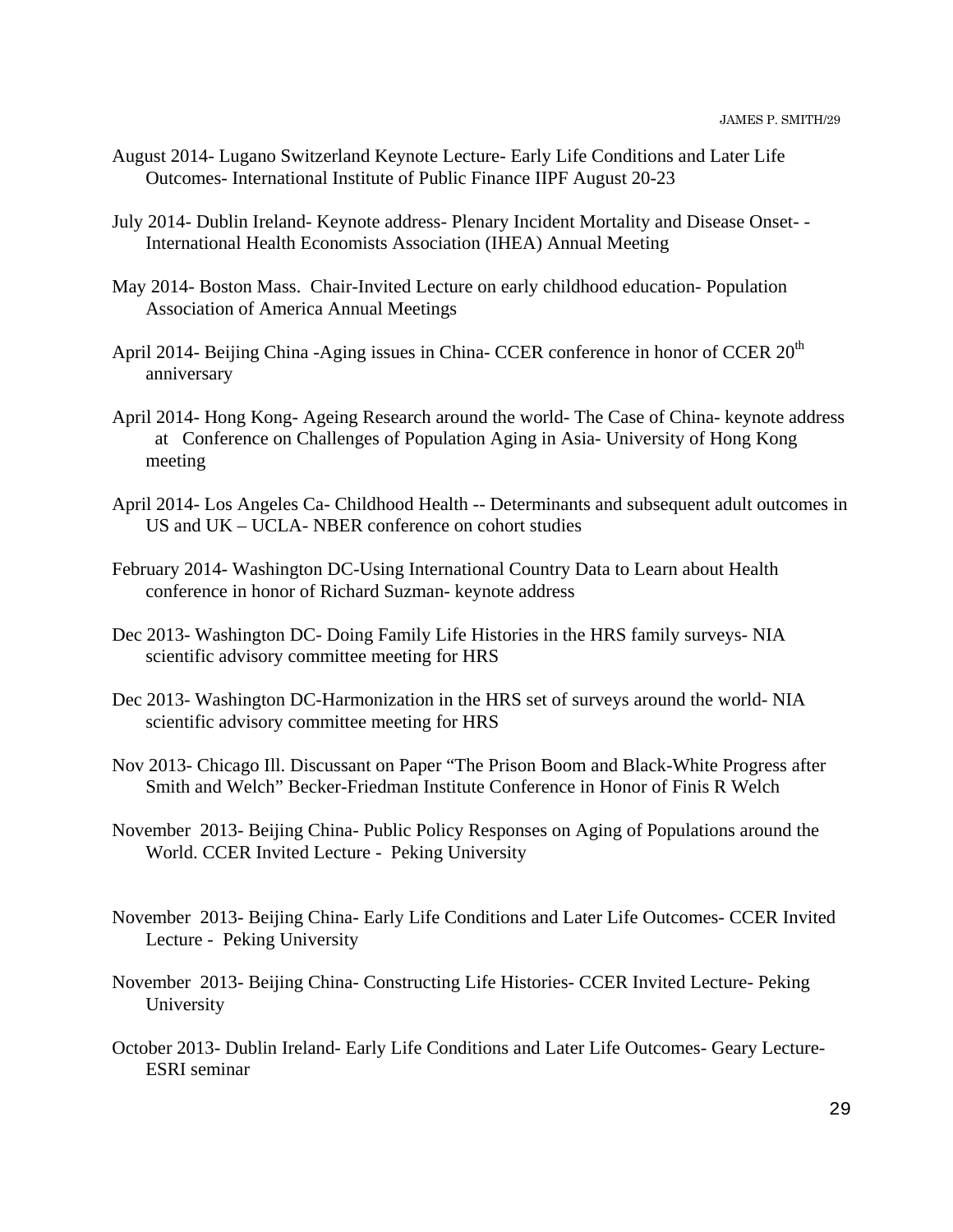August 2014- Lugano Switzerland Keynote Lecture- Early Life Conditions and Later Life Outcomes- International Institute of Public Finance IIPF August 20-23

July 2014- Dublin Ireland- Keynote address- Plenary Incident Mortality and Disease Onset- - International Health Economists Association (IHEA) Annual Meeting

May 2014- Boston Mass. Chair-Invited Lecture on early childhood education- Population Association of America Annual Meetings

April 2014- Beijing China -Aging issues in China- CCER conference in honor of CCER 20th anniversary

April 2014- Hong Kong- Ageing Research around the world- The Case of China- keynote address at Conference on Challenges of Population Aging in Asia- University of Hong Kong meeting

April 2014- Los Angeles Ca- Childhood Health -- Determinants and subsequent adult outcomes in US and UK – UCLA- NBER conference on cohort studies

February 2014- Washington DC-Using International Country Data to Learn about Health conference in honor of Richard Suzman- keynote address

Dec 2013- Washington DC- Doing Family Life Histories in the HRS family surveys- NIA scientific advisory committee meeting for HRS

Dec 2013- Washington DC-Harmonization in the HRS set of surveys around the world- NIA scientific advisory committee meeting for HRS

Nov 2013- Chicago Ill. Discussant on Paper "The Prison Boom and Black-White Progress after Smith and Welch" Becker-Friedman Institute Conference in Honor of Finis R Welch

November 2013- Beijing China- Public Policy Responses on Aging of Populations around the World. CCER Invited Lecture - Peking University

November 2013- Beijing China- Early Life Conditions and Later Life Outcomes- CCER Invited Lecture - Peking University

November 2013- Beijing China- Constructing Life Histories- CCER Invited Lecture- Peking University

October 2013- Dublin Ireland- Early Life Conditions and Later Life Outcomes- Geary Lecture- ESRI seminar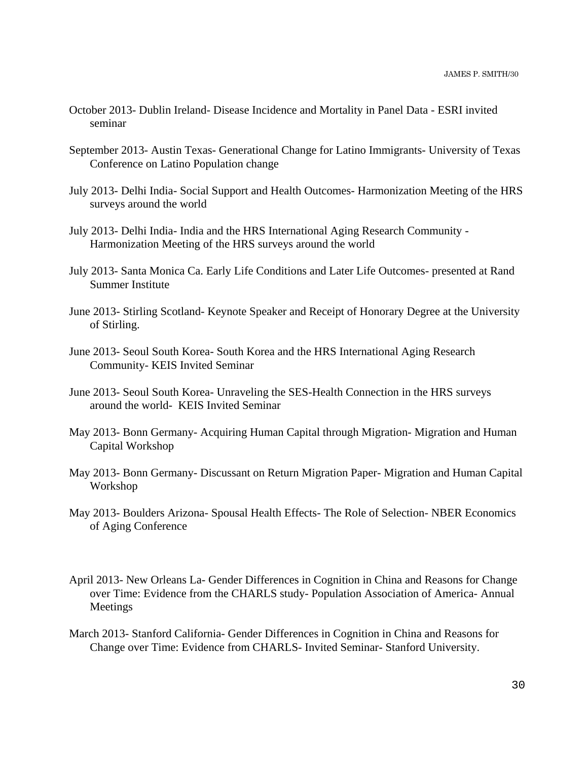October 2013- Dublin Ireland- Disease Incidence and Mortality in Panel Data - ESRI invited seminar

September 2013- Austin Texas- Generational Change for Latino Immigrants- University of Texas Conference on Latino Population change

July 2013- Delhi India- Social Support and Health Outcomes- Harmonization Meeting of the HRS surveys around the world

July 2013- Delhi India- India and the HRS International Aging Research Community - Harmonization Meeting of the HRS surveys around the world

July 2013- Santa Monica Ca. Early Life Conditions and Later Life Outcomes- presented at Rand Summer Institute

June 2013- Stirling Scotland- Keynote Speaker and Receipt of Honorary Degree at the University of Stirling.

June 2013- Seoul South Korea- South Korea and the HRS International Aging Research Community- KEIS Invited Seminar

June 2013- Seoul South Korea- Unraveling the SES-Health Connection in the HRS surveys around the world- KEIS Invited Seminar

May 2013- Bonn Germany- Acquiring Human Capital through Migration- Migration and Human Capital Workshop

May 2013- Bonn Germany- Discussant on Return Migration Paper- Migration and Human Capital Workshop

May 2013- Boulders Arizona- Spousal Health Effects- The Role of Selection- NBER Economics of Aging Conference

April 2013- New Orleans La- Gender Differences in Cognition in China and Reasons for Change over Time: Evidence from the CHARLS study- Population Association of America- Annual Meetings

March 2013- Stanford California- Gender Differences in Cognition in China and Reasons for Change over Time: Evidence from CHARLS- Invited Seminar- Stanford University.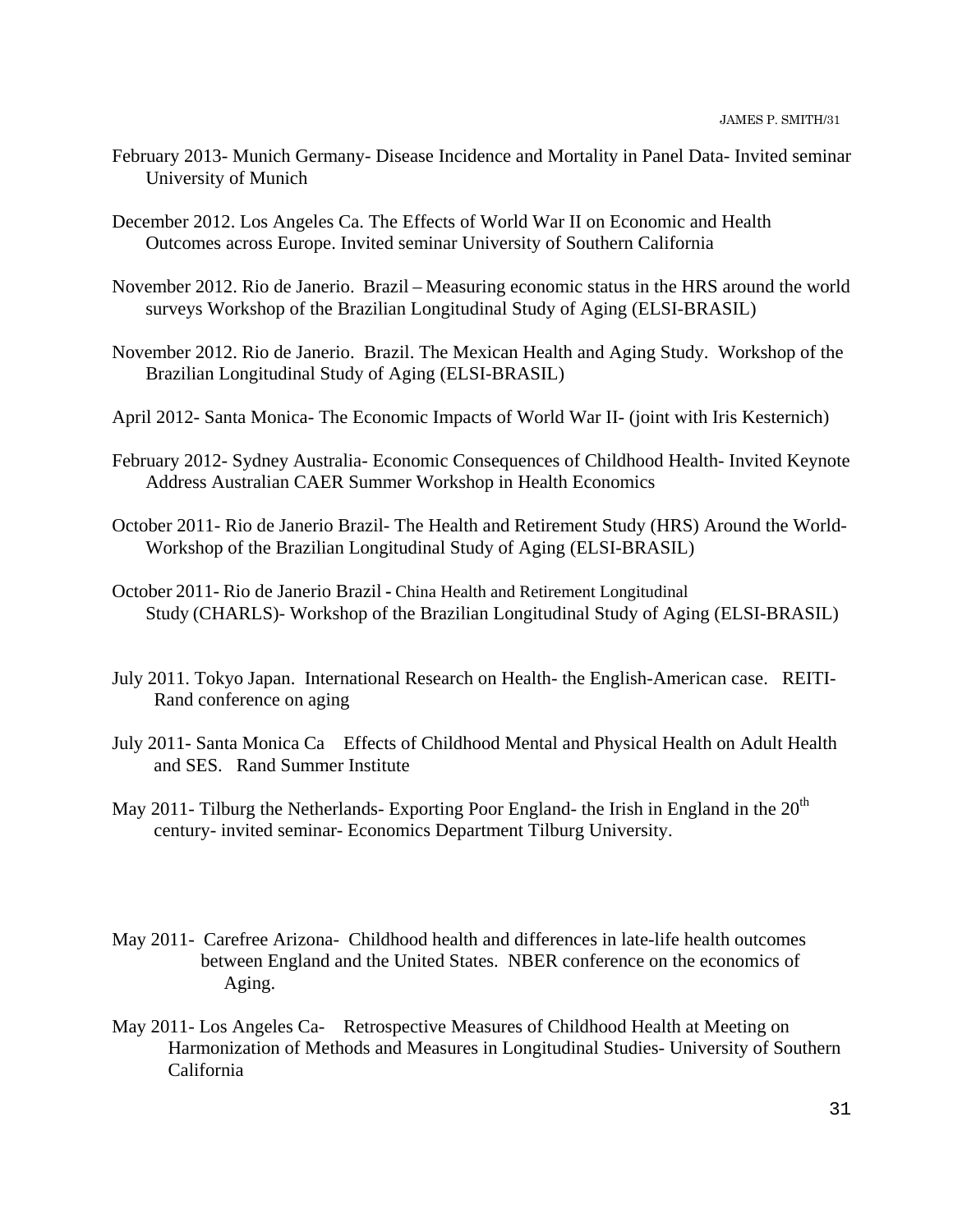February 2013- Munich Germany- Disease Incidence and Mortality in Panel Data- Invited seminar University of Munich

December 2012. Los Angeles Ca. The Effects of World War II on Economic and Health Outcomes across Europe. Invited seminar University of Southern California

November 2012. Rio de Janerio. Brazil – Measuring economic status in the HRS around the world surveys Workshop of the Brazilian Longitudinal Study of Aging (ELSI-BRASIL)

November 2012. Rio de Janerio. Brazil. The Mexican Health and Aging Study. Workshop of the Brazilian Longitudinal Study of Aging (ELSI-BRASIL)

April 2012- Santa Monica- The Economic Impacts of World War II- (joint with Iris Kesternich)

February 2012- Sydney Australia- Economic Consequences of Childhood Health- Invited Keynote Address Australian CAER Summer Workshop in Health Economics

October 2011- Rio de Janerio Brazil- The Health and Retirement Study (HRS) Around the World- Workshop of the Brazilian Longitudinal Study of Aging (ELSI-BRASIL)

October 2011- Rio de Janerio Brazil - China Health and Retirement Longitudinal Study (CHARLS)- Workshop of the Brazilian Longitudinal Study of Aging (ELSI-BRASIL)

July 2011. Tokyo Japan. International Research on Health- the English-American case. REITI-Rand conference on aging

July 2011- Santa Monica Ca Effects of Childhood Mental and Physical Health on Adult Health and SES. Rand Summer Institute

May 2011- Tilburg the Netherlands- Exporting Poor England- the Irish in England in the 20th century- invited seminar- Economics Department Tilburg University.

May 2011- Carefree Arizona- Childhood health and differences in late-life health outcomes between England and the United States. NBER conference on the economics of Aging.

May 2011- Los Angeles Ca- Retrospective Measures of Childhood Health at Meeting on Harmonization of Methods and Measures in Longitudinal Studies- University of Southern California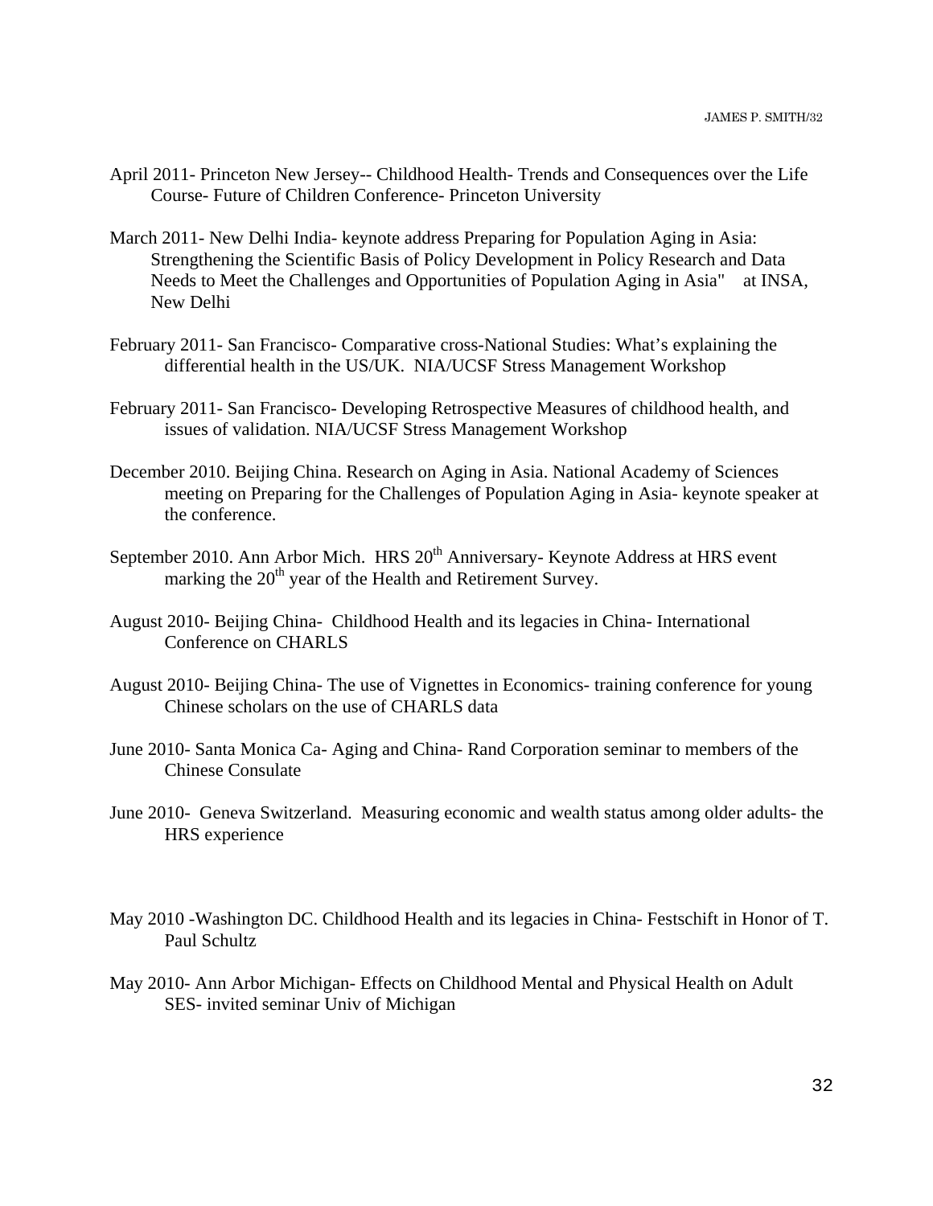April 2011- Princeton New Jersey-- Childhood Health- Trends and Consequences over the Life Course- Future of Children Conference- Princeton University

March 2011- New Delhi India- keynote address Preparing for Population Aging in Asia: Strengthening the Scientific Basis of Policy Development in Policy Research and Data Needs to Meet the Challenges and Opportunities of Population Aging in Asia"  at INSA, New Delhi

February 2011- San Francisco- Comparative cross-National Studies: What's explaining the differential health in the US/UK. NIA/UCSF Stress Management Workshop

February 2011- San Francisco- Developing Retrospective Measures of childhood health, and issues of validation. NIA/UCSF Stress Management Workshop

December 2010. Beijing China. Research on Aging in Asia. National Academy of Sciences meeting on Preparing for the Challenges of Population Aging in Asia- keynote speaker at the conference.

September 2010. Ann Arbor Mich. HRS 20th Anniversary- Keynote Address at HRS event marking the 20th year of the Health and Retirement Survey.

August 2010- Beijing China- Childhood Health and its legacies in China- International Conference on CHARLS

August 2010- Beijing China- The use of Vignettes in Economics- training conference for young Chinese scholars on the use of CHARLS data

June 2010- Santa Monica Ca- Aging and China- Rand Corporation seminar to members of the Chinese Consulate

June 2010- Geneva Switzerland. Measuring economic and wealth status among older adults- the HRS experience

May 2010 -Washington DC. Childhood Health and its legacies in China- Festschift in Honor of T. Paul Schultz

May 2010- Ann Arbor Michigan- Effects on Childhood Mental and Physical Health on Adult SES- invited seminar Univ of Michigan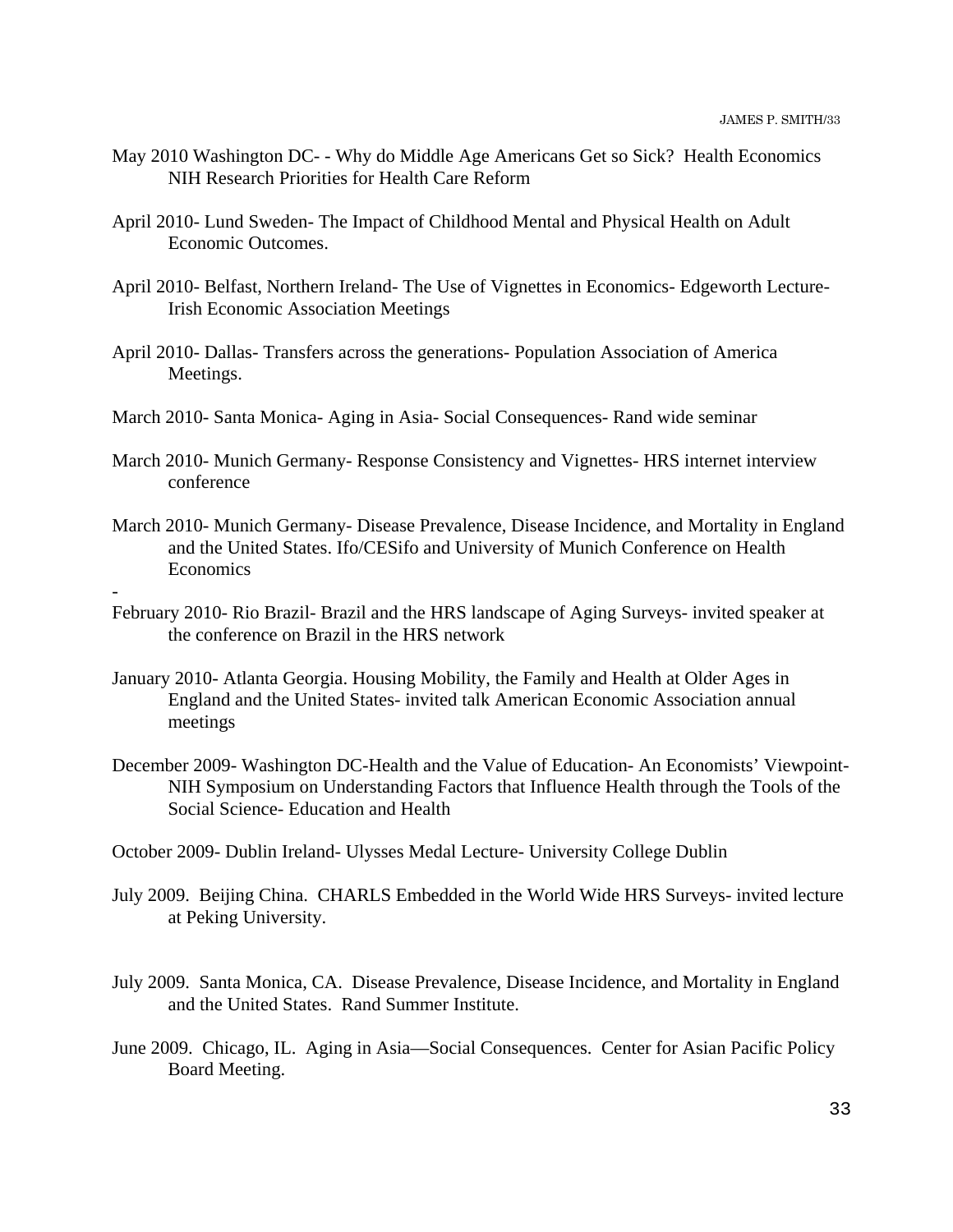May 2010 Washington DC- - Why do Middle Age Americans Get so Sick? Health Economics NIH Research Priorities for Health Care Reform

April 2010- Lund Sweden- The Impact of Childhood Mental and Physical Health on Adult Economic Outcomes.

April 2010- Belfast, Northern Ireland- The Use of Vignettes in Economics- Edgeworth Lecture- Irish Economic Association Meetings

April 2010- Dallas- Transfers across the generations- Population Association of America Meetings.

March 2010- Santa Monica- Aging in Asia- Social Consequences- Rand wide seminar

March 2010- Munich Germany- Response Consistency and Vignettes- HRS internet interview conference

March 2010- Munich Germany- Disease Prevalence, Disease Incidence, and Mortality in England and the United States. Ifo/CESifo and University of Munich Conference on Health Economics

-

February 2010- Rio Brazil- Brazil and the HRS landscape of Aging Surveys- invited speaker at the conference on Brazil in the HRS network

January 2010- Atlanta Georgia. Housing Mobility, the Family and Health at Older Ages in England and the United States- invited talk American Economic Association annual meetings

December 2009- Washington DC-Health and the Value of Education- An Economists' Viewpoint- NIH Symposium on Understanding Factors that Influence Health through the Tools of the Social Science- Education and Health

October 2009- Dublin Ireland- Ulysses Medal Lecture- University College Dublin

July 2009. Beijing China. CHARLS Embedded in the World Wide HRS Surveys- invited lecture at Peking University.

July 2009. Santa Monica, CA. Disease Prevalence, Disease Incidence, and Mortality in England and the United States. Rand Summer Institute.

June 2009. Chicago, IL. Aging in Asia—Social Consequences. Center for Asian Pacific Policy Board Meeting.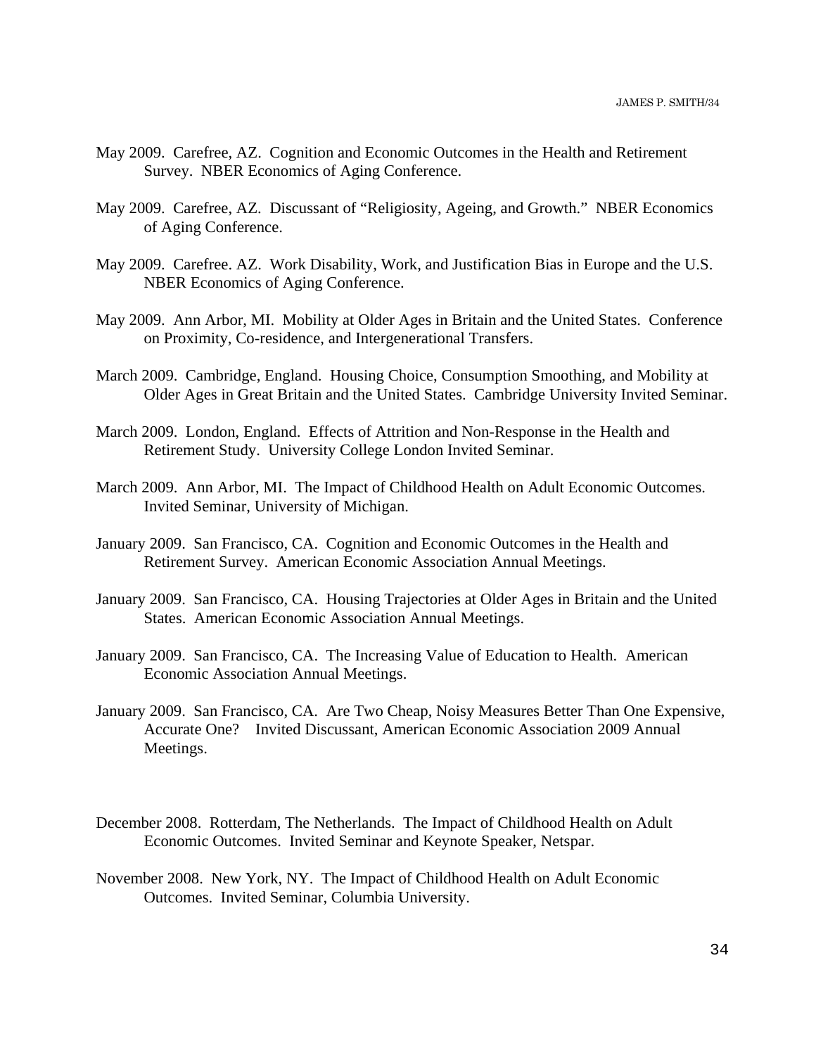May 2009. Carefree, AZ. Cognition and Economic Outcomes in the Health and Retirement Survey. NBER Economics of Aging Conference.

May 2009. Carefree, AZ. Discussant of "Religiosity, Ageing, and Growth." NBER Economics of Aging Conference.

May 2009. Carefree. AZ. Work Disability, Work, and Justification Bias in Europe and the U.S. NBER Economics of Aging Conference.

May 2009. Ann Arbor, MI. Mobility at Older Ages in Britain and the United States. Conference on Proximity, Co-residence, and Intergenerational Transfers.

March 2009. Cambridge, England. Housing Choice, Consumption Smoothing, and Mobility at Older Ages in Great Britain and the United States. Cambridge University Invited Seminar.

March 2009. London, England. Effects of Attrition and Non-Response in the Health and Retirement Study. University College London Invited Seminar.

March 2009. Ann Arbor, MI. The Impact of Childhood Health on Adult Economic Outcomes. Invited Seminar, University of Michigan.

January 2009. San Francisco, CA. Cognition and Economic Outcomes in the Health and Retirement Survey. American Economic Association Annual Meetings.

January 2009. San Francisco, CA. Housing Trajectories at Older Ages in Britain and the United States. American Economic Association Annual Meetings.

January 2009. San Francisco, CA. The Increasing Value of Education to Health. American Economic Association Annual Meetings.

January 2009. San Francisco, CA. Are Two Cheap, Noisy Measures Better Than One Expensive, Accurate One? Invited Discussant, American Economic Association 2009 Annual Meetings.

December 2008. Rotterdam, The Netherlands. The Impact of Childhood Health on Adult Economic Outcomes. Invited Seminar and Keynote Speaker, Netspar.

November 2008. New York, NY. The Impact of Childhood Health on Adult Economic Outcomes. Invited Seminar, Columbia University.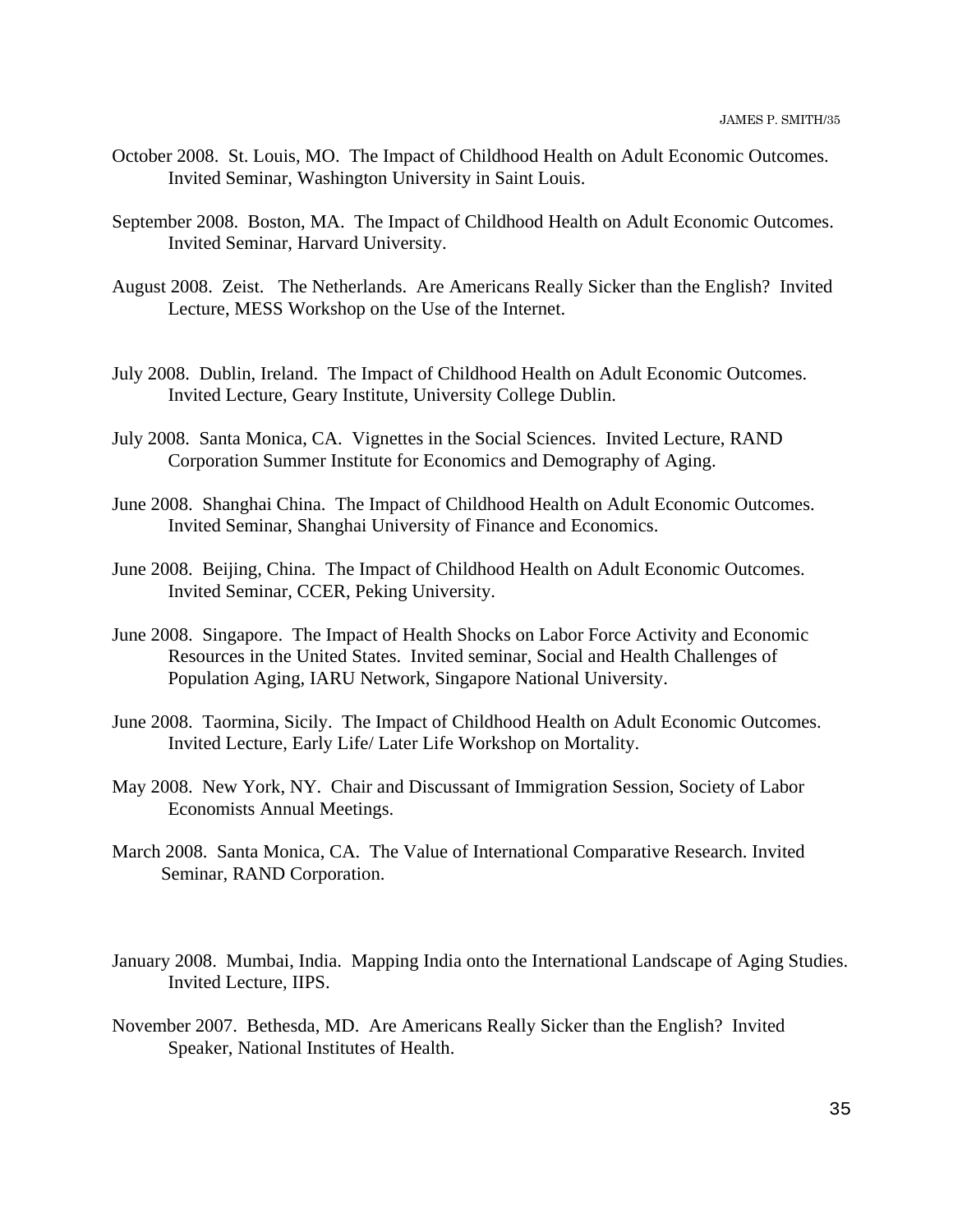October 2008. St. Louis, MO. The Impact of Childhood Health on Adult Economic Outcomes. Invited Seminar, Washington University in Saint Louis.

September 2008. Boston, MA. The Impact of Childhood Health on Adult Economic Outcomes. Invited Seminar, Harvard University.

August 2008. Zeist. The Netherlands. Are Americans Really Sicker than the English? Invited Lecture, MESS Workshop on the Use of the Internet.

July 2008. Dublin, Ireland. The Impact of Childhood Health on Adult Economic Outcomes. Invited Lecture, Geary Institute, University College Dublin.

July 2008. Santa Monica, CA. Vignettes in the Social Sciences. Invited Lecture, RAND Corporation Summer Institute for Economics and Demography of Aging.

June 2008. Shanghai China. The Impact of Childhood Health on Adult Economic Outcomes. Invited Seminar, Shanghai University of Finance and Economics.

June 2008. Beijing, China. The Impact of Childhood Health on Adult Economic Outcomes. Invited Seminar, CCER, Peking University.

June 2008. Singapore. The Impact of Health Shocks on Labor Force Activity and Economic Resources in the United States. Invited seminar, Social and Health Challenges of Population Aging, IARU Network, Singapore National University.

June 2008. Taormina, Sicily. The Impact of Childhood Health on Adult Economic Outcomes. Invited Lecture, Early Life/ Later Life Workshop on Mortality.

May 2008. New York, NY. Chair and Discussant of Immigration Session, Society of Labor Economists Annual Meetings.

March 2008. Santa Monica, CA. The Value of International Comparative Research. Invited Seminar, RAND Corporation.

January 2008. Mumbai, India. Mapping India onto the International Landscape of Aging Studies. Invited Lecture, IIPS.

November 2007. Bethesda, MD. Are Americans Really Sicker than the English? Invited Speaker, National Institutes of Health.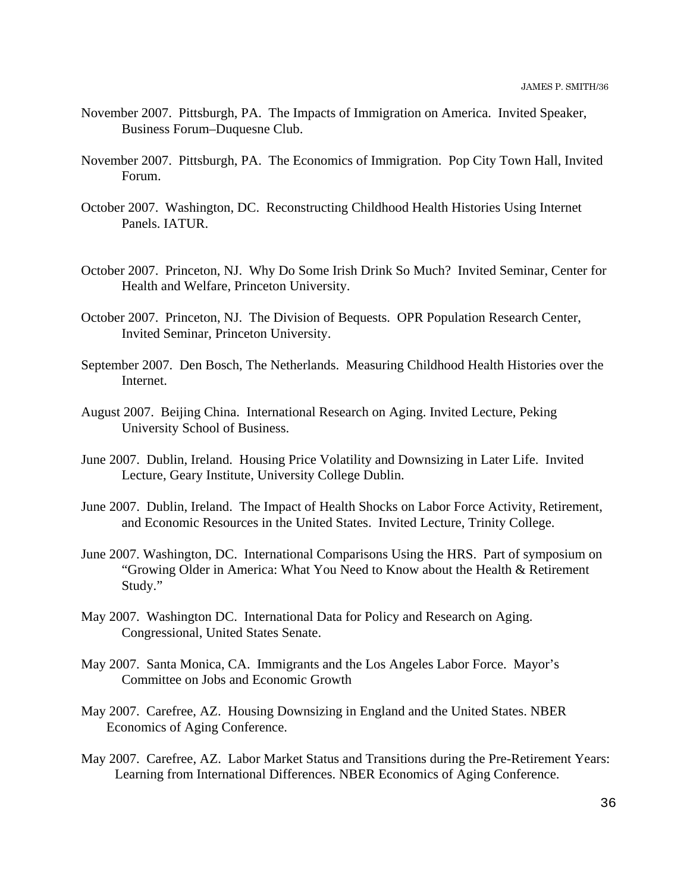November 2007. Pittsburgh, PA. The Impacts of Immigration on America. Invited Speaker, Business Forum–Duquesne Club.

November 2007. Pittsburgh, PA. The Economics of Immigration. Pop City Town Hall, Invited Forum.

October 2007. Washington, DC. Reconstructing Childhood Health Histories Using Internet Panels. IATUR.

October 2007. Princeton, NJ. Why Do Some Irish Drink So Much? Invited Seminar, Center for Health and Welfare, Princeton University.

October 2007. Princeton, NJ. The Division of Bequests. OPR Population Research Center, Invited Seminar, Princeton University.

September 2007. Den Bosch, The Netherlands. Measuring Childhood Health Histories over the Internet.

August 2007. Beijing China. International Research on Aging. Invited Lecture, Peking University School of Business.

June 2007. Dublin, Ireland. Housing Price Volatility and Downsizing in Later Life. Invited Lecture, Geary Institute, University College Dublin.

June 2007. Dublin, Ireland. The Impact of Health Shocks on Labor Force Activity, Retirement, and Economic Resources in the United States. Invited Lecture, Trinity College.

June 2007. Washington, DC. International Comparisons Using the HRS. Part of symposium on "Growing Older in America: What You Need to Know about the Health & Retirement Study."

May 2007. Washington DC. International Data for Policy and Research on Aging. Congressional, United States Senate.

May 2007. Santa Monica, CA. Immigrants and the Los Angeles Labor Force. Mayor's Committee on Jobs and Economic Growth

May 2007. Carefree, AZ. Housing Downsizing in England and the United States. NBER Economics of Aging Conference.

May 2007. Carefree, AZ. Labor Market Status and Transitions during the Pre-Retirement Years: Learning from International Differences. NBER Economics of Aging Conference.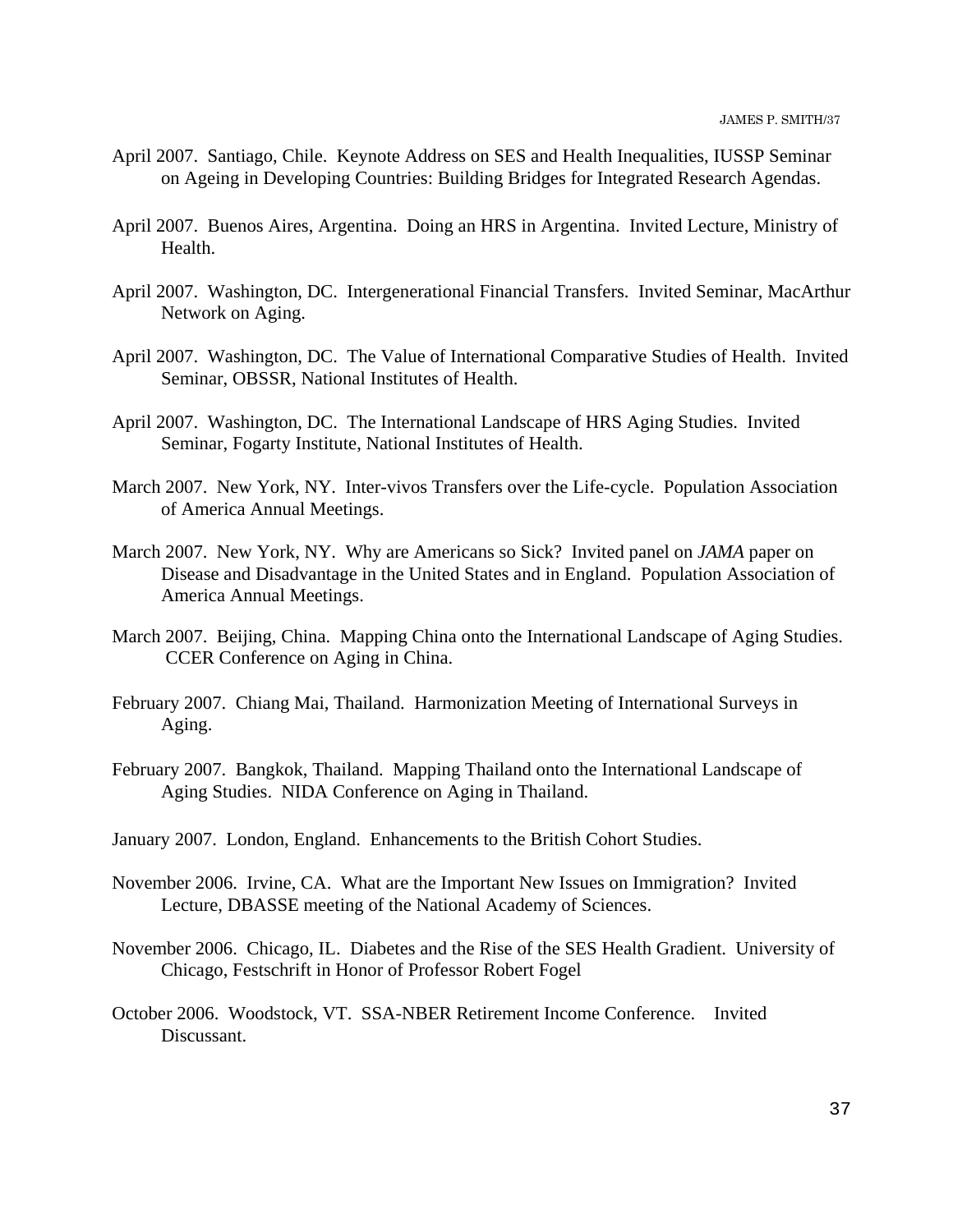April 2007. Santiago, Chile. Keynote Address on SES and Health Inequalities, IUSSP Seminar on Ageing in Developing Countries: Building Bridges for Integrated Research Agendas.

April 2007. Buenos Aires, Argentina. Doing an HRS in Argentina. Invited Lecture, Ministry of Health.

April 2007. Washington, DC. Intergenerational Financial Transfers. Invited Seminar, MacArthur Network on Aging.

April 2007. Washington, DC. The Value of International Comparative Studies of Health. Invited Seminar, OBSSR, National Institutes of Health.

April 2007. Washington, DC. The International Landscape of HRS Aging Studies. Invited Seminar, Fogarty Institute, National Institutes of Health.

March 2007. New York, NY. Inter-vivos Transfers over the Life-cycle. Population Association of America Annual Meetings.

March 2007. New York, NY. Why are Americans so Sick? Invited panel on *JAMA* paper on Disease and Disadvantage in the United States and in England. Population Association of America Annual Meetings.

March 2007. Beijing, China. Mapping China onto the International Landscape of Aging Studies. CCER Conference on Aging in China.

February 2007. Chiang Mai, Thailand. Harmonization Meeting of International Surveys in Aging.

February 2007. Bangkok, Thailand. Mapping Thailand onto the International Landscape of Aging Studies. NIDA Conference on Aging in Thailand.

January 2007. London, England. Enhancements to the British Cohort Studies.

November 2006. Irvine, CA. What are the Important New Issues on Immigration? Invited Lecture, DBASSE meeting of the National Academy of Sciences.

November 2006. Chicago, IL. Diabetes and the Rise of the SES Health Gradient. University of Chicago, Festschrift in Honor of Professor Robert Fogel

October 2006. Woodstock, VT. SSA-NBER Retirement Income Conference. Invited Discussant.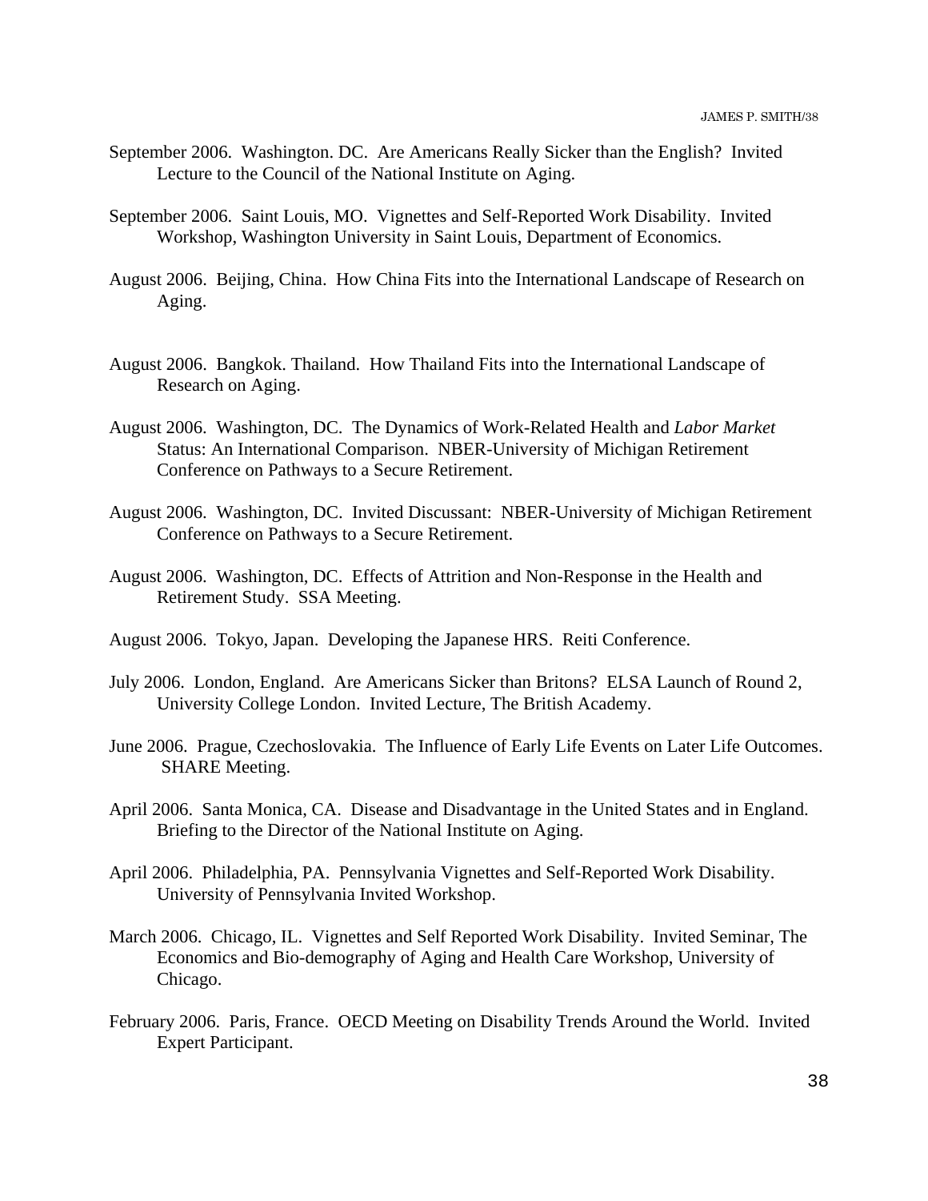September 2006. Washington. DC. Are Americans Really Sicker than the English? Invited Lecture to the Council of the National Institute on Aging.

September 2006. Saint Louis, MO. Vignettes and Self-Reported Work Disability. Invited Workshop, Washington University in Saint Louis, Department of Economics.

August 2006. Beijing, China. How China Fits into the International Landscape of Research on Aging.

August 2006. Bangkok. Thailand. How Thailand Fits into the International Landscape of Research on Aging.

August 2006. Washington, DC. The Dynamics of Work-Related Health and *Labor Market* Status: An International Comparison. NBER-University of Michigan Retirement Conference on Pathways to a Secure Retirement.

August 2006. Washington, DC. Invited Discussant: NBER-University of Michigan Retirement Conference on Pathways to a Secure Retirement.

August 2006. Washington, DC. Effects of Attrition and Non-Response in the Health and Retirement Study. SSA Meeting.

August 2006. Tokyo, Japan. Developing the Japanese HRS. Reiti Conference.

July 2006. London, England. Are Americans Sicker than Britons? ELSA Launch of Round 2, University College London. Invited Lecture, The British Academy.

June 2006. Prague, Czechoslovakia. The Influence of Early Life Events on Later Life Outcomes. SHARE Meeting.

April 2006. Santa Monica, CA. Disease and Disadvantage in the United States and in England. Briefing to the Director of the National Institute on Aging.

April 2006. Philadelphia, PA. Pennsylvania Vignettes and Self-Reported Work Disability. University of Pennsylvania Invited Workshop.

March 2006. Chicago, IL. Vignettes and Self Reported Work Disability. Invited Seminar, The Economics and Bio-demography of Aging and Health Care Workshop, University of Chicago.

February 2006. Paris, France. OECD Meeting on Disability Trends Around the World. Invited Expert Participant.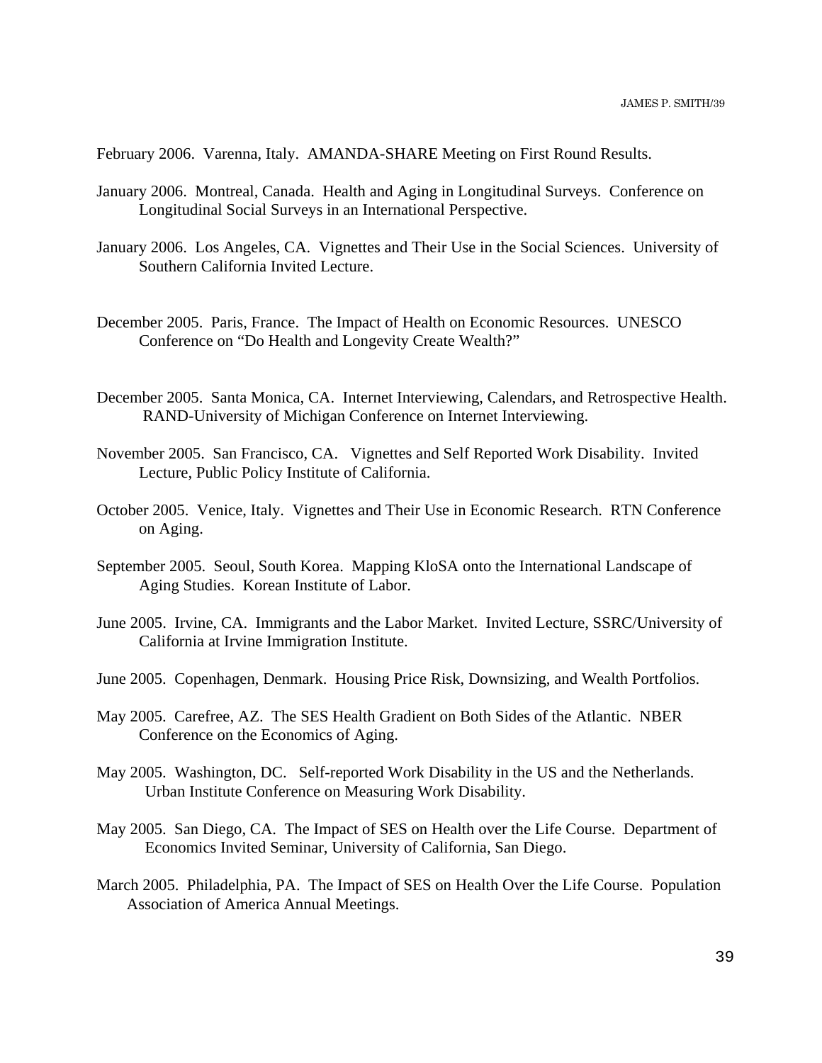February 2006. Varenna, Italy. AMANDA-SHARE Meeting on First Round Results.

January 2006. Montreal, Canada. Health and Aging in Longitudinal Surveys. Conference on Longitudinal Social Surveys in an International Perspective.

January 2006. Los Angeles, CA. Vignettes and Their Use in the Social Sciences. University of Southern California Invited Lecture.

December 2005. Paris, France. The Impact of Health on Economic Resources. UNESCO Conference on "Do Health and Longevity Create Wealth?"

December 2005. Santa Monica, CA. Internet Interviewing, Calendars, and Retrospective Health. RAND-University of Michigan Conference on Internet Interviewing.

November 2005. San Francisco, CA. Vignettes and Self Reported Work Disability. Invited Lecture, Public Policy Institute of California.

October 2005. Venice, Italy. Vignettes and Their Use in Economic Research. RTN Conference on Aging.

September 2005. Seoul, South Korea. Mapping KloSA onto the International Landscape of Aging Studies. Korean Institute of Labor.

June 2005. Irvine, CA. Immigrants and the Labor Market. Invited Lecture, SSRC/University of California at Irvine Immigration Institute.

June 2005. Copenhagen, Denmark. Housing Price Risk, Downsizing, and Wealth Portfolios.

May 2005. Carefree, AZ. The SES Health Gradient on Both Sides of the Atlantic. NBER Conference on the Economics of Aging.

May 2005. Washington, DC. Self-reported Work Disability in the US and the Netherlands. Urban Institute Conference on Measuring Work Disability.

May 2005. San Diego, CA. The Impact of SES on Health over the Life Course. Department of Economics Invited Seminar, University of California, San Diego.

March 2005. Philadelphia, PA. The Impact of SES on Health Over the Life Course. Population Association of America Annual Meetings.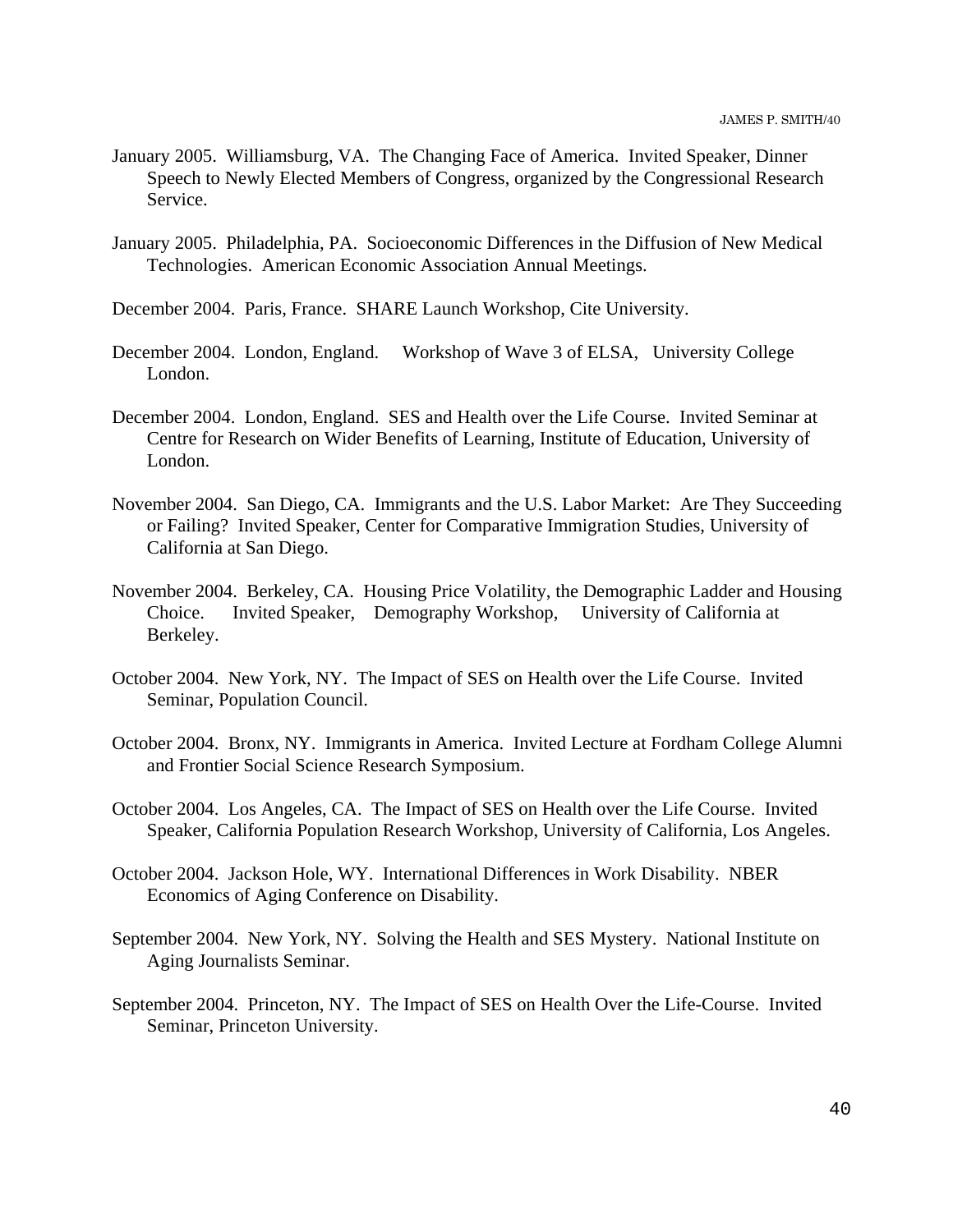January 2005. Williamsburg, VA. The Changing Face of America. Invited Speaker, Dinner Speech to Newly Elected Members of Congress, organized by the Congressional Research Service.

January 2005. Philadelphia, PA. Socioeconomic Differences in the Diffusion of New Medical Technologies. American Economic Association Annual Meetings.

December 2004. Paris, France. SHARE Launch Workshop, Cite University.

December 2004. London, England. Workshop of Wave 3 of ELSA, University College London.

December 2004. London, England. SES and Health over the Life Course. Invited Seminar at Centre for Research on Wider Benefits of Learning, Institute of Education, University of London.

November 2004. San Diego, CA. Immigrants and the U.S. Labor Market: Are They Succeeding or Failing? Invited Speaker, Center for Comparative Immigration Studies, University of California at San Diego.

November 2004. Berkeley, CA. Housing Price Volatility, the Demographic Ladder and Housing Choice. Invited Speaker, Demography Workshop, University of California at Berkeley.

October 2004. New York, NY. The Impact of SES on Health over the Life Course. Invited Seminar, Population Council.

October 2004. Bronx, NY. Immigrants in America. Invited Lecture at Fordham College Alumni and Frontier Social Science Research Symposium.

October 2004. Los Angeles, CA. The Impact of SES on Health over the Life Course. Invited Speaker, California Population Research Workshop, University of California, Los Angeles.

October 2004. Jackson Hole, WY. International Differences in Work Disability. NBER Economics of Aging Conference on Disability.

September 2004. New York, NY. Solving the Health and SES Mystery. National Institute on Aging Journalists Seminar.

September 2004. Princeton, NY. The Impact of SES on Health Over the Life-Course. Invited Seminar, Princeton University.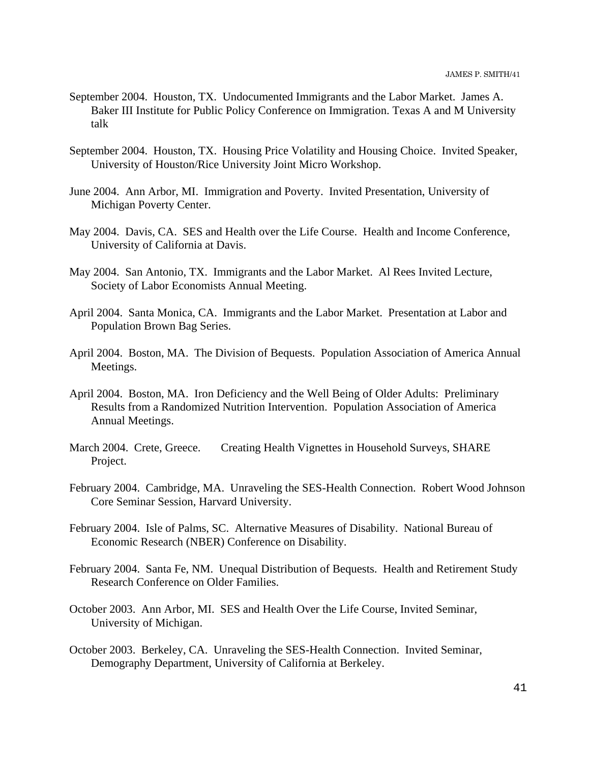September 2004. Houston, TX. Undocumented Immigrants and the Labor Market. James A. Baker III Institute for Public Policy Conference on Immigration. Texas A and M University talk

September 2004. Houston, TX. Housing Price Volatility and Housing Choice. Invited Speaker, University of Houston/Rice University Joint Micro Workshop.

June 2004. Ann Arbor, MI. Immigration and Poverty. Invited Presentation, University of Michigan Poverty Center.

May 2004. Davis, CA. SES and Health over the Life Course. Health and Income Conference, University of California at Davis.

May 2004. San Antonio, TX. Immigrants and the Labor Market. Al Rees Invited Lecture, Society of Labor Economists Annual Meeting.

April 2004. Santa Monica, CA. Immigrants and the Labor Market. Presentation at Labor and Population Brown Bag Series.

April 2004. Boston, MA. The Division of Bequests. Population Association of America Annual Meetings.

April 2004. Boston, MA. Iron Deficiency and the Well Being of Older Adults: Preliminary Results from a Randomized Nutrition Intervention. Population Association of America Annual Meetings.

March 2004. Crete, Greece. Creating Health Vignettes in Household Surveys, SHARE Project.

February 2004. Cambridge, MA. Unraveling the SES-Health Connection. Robert Wood Johnson Core Seminar Session, Harvard University.

February 2004. Isle of Palms, SC. Alternative Measures of Disability. National Bureau of Economic Research (NBER) Conference on Disability.

February 2004. Santa Fe, NM. Unequal Distribution of Bequests. Health and Retirement Study Research Conference on Older Families.

October 2003. Ann Arbor, MI. SES and Health Over the Life Course, Invited Seminar, University of Michigan.

October 2003. Berkeley, CA. Unraveling the SES-Health Connection. Invited Seminar, Demography Department, University of California at Berkeley.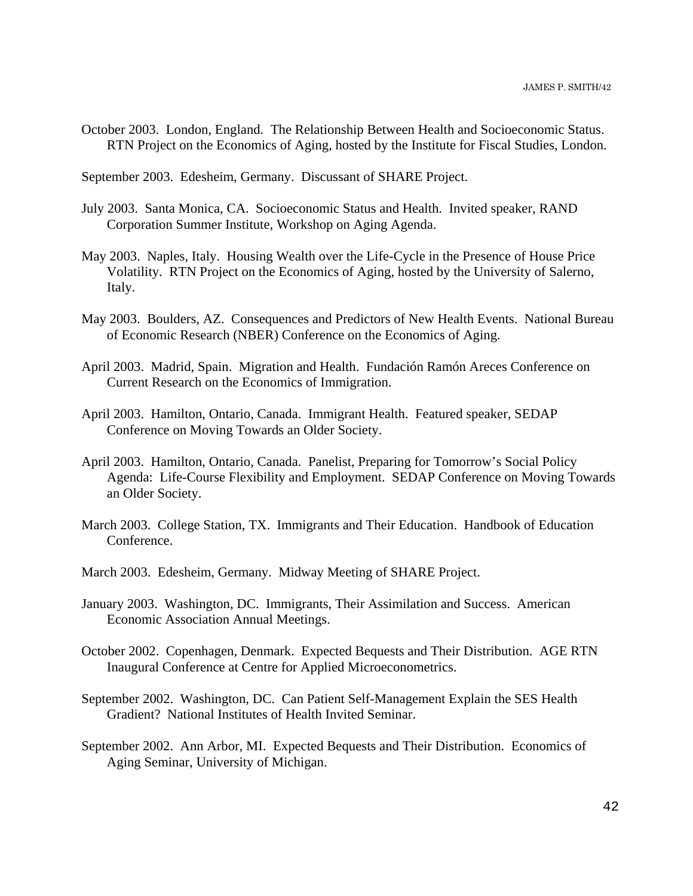October 2003. London, England. The Relationship Between Health and Socioeconomic Status. RTN Project on the Economics of Aging, hosted by the Institute for Fiscal Studies, London.

September 2003. Edesheim, Germany. Discussant of SHARE Project.

July 2003. Santa Monica, CA. Socioeconomic Status and Health. Invited speaker, RAND Corporation Summer Institute, Workshop on Aging Agenda.

May 2003. Naples, Italy. Housing Wealth over the Life-Cycle in the Presence of House Price Volatility. RTN Project on the Economics of Aging, hosted by the University of Salerno, Italy.

May 2003. Boulders, AZ. Consequences and Predictors of New Health Events. National Bureau of Economic Research (NBER) Conference on the Economics of Aging.

April 2003. Madrid, Spain. Migration and Health. Fundación Ramón Areces Conference on Current Research on the Economics of Immigration.

April 2003. Hamilton, Ontario, Canada. Immigrant Health. Featured speaker, SEDAP Conference on Moving Towards an Older Society.

April 2003. Hamilton, Ontario, Canada. Panelist, Preparing for Tomorrow's Social Policy Agenda: Life-Course Flexibility and Employment. SEDAP Conference on Moving Towards an Older Society.

March 2003. College Station, TX. Immigrants and Their Education. Handbook of Education Conference.

March 2003. Edesheim, Germany. Midway Meeting of SHARE Project.

January 2003. Washington, DC. Immigrants, Their Assimilation and Success. American Economic Association Annual Meetings.

October 2002. Copenhagen, Denmark. Expected Bequests and Their Distribution. AGE RTN Inaugural Conference at Centre for Applied Microeconometrics.

September 2002. Washington, DC. Can Patient Self-Management Explain the SES Health Gradient? National Institutes of Health Invited Seminar.

September 2002. Ann Arbor, MI. Expected Bequests and Their Distribution. Economics of Aging Seminar, University of Michigan.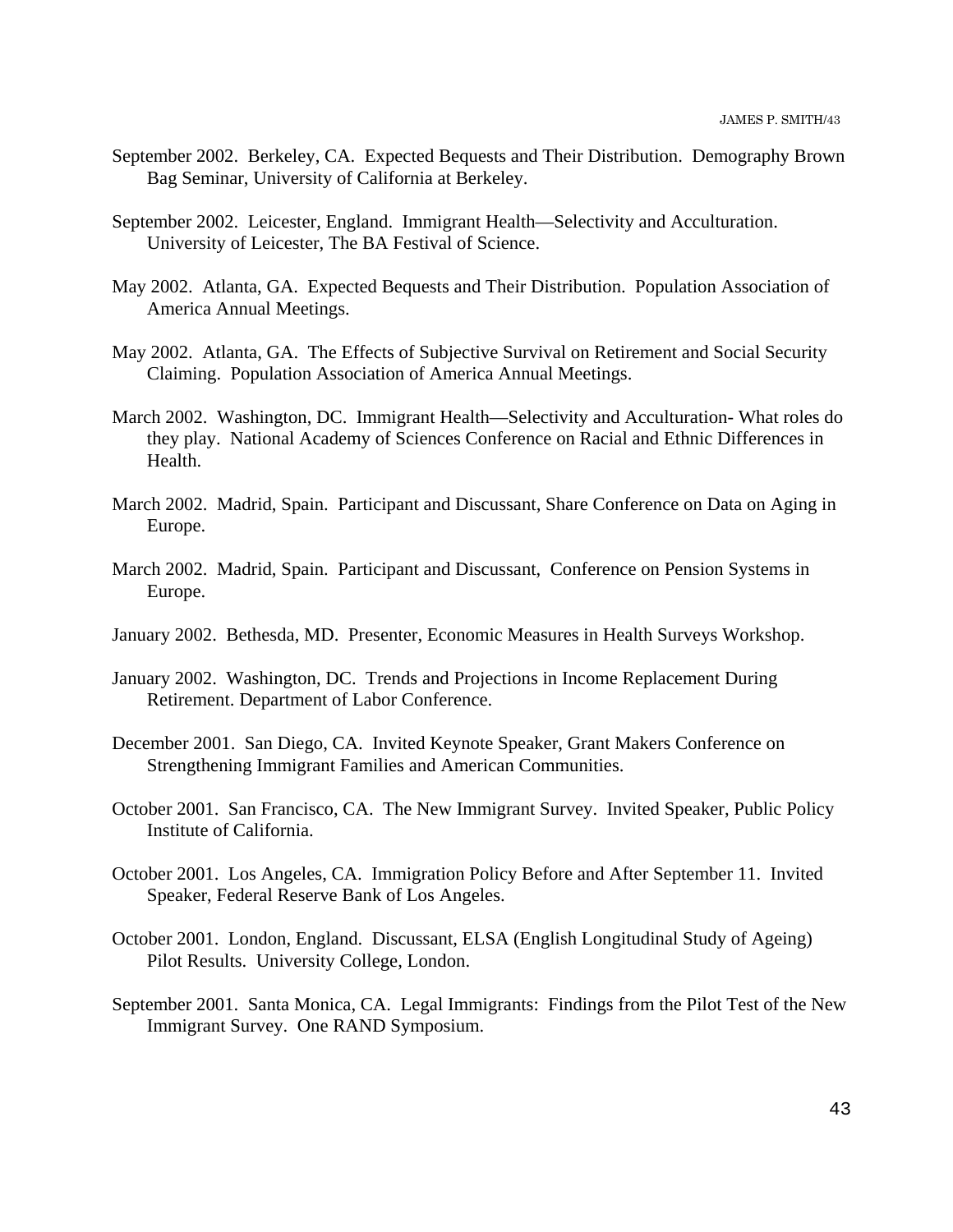September 2002. Berkeley, CA. Expected Bequests and Their Distribution. Demography Brown Bag Seminar, University of California at Berkeley.

September 2002. Leicester, England. Immigrant Health—Selectivity and Acculturation. University of Leicester, The BA Festival of Science.

May 2002. Atlanta, GA. Expected Bequests and Their Distribution. Population Association of America Annual Meetings.

May 2002. Atlanta, GA. The Effects of Subjective Survival on Retirement and Social Security Claiming. Population Association of America Annual Meetings.

March 2002. Washington, DC. Immigrant Health—Selectivity and Acculturation- What roles do they play. National Academy of Sciences Conference on Racial and Ethnic Differences in Health.

March 2002. Madrid, Spain. Participant and Discussant, Share Conference on Data on Aging in Europe.

March 2002. Madrid, Spain. Participant and Discussant, Conference on Pension Systems in Europe.

January 2002. Bethesda, MD. Presenter, Economic Measures in Health Surveys Workshop.

January 2002. Washington, DC. Trends and Projections in Income Replacement During Retirement. Department of Labor Conference.

December 2001. San Diego, CA. Invited Keynote Speaker, Grant Makers Conference on Strengthening Immigrant Families and American Communities.

October 2001. San Francisco, CA. The New Immigrant Survey. Invited Speaker, Public Policy Institute of California.

October 2001. Los Angeles, CA. Immigration Policy Before and After September 11. Invited Speaker, Federal Reserve Bank of Los Angeles.

October 2001. London, England. Discussant, ELSA (English Longitudinal Study of Ageing) Pilot Results. University College, London.

September 2001. Santa Monica, CA. Legal Immigrants: Findings from the Pilot Test of the New Immigrant Survey. One RAND Symposium.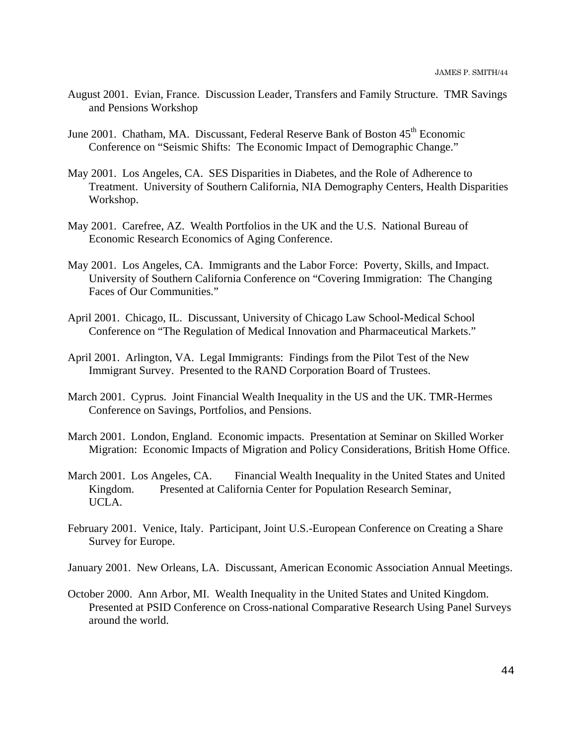August 2001. Evian, France. Discussion Leader, Transfers and Family Structure. TMR Savings and Pensions Workshop

June 2001. Chatham, MA. Discussant, Federal Reserve Bank of Boston 45th Economic Conference on "Seismic Shifts: The Economic Impact of Demographic Change."

May 2001. Los Angeles, CA. SES Disparities in Diabetes, and the Role of Adherence to Treatment. University of Southern California, NIA Demography Centers, Health Disparities Workshop.

May 2001. Carefree, AZ. Wealth Portfolios in the UK and the U.S. National Bureau of Economic Research Economics of Aging Conference.

May 2001. Los Angeles, CA. Immigrants and the Labor Force: Poverty, Skills, and Impact. University of Southern California Conference on "Covering Immigration: The Changing Faces of Our Communities."

April 2001. Chicago, IL. Discussant, University of Chicago Law School-Medical School Conference on "The Regulation of Medical Innovation and Pharmaceutical Markets."

April 2001. Arlington, VA. Legal Immigrants: Findings from the Pilot Test of the New Immigrant Survey. Presented to the RAND Corporation Board of Trustees.

March 2001. Cyprus. Joint Financial Wealth Inequality in the US and the UK. TMR-Hermes Conference on Savings, Portfolios, and Pensions.

March 2001. London, England. Economic impacts. Presentation at Seminar on Skilled Worker Migration: Economic Impacts of Migration and Policy Considerations, British Home Office.

March 2001. Los Angeles, CA. Financial Wealth Inequality in the United States and United Kingdom. Presented at California Center for Population Research Seminar, UCLA.

February 2001. Venice, Italy. Participant, Joint U.S.-European Conference on Creating a Share Survey for Europe.

January 2001. New Orleans, LA. Discussant, American Economic Association Annual Meetings.

October 2000. Ann Arbor, MI. Wealth Inequality in the United States and United Kingdom. Presented at PSID Conference on Cross-national Comparative Research Using Panel Surveys around the world.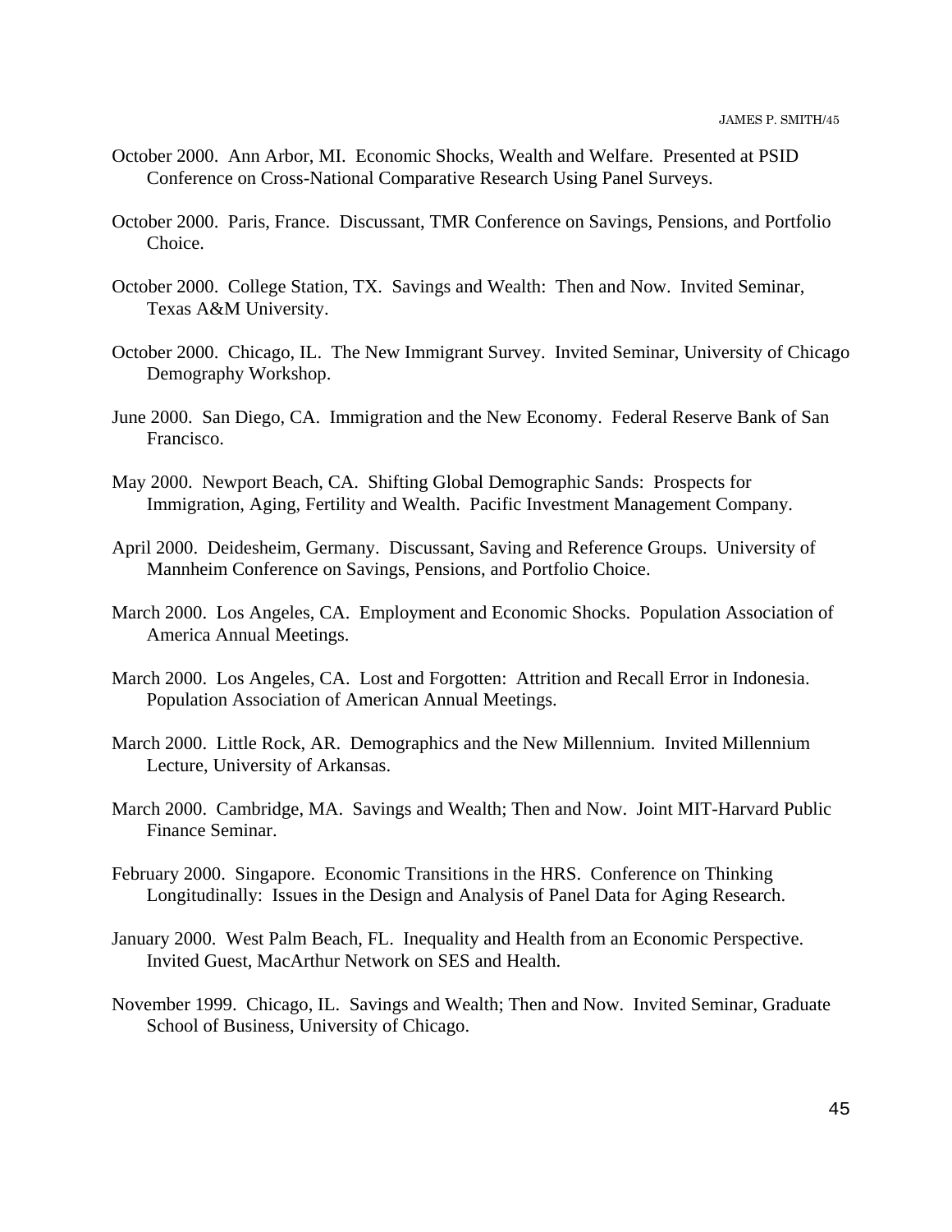October 2000. Ann Arbor, MI. Economic Shocks, Wealth and Welfare. Presented at PSID Conference on Cross-National Comparative Research Using Panel Surveys.

October 2000. Paris, France. Discussant, TMR Conference on Savings, Pensions, and Portfolio Choice.

October 2000. College Station, TX. Savings and Wealth: Then and Now. Invited Seminar, Texas A&M University.

October 2000. Chicago, IL. The New Immigrant Survey. Invited Seminar, University of Chicago Demography Workshop.

June 2000. San Diego, CA. Immigration and the New Economy. Federal Reserve Bank of San Francisco.

May 2000. Newport Beach, CA. Shifting Global Demographic Sands: Prospects for Immigration, Aging, Fertility and Wealth. Pacific Investment Management Company.

April 2000. Deidesheim, Germany. Discussant, Saving and Reference Groups. University of Mannheim Conference on Savings, Pensions, and Portfolio Choice.

March 2000. Los Angeles, CA. Employment and Economic Shocks. Population Association of America Annual Meetings.

March 2000. Los Angeles, CA. Lost and Forgotten: Attrition and Recall Error in Indonesia. Population Association of American Annual Meetings.

March 2000. Little Rock, AR. Demographics and the New Millennium. Invited Millennium Lecture, University of Arkansas.

March 2000. Cambridge, MA. Savings and Wealth; Then and Now. Joint MIT-Harvard Public Finance Seminar.

February 2000. Singapore. Economic Transitions in the HRS. Conference on Thinking Longitudinally: Issues in the Design and Analysis of Panel Data for Aging Research.

January 2000. West Palm Beach, FL. Inequality and Health from an Economic Perspective. Invited Guest, MacArthur Network on SES and Health.

November 1999. Chicago, IL. Savings and Wealth; Then and Now. Invited Seminar, Graduate School of Business, University of Chicago.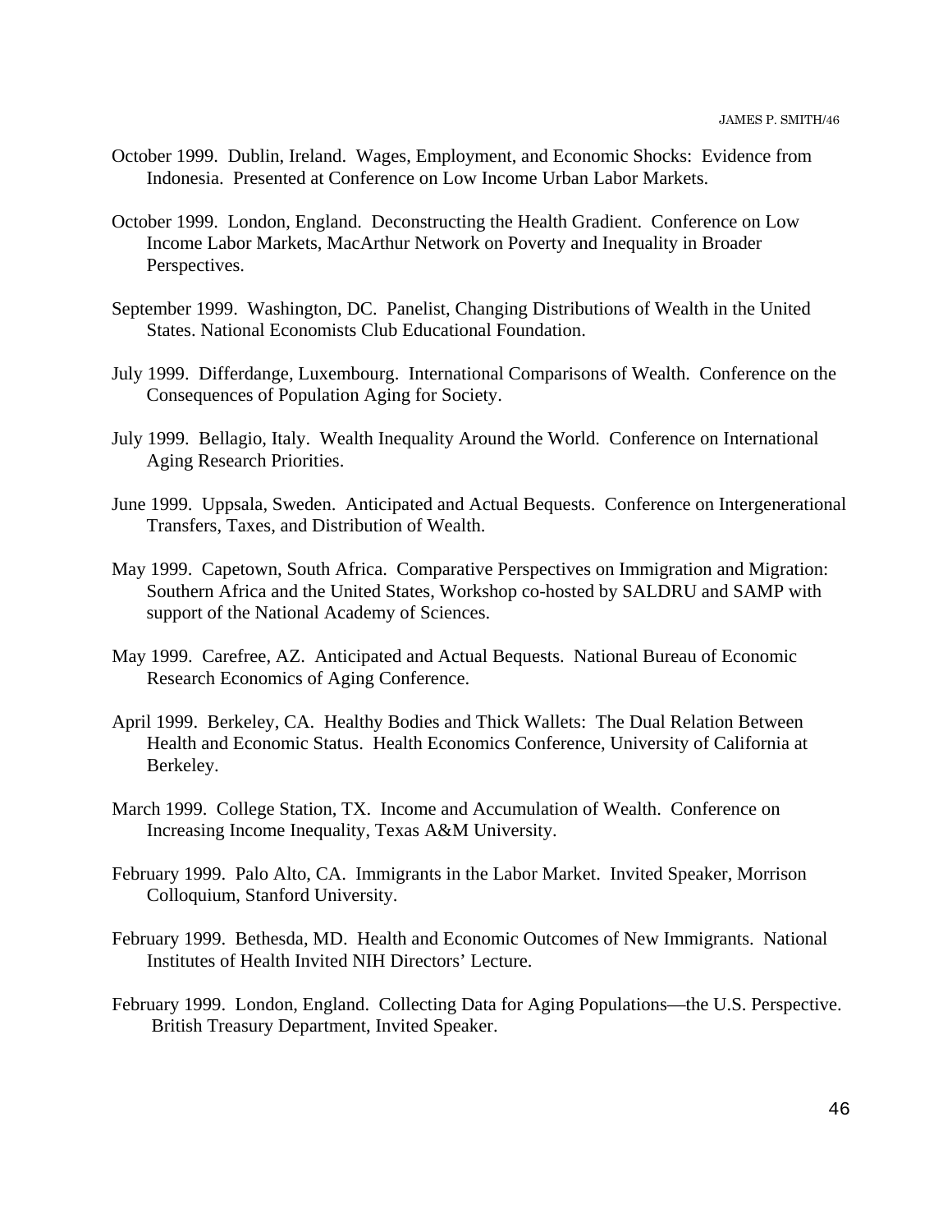October 1999. Dublin, Ireland. Wages, Employment, and Economic Shocks: Evidence from Indonesia. Presented at Conference on Low Income Urban Labor Markets.

October 1999. London, England. Deconstructing the Health Gradient. Conference on Low Income Labor Markets, MacArthur Network on Poverty and Inequality in Broader Perspectives.

September 1999. Washington, DC. Panelist, Changing Distributions of Wealth in the United States. National Economists Club Educational Foundation.

July 1999. Differdange, Luxembourg. International Comparisons of Wealth. Conference on the Consequences of Population Aging for Society.

July 1999. Bellagio, Italy. Wealth Inequality Around the World. Conference on International Aging Research Priorities.

June 1999. Uppsala, Sweden. Anticipated and Actual Bequests. Conference on Intergenerational Transfers, Taxes, and Distribution of Wealth.

May 1999. Capetown, South Africa. Comparative Perspectives on Immigration and Migration: Southern Africa and the United States, Workshop co-hosted by SALDRU and SAMP with support of the National Academy of Sciences.

May 1999. Carefree, AZ. Anticipated and Actual Bequests. National Bureau of Economic Research Economics of Aging Conference.

April 1999. Berkeley, CA. Healthy Bodies and Thick Wallets: The Dual Relation Between Health and Economic Status. Health Economics Conference, University of California at Berkeley.

March 1999. College Station, TX. Income and Accumulation of Wealth. Conference on Increasing Income Inequality, Texas A&M University.

February 1999. Palo Alto, CA. Immigrants in the Labor Market. Invited Speaker, Morrison Colloquium, Stanford University.

February 1999. Bethesda, MD. Health and Economic Outcomes of New Immigrants. National Institutes of Health Invited NIH Directors' Lecture.

February 1999. London, England. Collecting Data for Aging Populations—the U.S. Perspective. British Treasury Department, Invited Speaker.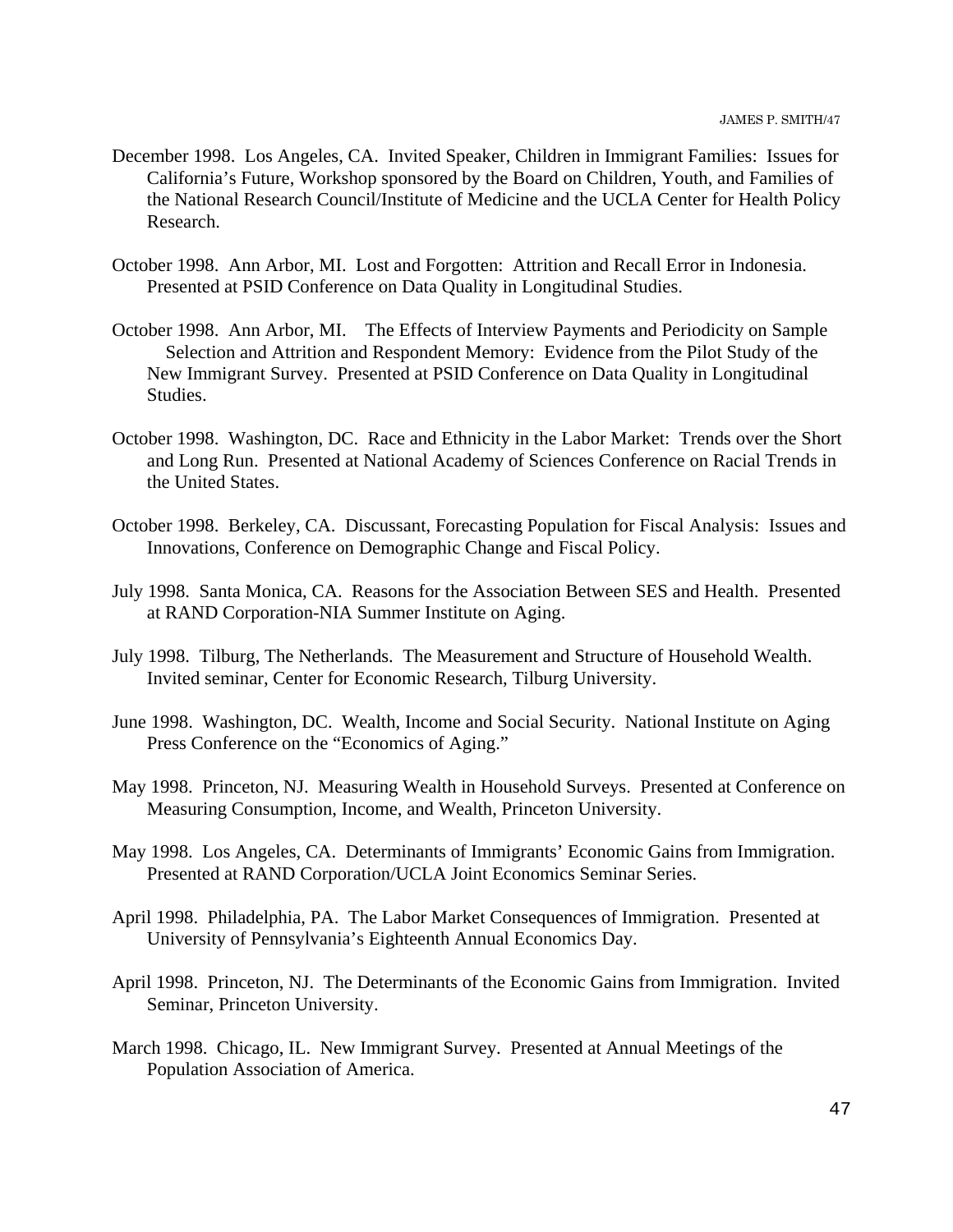December 1998. Los Angeles, CA. Invited Speaker, Children in Immigrant Families: Issues for California's Future, Workshop sponsored by the Board on Children, Youth, and Families of the National Research Council/Institute of Medicine and the UCLA Center for Health Policy Research.

October 1998. Ann Arbor, MI. Lost and Forgotten: Attrition and Recall Error in Indonesia. Presented at PSID Conference on Data Quality in Longitudinal Studies.

October 1998. Ann Arbor, MI. The Effects of Interview Payments and Periodicity on Sample Selection and Attrition and Respondent Memory: Evidence from the Pilot Study of the New Immigrant Survey. Presented at PSID Conference on Data Quality in Longitudinal Studies.

October 1998. Washington, DC. Race and Ethnicity in the Labor Market: Trends over the Short and Long Run. Presented at National Academy of Sciences Conference on Racial Trends in the United States.

October 1998. Berkeley, CA. Discussant, Forecasting Population for Fiscal Analysis: Issues and Innovations, Conference on Demographic Change and Fiscal Policy.

July 1998. Santa Monica, CA. Reasons for the Association Between SES and Health. Presented at RAND Corporation-NIA Summer Institute on Aging.

July 1998. Tilburg, The Netherlands. The Measurement and Structure of Household Wealth. Invited seminar, Center for Economic Research, Tilburg University.

June 1998. Washington, DC. Wealth, Income and Social Security. National Institute on Aging Press Conference on the "Economics of Aging."

May 1998. Princeton, NJ. Measuring Wealth in Household Surveys. Presented at Conference on Measuring Consumption, Income, and Wealth, Princeton University.

May 1998. Los Angeles, CA. Determinants of Immigrants' Economic Gains from Immigration. Presented at RAND Corporation/UCLA Joint Economics Seminar Series.

April 1998. Philadelphia, PA. The Labor Market Consequences of Immigration. Presented at University of Pennsylvania's Eighteenth Annual Economics Day.

April 1998. Princeton, NJ. The Determinants of the Economic Gains from Immigration. Invited Seminar, Princeton University.

March 1998. Chicago, IL. New Immigrant Survey. Presented at Annual Meetings of the Population Association of America.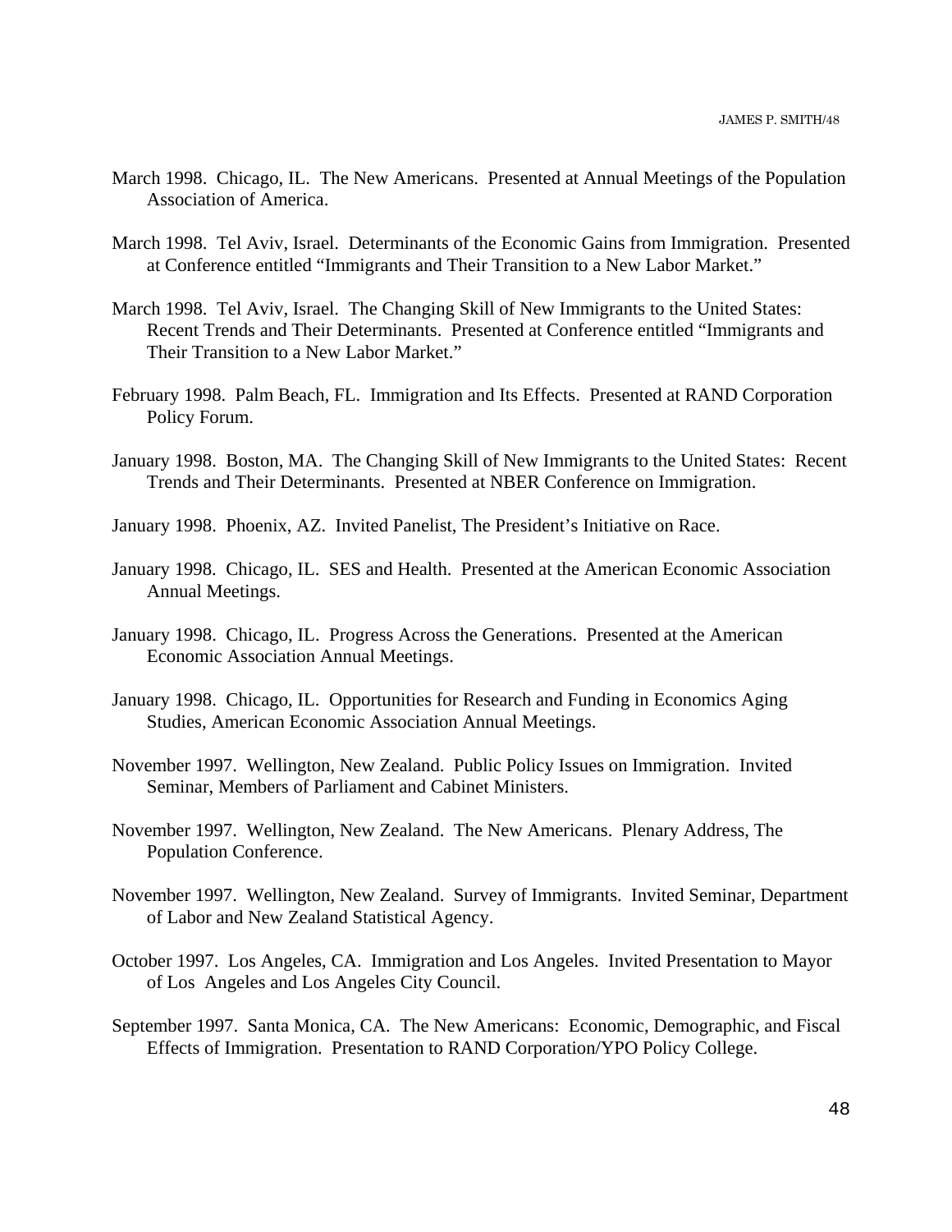March 1998. Chicago, IL. The New Americans. Presented at Annual Meetings of the Population Association of America.

March 1998. Tel Aviv, Israel. Determinants of the Economic Gains from Immigration. Presented at Conference entitled "Immigrants and Their Transition to a New Labor Market."

March 1998. Tel Aviv, Israel. The Changing Skill of New Immigrants to the United States: Recent Trends and Their Determinants. Presented at Conference entitled "Immigrants and Their Transition to a New Labor Market."

February 1998. Palm Beach, FL. Immigration and Its Effects. Presented at RAND Corporation Policy Forum.

January 1998. Boston, MA. The Changing Skill of New Immigrants to the United States: Recent Trends and Their Determinants. Presented at NBER Conference on Immigration.

January 1998. Phoenix, AZ. Invited Panelist, The President's Initiative on Race.

January 1998. Chicago, IL. SES and Health. Presented at the American Economic Association Annual Meetings.

January 1998. Chicago, IL. Progress Across the Generations. Presented at the American Economic Association Annual Meetings.

January 1998. Chicago, IL. Opportunities for Research and Funding in Economics Aging Studies, American Economic Association Annual Meetings.

November 1997. Wellington, New Zealand. Public Policy Issues on Immigration. Invited Seminar, Members of Parliament and Cabinet Ministers.

November 1997. Wellington, New Zealand. The New Americans. Plenary Address, The Population Conference.

November 1997. Wellington, New Zealand. Survey of Immigrants. Invited Seminar, Department of Labor and New Zealand Statistical Agency.

October 1997. Los Angeles, CA. Immigration and Los Angeles. Invited Presentation to Mayor of Los Angeles and Los Angeles City Council.

September 1997. Santa Monica, CA. The New Americans: Economic, Demographic, and Fiscal Effects of Immigration. Presentation to RAND Corporation/YPO Policy College.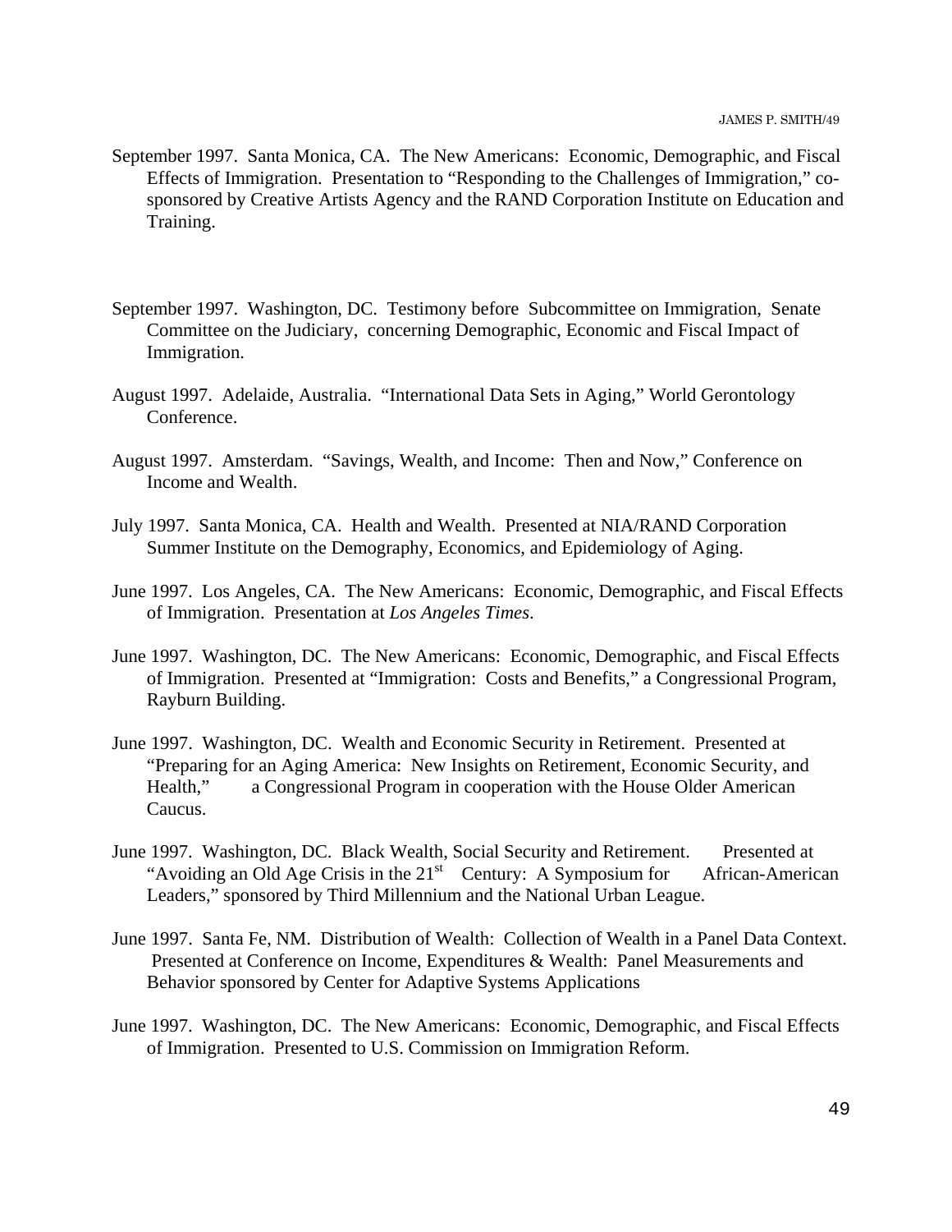September 1997. Santa Monica, CA. The New Americans: Economic, Demographic, and Fiscal Effects of Immigration. Presentation to "Responding to the Challenges of Immigration," co-sponsored by Creative Artists Agency and the RAND Corporation Institute on Education and Training.

September 1997. Washington, DC. Testimony before Subcommittee on Immigration, Senate Committee on the Judiciary, concerning Demographic, Economic and Fiscal Impact of Immigration.

August 1997. Adelaide, Australia. "International Data Sets in Aging," World Gerontology Conference.

August 1997. Amsterdam. "Savings, Wealth, and Income: Then and Now," Conference on Income and Wealth.

July 1997. Santa Monica, CA. Health and Wealth. Presented at NIA/RAND Corporation Summer Institute on the Demography, Economics, and Epidemiology of Aging.

June 1997. Los Angeles, CA. The New Americans: Economic, Demographic, and Fiscal Effects of Immigration. Presentation at *Los Angeles Times*.

June 1997. Washington, DC. The New Americans: Economic, Demographic, and Fiscal Effects of Immigration. Presented at "Immigration: Costs and Benefits," a Congressional Program, Rayburn Building.

June 1997. Washington, DC. Wealth and Economic Security in Retirement. Presented at "Preparing for an Aging America: New Insights on Retirement, Economic Security, and Health," a Congressional Program in cooperation with the House Older American Caucus.

June 1997. Washington, DC. Black Wealth, Social Security and Retirement. Presented at "Avoiding an Old Age Crisis in the 21st Century: A Symposium for African-American Leaders," sponsored by Third Millennium and the National Urban League.

June 1997. Santa Fe, NM. Distribution of Wealth: Collection of Wealth in a Panel Data Context. Presented at Conference on Income, Expenditures & Wealth: Panel Measurements and Behavior sponsored by Center for Adaptive Systems Applications

June 1997. Washington, DC. The New Americans: Economic, Demographic, and Fiscal Effects of Immigration. Presented to U.S. Commission on Immigration Reform.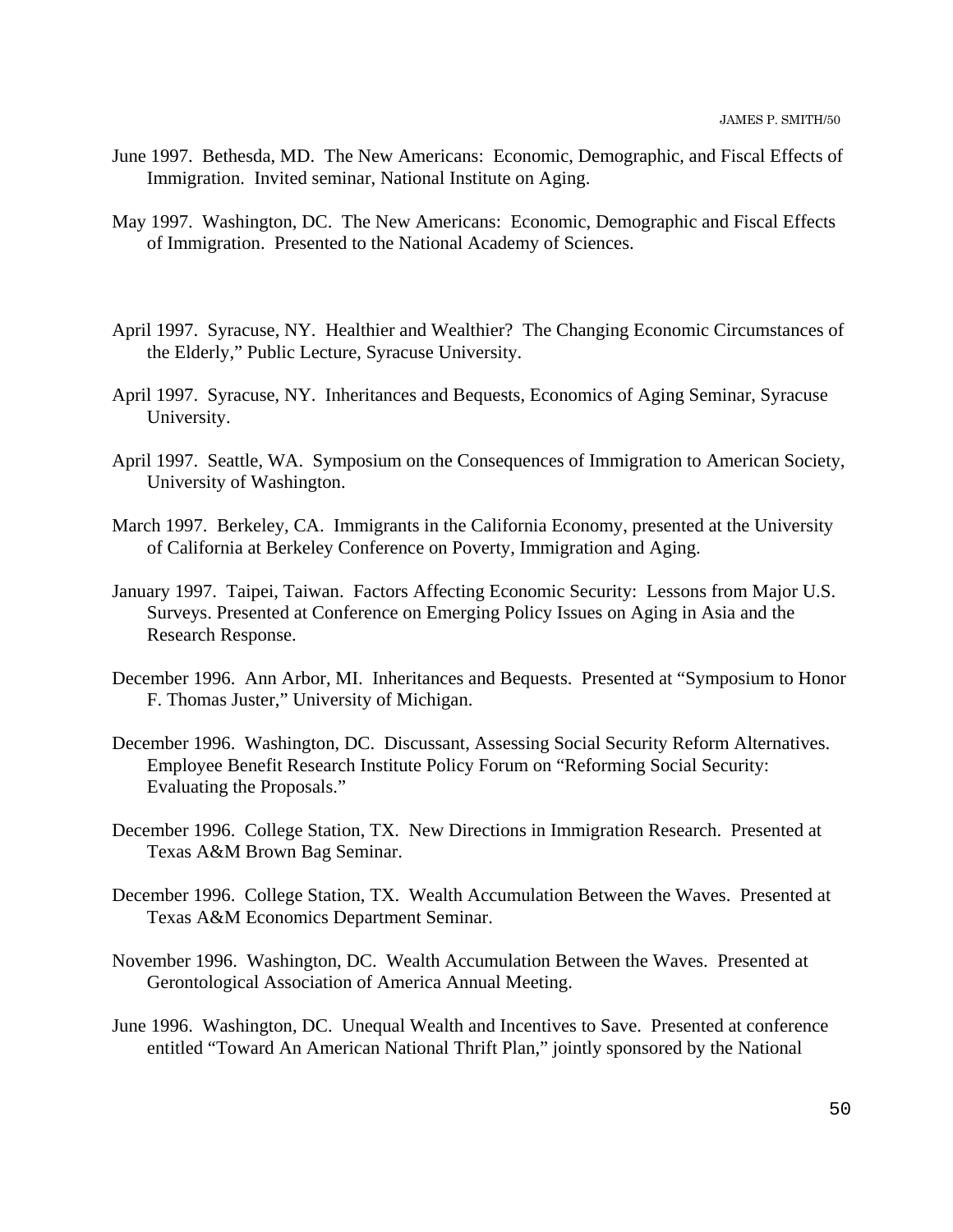June 1997. Bethesda, MD. The New Americans: Economic, Demographic, and Fiscal Effects of Immigration. Invited seminar, National Institute on Aging.

May 1997. Washington, DC. The New Americans: Economic, Demographic and Fiscal Effects of Immigration. Presented to the National Academy of Sciences.

April 1997. Syracuse, NY. Healthier and Wealthier? The Changing Economic Circumstances of the Elderly," Public Lecture, Syracuse University.

April 1997. Syracuse, NY. Inheritances and Bequests, Economics of Aging Seminar, Syracuse University.

April 1997. Seattle, WA. Symposium on the Consequences of Immigration to American Society, University of Washington.

March 1997. Berkeley, CA. Immigrants in the California Economy, presented at the University of California at Berkeley Conference on Poverty, Immigration and Aging.

January 1997. Taipei, Taiwan. Factors Affecting Economic Security: Lessons from Major U.S. Surveys. Presented at Conference on Emerging Policy Issues on Aging in Asia and the Research Response.

December 1996. Ann Arbor, MI. Inheritances and Bequests. Presented at "Symposium to Honor F. Thomas Juster," University of Michigan.

December 1996. Washington, DC. Discussant, Assessing Social Security Reform Alternatives. Employee Benefit Research Institute Policy Forum on "Reforming Social Security: Evaluating the Proposals."

December 1996. College Station, TX. New Directions in Immigration Research. Presented at Texas A&M Brown Bag Seminar.

December 1996. College Station, TX. Wealth Accumulation Between the Waves. Presented at Texas A&M Economics Department Seminar.

November 1996. Washington, DC. Wealth Accumulation Between the Waves. Presented at Gerontological Association of America Annual Meeting.

June 1996. Washington, DC. Unequal Wealth and Incentives to Save. Presented at conference entitled "Toward An American National Thrift Plan," jointly sponsored by the National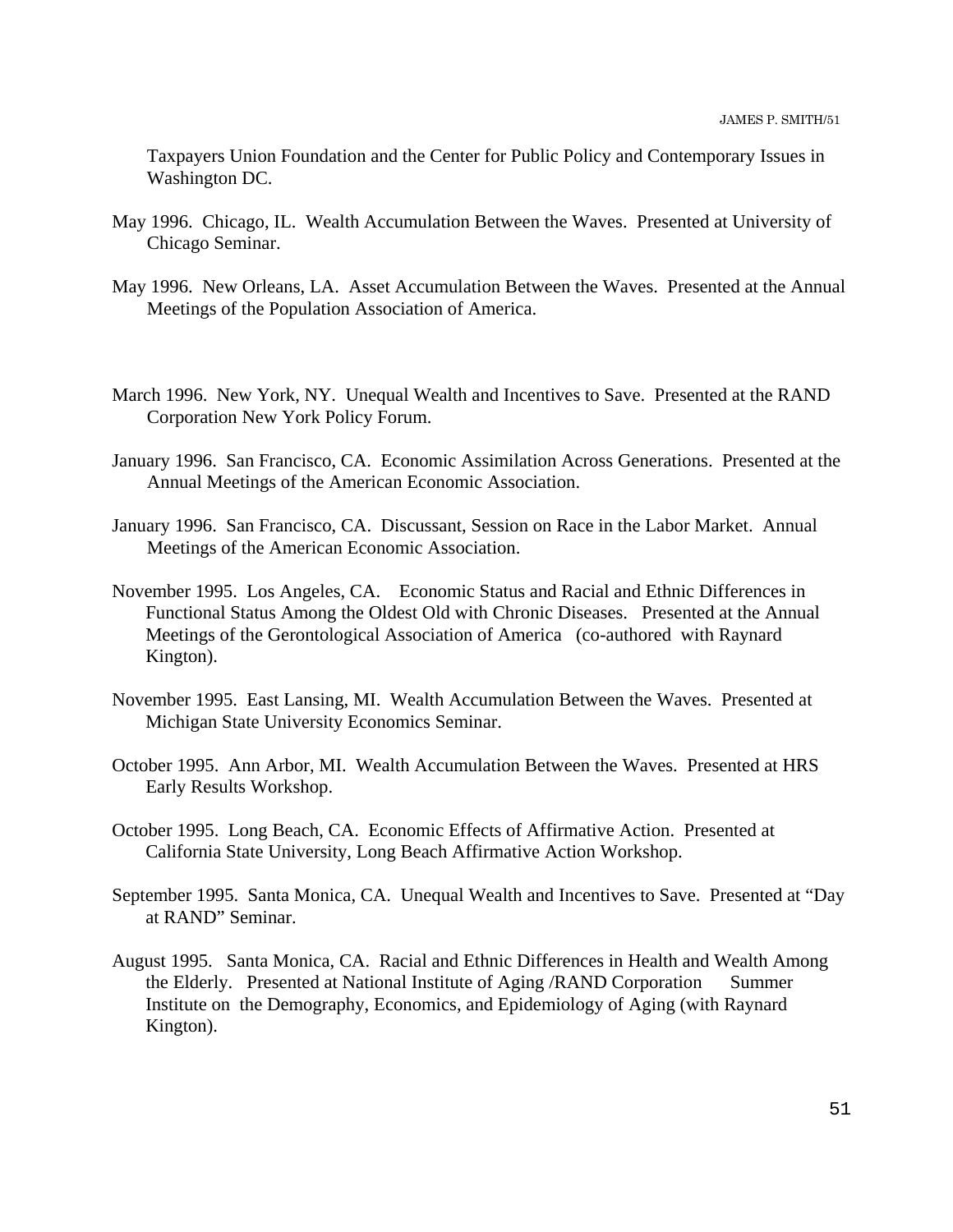Taxpayers Union Foundation and the Center for Public Policy and Contemporary Issues in Washington DC.

May 1996. Chicago, IL. Wealth Accumulation Between the Waves. Presented at University of Chicago Seminar.

May 1996. New Orleans, LA. Asset Accumulation Between the Waves. Presented at the Annual Meetings of the Population Association of America.

March 1996. New York, NY. Unequal Wealth and Incentives to Save. Presented at the RAND Corporation New York Policy Forum.

January 1996. San Francisco, CA. Economic Assimilation Across Generations. Presented at the Annual Meetings of the American Economic Association.

January 1996. San Francisco, CA. Discussant, Session on Race in the Labor Market. Annual Meetings of the American Economic Association.

November 1995. Los Angeles, CA. Economic Status and Racial and Ethnic Differences in Functional Status Among the Oldest Old with Chronic Diseases. Presented at the Annual Meetings of the Gerontological Association of America (co-authored with Raynard Kington).

November 1995. East Lansing, MI. Wealth Accumulation Between the Waves. Presented at Michigan State University Economics Seminar.

October 1995. Ann Arbor, MI. Wealth Accumulation Between the Waves. Presented at HRS Early Results Workshop.

October 1995. Long Beach, CA. Economic Effects of Affirmative Action. Presented at California State University, Long Beach Affirmative Action Workshop.

September 1995. Santa Monica, CA. Unequal Wealth and Incentives to Save. Presented at "Day at RAND" Seminar.

August 1995. Santa Monica, CA. Racial and Ethnic Differences in Health and Wealth Among the Elderly. Presented at National Institute of Aging /RAND Corporation Summer Institute on the Demography, Economics, and Epidemiology of Aging (with Raynard Kington).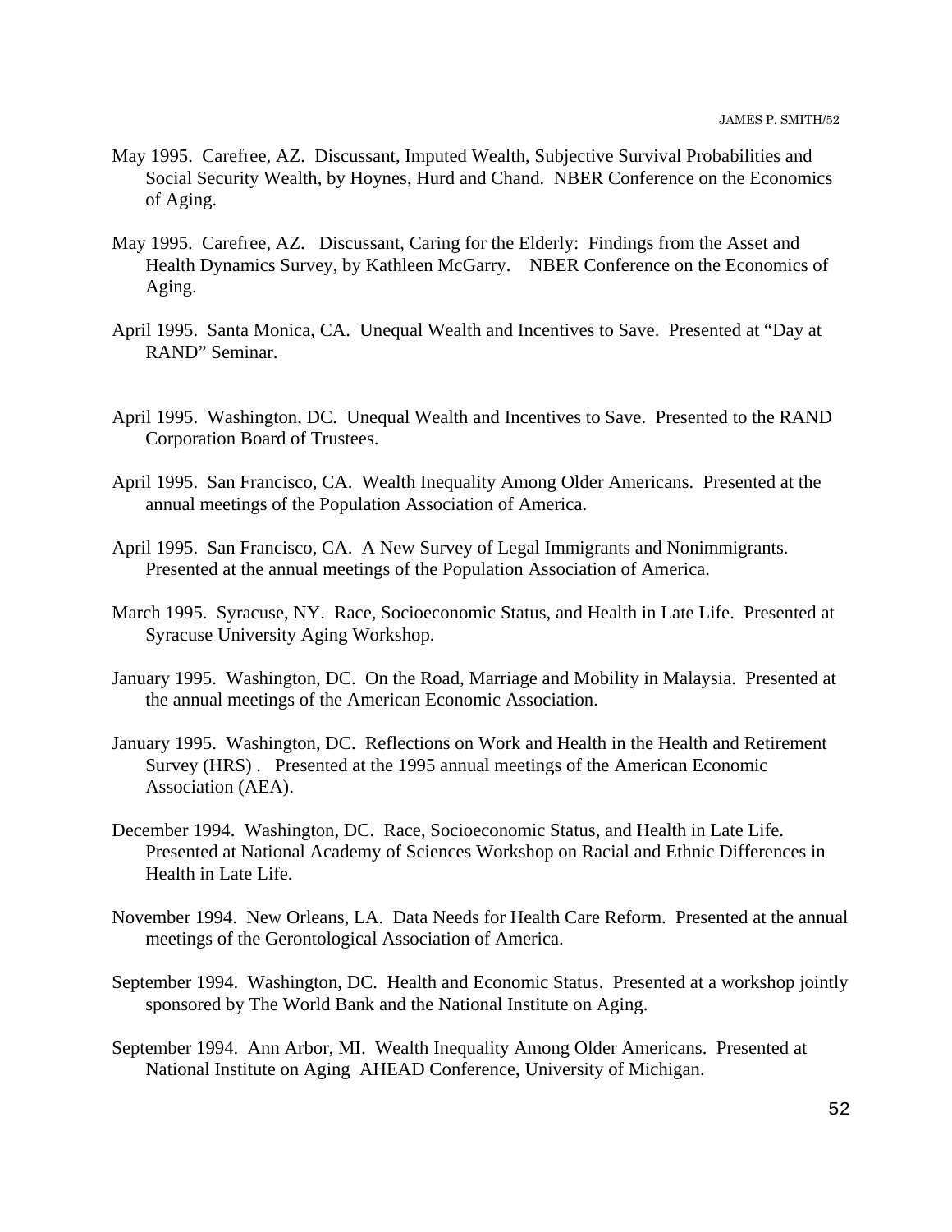May 1995. Carefree, AZ. Discussant, Imputed Wealth, Subjective Survival Probabilities and Social Security Wealth, by Hoynes, Hurd and Chand. NBER Conference on the Economics of Aging.

May 1995. Carefree, AZ. Discussant, Caring for the Elderly: Findings from the Asset and Health Dynamics Survey, by Kathleen McGarry. NBER Conference on the Economics of Aging.

April 1995. Santa Monica, CA. Unequal Wealth and Incentives to Save. Presented at "Day at RAND" Seminar.

April 1995. Washington, DC. Unequal Wealth and Incentives to Save. Presented to the RAND Corporation Board of Trustees.

April 1995. San Francisco, CA. Wealth Inequality Among Older Americans. Presented at the annual meetings of the Population Association of America.

April 1995. San Francisco, CA. A New Survey of Legal Immigrants and Nonimmigrants. Presented at the annual meetings of the Population Association of America.

March 1995. Syracuse, NY. Race, Socioeconomic Status, and Health in Late Life. Presented at Syracuse University Aging Workshop.

January 1995. Washington, DC. On the Road, Marriage and Mobility in Malaysia. Presented at the annual meetings of the American Economic Association.

January 1995. Washington, DC. Reflections on Work and Health in the Health and Retirement Survey (HRS) . Presented at the 1995 annual meetings of the American Economic Association (AEA).

December 1994. Washington, DC. Race, Socioeconomic Status, and Health in Late Life. Presented at National Academy of Sciences Workshop on Racial and Ethnic Differences in Health in Late Life.

November 1994. New Orleans, LA. Data Needs for Health Care Reform. Presented at the annual meetings of the Gerontological Association of America.

September 1994. Washington, DC. Health and Economic Status. Presented at a workshop jointly sponsored by The World Bank and the National Institute on Aging.

September 1994. Ann Arbor, MI. Wealth Inequality Among Older Americans. Presented at National Institute on Aging AHEAD Conference, University of Michigan.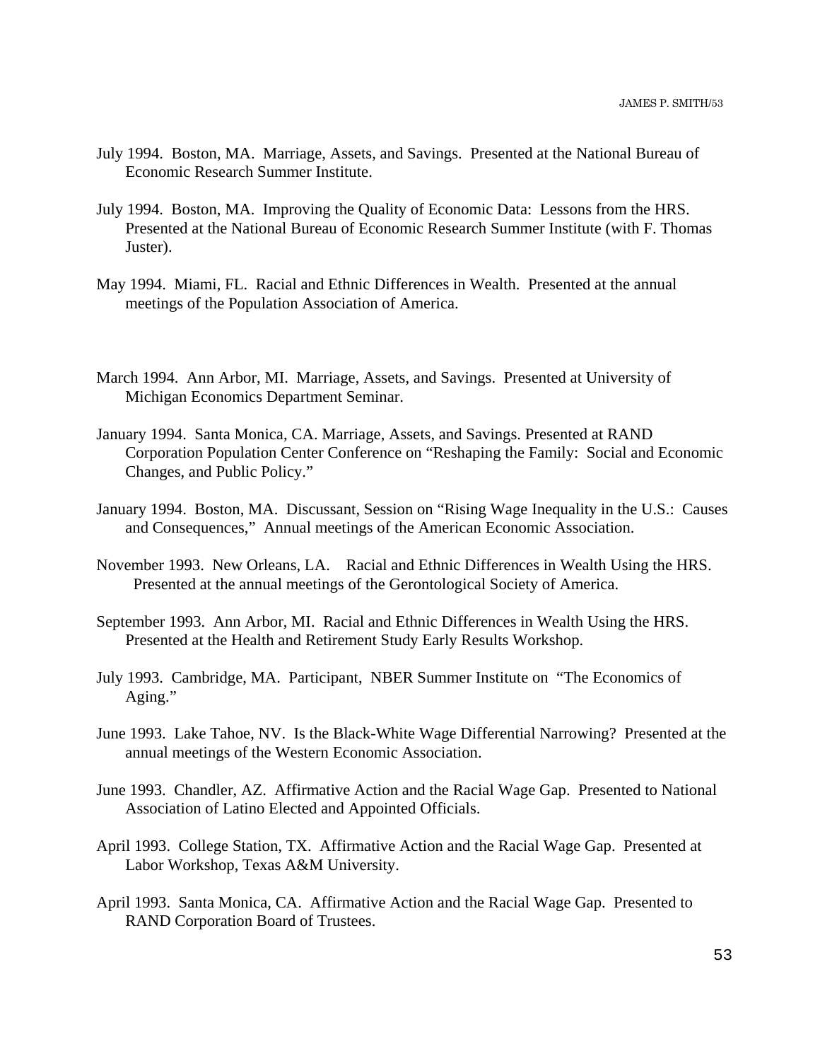July 1994. Boston, MA. Marriage, Assets, and Savings. Presented at the National Bureau of Economic Research Summer Institute.

July 1994. Boston, MA. Improving the Quality of Economic Data: Lessons from the HRS. Presented at the National Bureau of Economic Research Summer Institute (with F. Thomas Juster).

May 1994. Miami, FL. Racial and Ethnic Differences in Wealth. Presented at the annual meetings of the Population Association of America.

March 1994. Ann Arbor, MI. Marriage, Assets, and Savings. Presented at University of Michigan Economics Department Seminar.

January 1994. Santa Monica, CA. Marriage, Assets, and Savings. Presented at RAND Corporation Population Center Conference on "Reshaping the Family: Social and Economic Changes, and Public Policy."

January 1994. Boston, MA. Discussant, Session on "Rising Wage Inequality in the U.S.: Causes and Consequences," Annual meetings of the American Economic Association.

November 1993. New Orleans, LA. Racial and Ethnic Differences in Wealth Using the HRS. Presented at the annual meetings of the Gerontological Society of America.

September 1993. Ann Arbor, MI. Racial and Ethnic Differences in Wealth Using the HRS. Presented at the Health and Retirement Study Early Results Workshop.

July 1993. Cambridge, MA. Participant, NBER Summer Institute on "The Economics of Aging."

June 1993. Lake Tahoe, NV. Is the Black-White Wage Differential Narrowing? Presented at the annual meetings of the Western Economic Association.

June 1993. Chandler, AZ. Affirmative Action and the Racial Wage Gap. Presented to National Association of Latino Elected and Appointed Officials.

April 1993. College Station, TX. Affirmative Action and the Racial Wage Gap. Presented at Labor Workshop, Texas A&M University.

April 1993. Santa Monica, CA. Affirmative Action and the Racial Wage Gap. Presented to RAND Corporation Board of Trustees.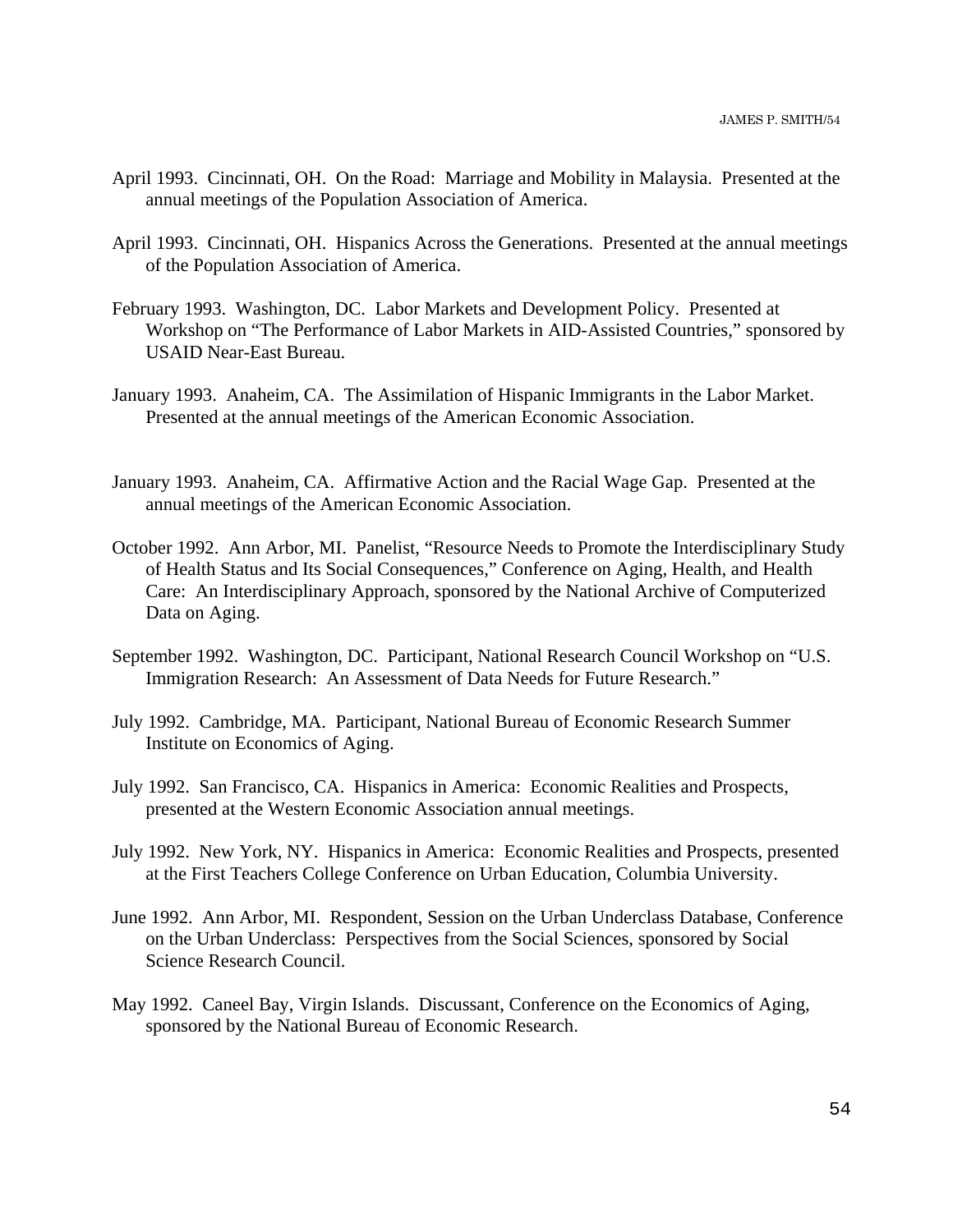April 1993. Cincinnati, OH. On the Road: Marriage and Mobility in Malaysia. Presented at the annual meetings of the Population Association of America.

April 1993. Cincinnati, OH. Hispanics Across the Generations. Presented at the annual meetings of the Population Association of America.

February 1993. Washington, DC. Labor Markets and Development Policy. Presented at Workshop on "The Performance of Labor Markets in AID-Assisted Countries," sponsored by USAID Near-East Bureau.

January 1993. Anaheim, CA. The Assimilation of Hispanic Immigrants in the Labor Market. Presented at the annual meetings of the American Economic Association.

January 1993. Anaheim, CA. Affirmative Action and the Racial Wage Gap. Presented at the annual meetings of the American Economic Association.

October 1992. Ann Arbor, MI. Panelist, "Resource Needs to Promote the Interdisciplinary Study of Health Status and Its Social Consequences," Conference on Aging, Health, and Health Care: An Interdisciplinary Approach, sponsored by the National Archive of Computerized Data on Aging.

September 1992. Washington, DC. Participant, National Research Council Workshop on "U.S. Immigration Research: An Assessment of Data Needs for Future Research."

July 1992. Cambridge, MA. Participant, National Bureau of Economic Research Summer Institute on Economics of Aging.

July 1992. San Francisco, CA. Hispanics in America: Economic Realities and Prospects, presented at the Western Economic Association annual meetings.

July 1992. New York, NY. Hispanics in America: Economic Realities and Prospects, presented at the First Teachers College Conference on Urban Education, Columbia University.

June 1992. Ann Arbor, MI. Respondent, Session on the Urban Underclass Database, Conference on the Urban Underclass: Perspectives from the Social Sciences, sponsored by Social Science Research Council.

May 1992. Caneel Bay, Virgin Islands. Discussant, Conference on the Economics of Aging, sponsored by the National Bureau of Economic Research.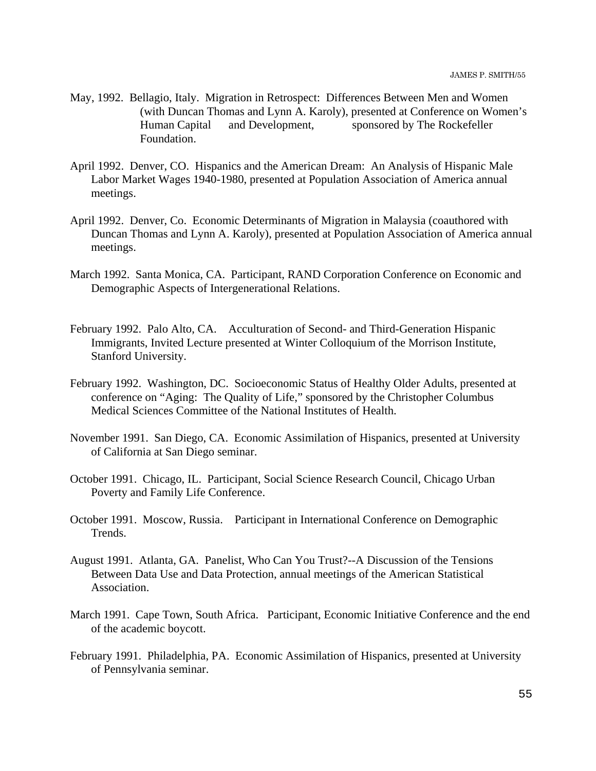May, 1992. Bellagio, Italy. Migration in Retrospect: Differences Between Men and Women (with Duncan Thomas and Lynn A. Karoly), presented at Conference on Women's Human Capital and Development, sponsored by The Rockefeller Foundation.

April 1992. Denver, CO. Hispanics and the American Dream: An Analysis of Hispanic Male Labor Market Wages 1940-1980, presented at Population Association of America annual meetings.

April 1992. Denver, Co. Economic Determinants of Migration in Malaysia (coauthored with Duncan Thomas and Lynn A. Karoly), presented at Population Association of America annual meetings.

March 1992. Santa Monica, CA. Participant, RAND Corporation Conference on Economic and Demographic Aspects of Intergenerational Relations.

February 1992. Palo Alto, CA. Acculturation of Second- and Third-Generation Hispanic Immigrants, Invited Lecture presented at Winter Colloquium of the Morrison Institute, Stanford University.

February 1992. Washington, DC. Socioeconomic Status of Healthy Older Adults, presented at conference on "Aging: The Quality of Life," sponsored by the Christopher Columbus Medical Sciences Committee of the National Institutes of Health.

November 1991. San Diego, CA. Economic Assimilation of Hispanics, presented at University of California at San Diego seminar.

October 1991. Chicago, IL. Participant, Social Science Research Council, Chicago Urban Poverty and Family Life Conference.

October 1991. Moscow, Russia. Participant in International Conference on Demographic Trends.

August 1991. Atlanta, GA. Panelist, Who Can You Trust?--A Discussion of the Tensions Between Data Use and Data Protection, annual meetings of the American Statistical Association.

March 1991. Cape Town, South Africa. Participant, Economic Initiative Conference and the end of the academic boycott.

February 1991. Philadelphia, PA. Economic Assimilation of Hispanics, presented at University of Pennsylvania seminar.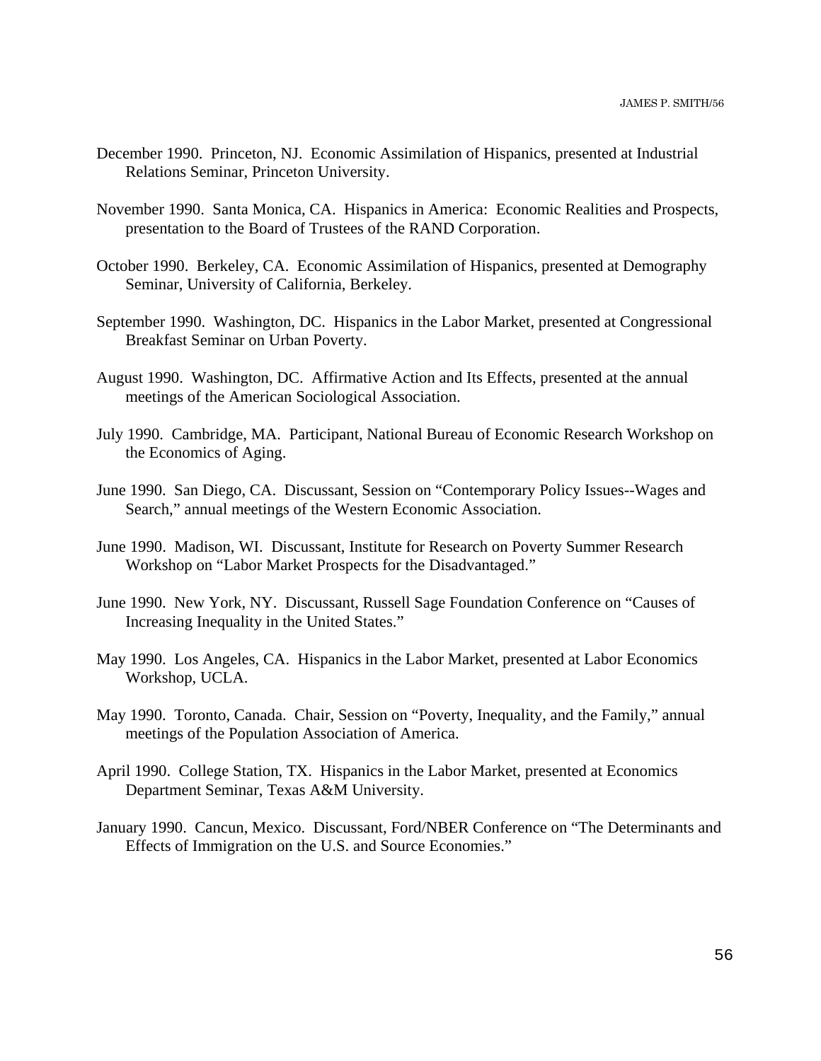December 1990. Princeton, NJ. Economic Assimilation of Hispanics, presented at Industrial Relations Seminar, Princeton University.

November 1990. Santa Monica, CA. Hispanics in America: Economic Realities and Prospects, presentation to the Board of Trustees of the RAND Corporation.

October 1990. Berkeley, CA. Economic Assimilation of Hispanics, presented at Demography Seminar, University of California, Berkeley.

September 1990. Washington, DC. Hispanics in the Labor Market, presented at Congressional Breakfast Seminar on Urban Poverty.

August 1990. Washington, DC. Affirmative Action and Its Effects, presented at the annual meetings of the American Sociological Association.

July 1990. Cambridge, MA. Participant, National Bureau of Economic Research Workshop on the Economics of Aging.

June 1990. San Diego, CA. Discussant, Session on "Contemporary Policy Issues--Wages and Search," annual meetings of the Western Economic Association.

June 1990. Madison, WI. Discussant, Institute for Research on Poverty Summer Research Workshop on "Labor Market Prospects for the Disadvantaged."

June 1990. New York, NY. Discussant, Russell Sage Foundation Conference on "Causes of Increasing Inequality in the United States."

May 1990. Los Angeles, CA. Hispanics in the Labor Market, presented at Labor Economics Workshop, UCLA.

May 1990. Toronto, Canada. Chair, Session on "Poverty, Inequality, and the Family," annual meetings of the Population Association of America.

April 1990. College Station, TX. Hispanics in the Labor Market, presented at Economics Department Seminar, Texas A&M University.

January 1990. Cancun, Mexico. Discussant, Ford/NBER Conference on "The Determinants and Effects of Immigration on the U.S. and Source Economies."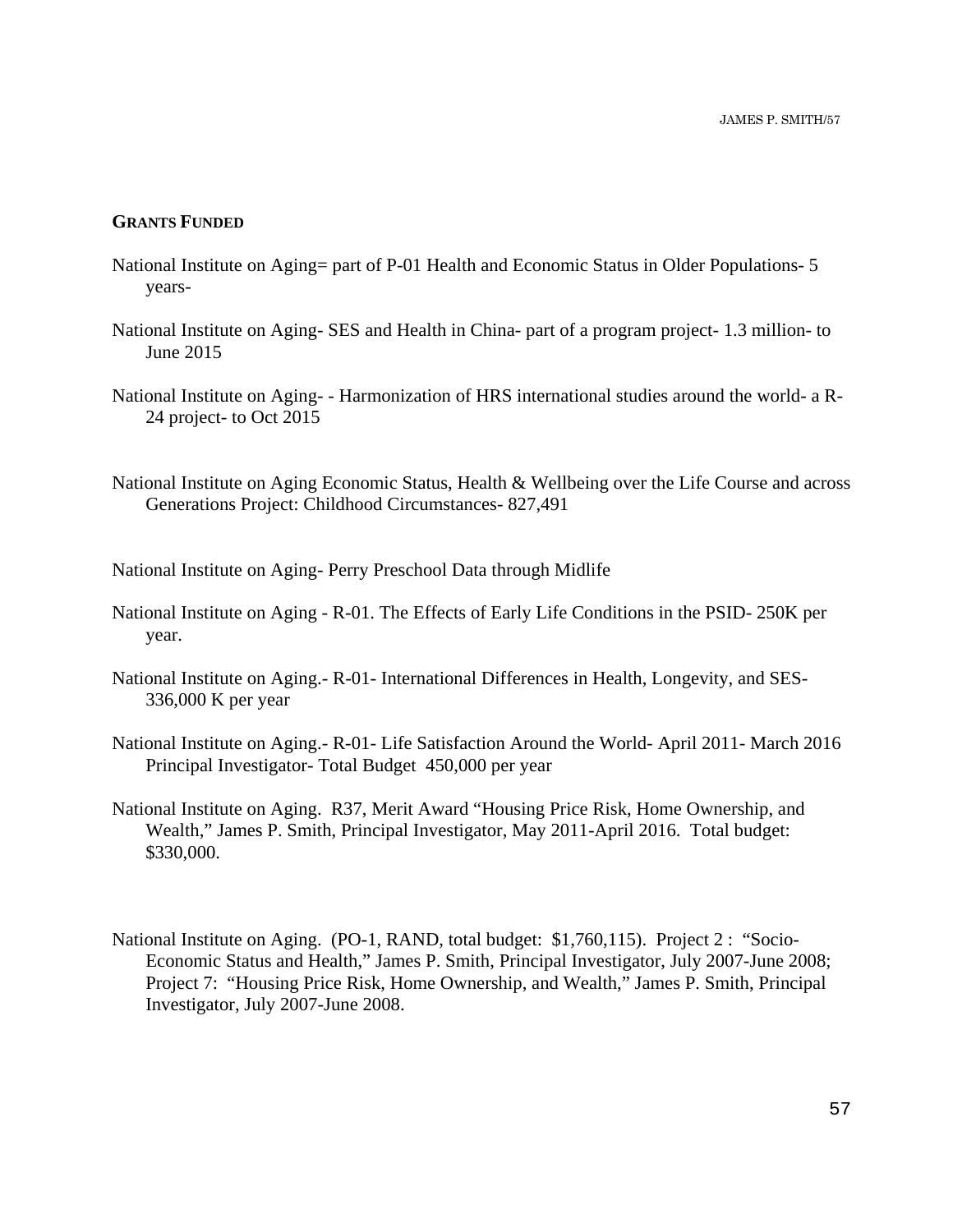**GRANTS FUNDED**

National Institute on Aging= part of P-01 Health and Economic Status in Older Populations- 5 years-

National Institute on Aging- SES and Health in China- part of a program project- 1.3 million- to June 2015

National Institute on Aging- - Harmonization of HRS international studies around the world- a R-24 project- to Oct 2015

National Institute on Aging Economic Status, Health & Wellbeing over the Life Course and across Generations Project: Childhood Circumstances- 827,491

National Institute on Aging- Perry Preschool Data through Midlife

National Institute on Aging - R-01. The Effects of Early Life Conditions in the PSID- 250K per year.

National Institute on Aging.- R-01- International Differences in Health, Longevity, and SES- 336,000 K per year

National Institute on Aging.- R-01- Life Satisfaction Around the World- April 2011- March 2016 Principal Investigator- Total Budget 450,000 per year

National Institute on Aging. R37, Merit Award "Housing Price Risk, Home Ownership, and Wealth," James P. Smith, Principal Investigator, May 2011-April 2016. Total budget: $330,000.

National Institute on Aging. (PO-1, RAND, total budget: $1,760,115). Project 2 : "Socio-Economic Status and Health," James P. Smith, Principal Investigator, July 2007-June 2008; Project 7: "Housing Price Risk, Home Ownership, and Wealth," James P. Smith, Principal Investigator, July 2007-June 2008.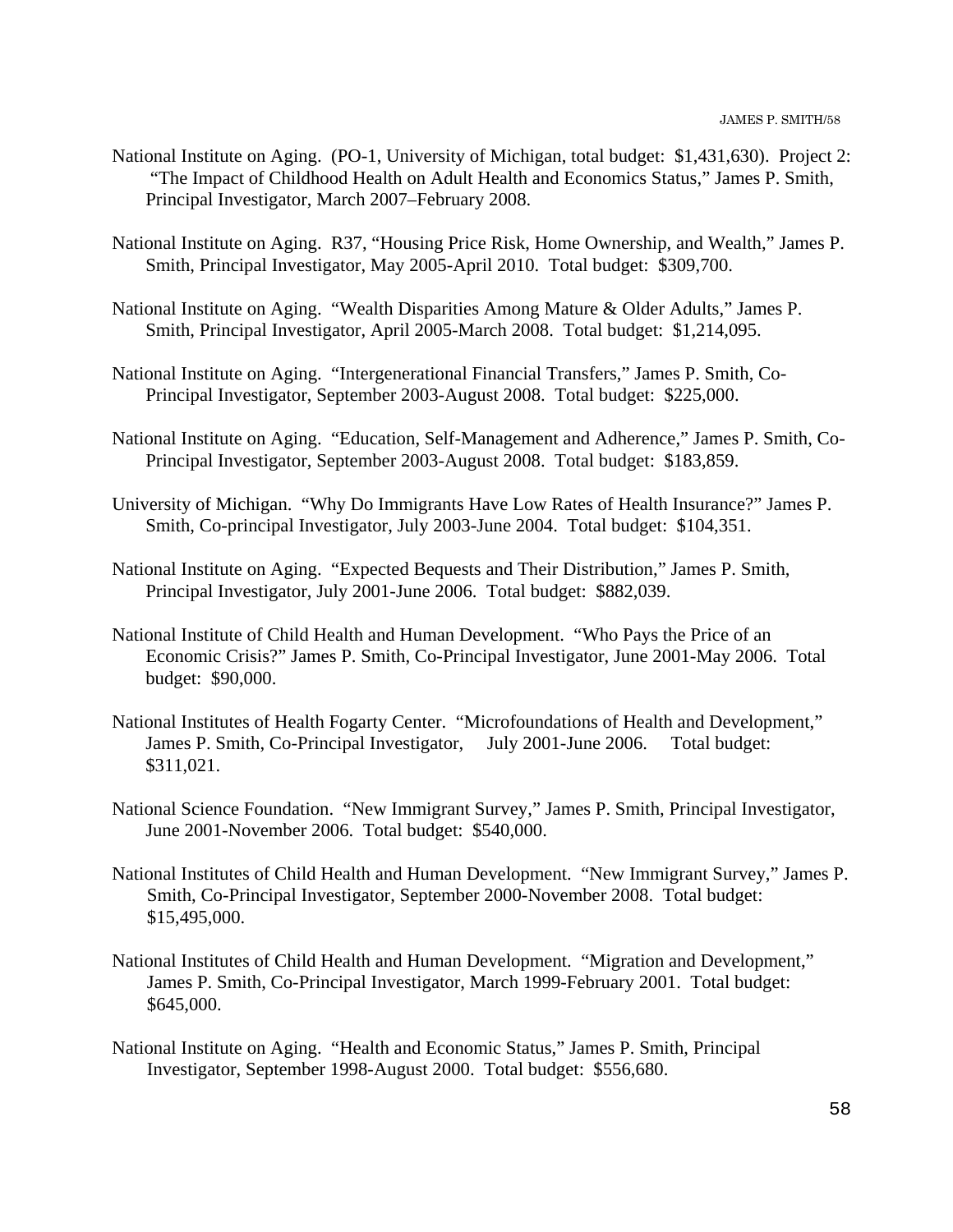National Institute on Aging. (PO-1, University of Michigan, total budget: $1,431,630). Project 2: "The Impact of Childhood Health on Adult Health and Economics Status," James P. Smith, Principal Investigator, March 2007–February 2008.

National Institute on Aging. R37, "Housing Price Risk, Home Ownership, and Wealth," James P. Smith, Principal Investigator, May 2005-April 2010. Total budget: $309,700.

National Institute on Aging. "Wealth Disparities Among Mature & Older Adults," James P. Smith, Principal Investigator, April 2005-March 2008. Total budget: $1,214,095.

National Institute on Aging. "Intergenerational Financial Transfers," James P. Smith, Co-Principal Investigator, September 2003-August 2008. Total budget: $225,000.

National Institute on Aging. "Education, Self-Management and Adherence," James P. Smith, Co-Principal Investigator, September 2003-August 2008. Total budget: $183,859.

University of Michigan. "Why Do Immigrants Have Low Rates of Health Insurance?" James P. Smith, Co-principal Investigator, July 2003-June 2004. Total budget: $104,351.

National Institute on Aging. "Expected Bequests and Their Distribution," James P. Smith, Principal Investigator, July 2001-June 2006. Total budget: $882,039.

National Institute of Child Health and Human Development. "Who Pays the Price of an Economic Crisis?" James P. Smith, Co-Principal Investigator, June 2001-May 2006. Total budget: $90,000.

National Institutes of Health Fogarty Center. "Microfoundations of Health and Development," James P. Smith, Co-Principal Investigator, July 2001-June 2006. Total budget: $311,021.

National Science Foundation. "New Immigrant Survey," James P. Smith, Principal Investigator, June 2001-November 2006. Total budget: $540,000.

National Institutes of Child Health and Human Development. "New Immigrant Survey," James P. Smith, Co-Principal Investigator, September 2000-November 2008. Total budget: $15,495,000.

National Institutes of Child Health and Human Development. "Migration and Development," James P. Smith, Co-Principal Investigator, March 1999-February 2001. Total budget: $645,000.

National Institute on Aging. "Health and Economic Status," James P. Smith, Principal Investigator, September 1998-August 2000. Total budget: $556,680.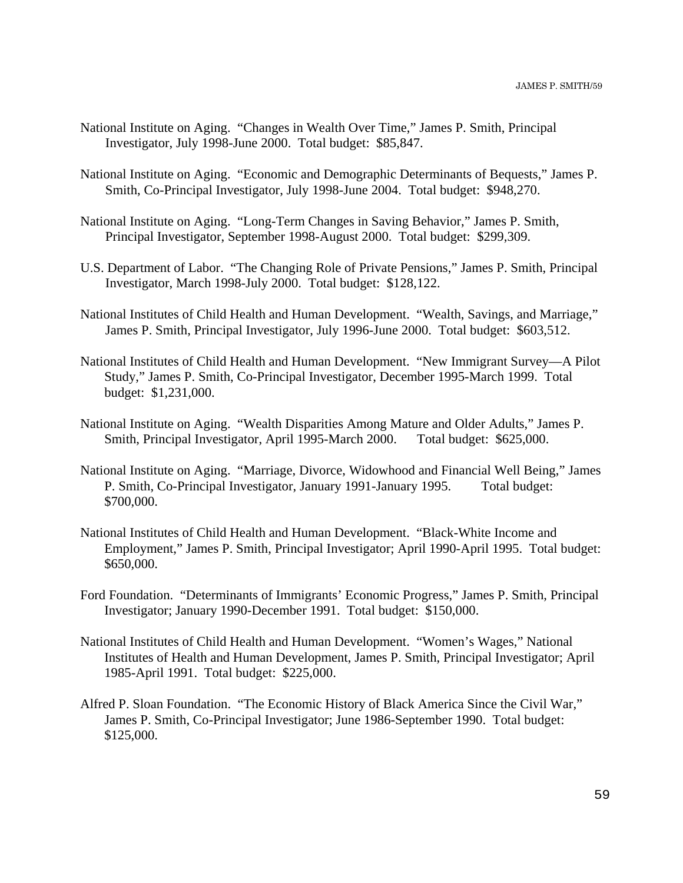National Institute on Aging. "Changes in Wealth Over Time," James P. Smith, Principal Investigator, July 1998-June 2000. Total budget: $85,847.

National Institute on Aging. "Economic and Demographic Determinants of Bequests," James P. Smith, Co-Principal Investigator, July 1998-June 2004. Total budget: $948,270.

National Institute on Aging. "Long-Term Changes in Saving Behavior," James P. Smith, Principal Investigator, September 1998-August 2000. Total budget: $299,309.

U.S. Department of Labor. "The Changing Role of Private Pensions," James P. Smith, Principal Investigator, March 1998-July 2000. Total budget: $128,122.

National Institutes of Child Health and Human Development. "Wealth, Savings, and Marriage," James P. Smith, Principal Investigator, July 1996-June 2000. Total budget: $603,512.

National Institutes of Child Health and Human Development. "New Immigrant Survey—A Pilot Study," James P. Smith, Co-Principal Investigator, December 1995-March 1999. Total budget: $1,231,000.

National Institute on Aging. "Wealth Disparities Among Mature and Older Adults," James P. Smith, Principal Investigator, April 1995-March 2000. Total budget: $625,000.

National Institute on Aging. "Marriage, Divorce, Widowhood and Financial Well Being," James P. Smith, Co-Principal Investigator, January 1991-January 1995. Total budget: $700,000.

National Institutes of Child Health and Human Development. "Black-White Income and Employment," James P. Smith, Principal Investigator; April 1990-April 1995. Total budget: $650,000.

Ford Foundation. "Determinants of Immigrants' Economic Progress," James P. Smith, Principal Investigator; January 1990-December 1991. Total budget: $150,000.

National Institutes of Child Health and Human Development. "Women's Wages," National Institutes of Health and Human Development, James P. Smith, Principal Investigator; April 1985-April 1991. Total budget: $225,000.

Alfred P. Sloan Foundation. "The Economic History of Black America Since the Civil War," James P. Smith, Co-Principal Investigator; June 1986-September 1990. Total budget: $125,000.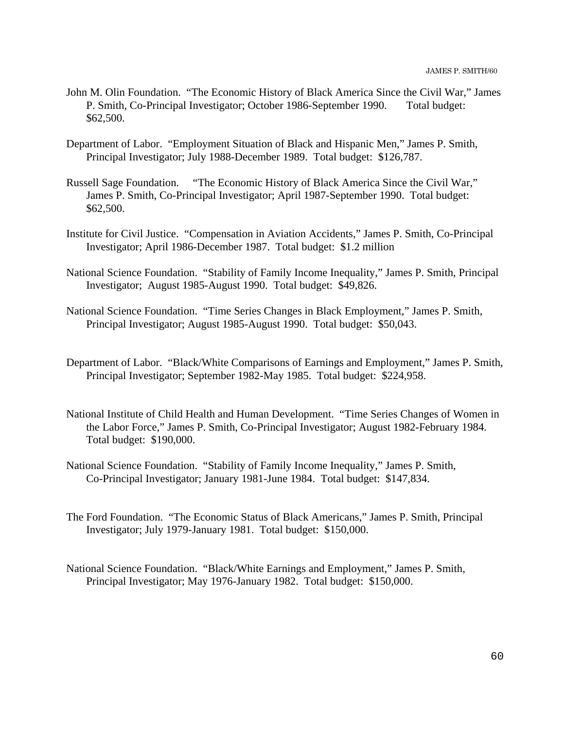John M. Olin Foundation. “The Economic History of Black America Since the Civil War,” James P. Smith, Co-Principal Investigator; October 1986-September 1990. Total budget: $62,500.

Department of Labor. “Employment Situation of Black and Hispanic Men,” James P. Smith, Principal Investigator; July 1988-December 1989. Total budget: $126,787.

Russell Sage Foundation. “The Economic History of Black America Since the Civil War,” James P. Smith, Co-Principal Investigator; April 1987-September 1990. Total budget: $62,500.

Institute for Civil Justice. “Compensation in Aviation Accidents,” James P. Smith, Co-Principal Investigator; April 1986-December 1987. Total budget: $1.2 million

National Science Foundation. “Stability of Family Income Inequality,” James P. Smith, Principal Investigator; August 1985-August 1990. Total budget: $49,826.

National Science Foundation. “Time Series Changes in Black Employment,” James P. Smith, Principal Investigator; August 1985-August 1990. Total budget: $50,043.

Department of Labor. “Black/White Comparisons of Earnings and Employment,” James P. Smith, Principal Investigator; September 1982-May 1985. Total budget: $224,958.

National Institute of Child Health and Human Development. “Time Series Changes of Women in the Labor Force,” James P. Smith, Co-Principal Investigator; August 1982-February 1984. Total budget: $190,000.

National Science Foundation. “Stability of Family Income Inequality,” James P. Smith, Co-Principal Investigator; January 1981-June 1984. Total budget: $147,834.

The Ford Foundation. “The Economic Status of Black Americans,” James P. Smith, Principal Investigator; July 1979-January 1981. Total budget: $150,000.

National Science Foundation. “Black/White Earnings and Employment,” James P. Smith, Principal Investigator; May 1976-January 1982. Total budget: $150,000.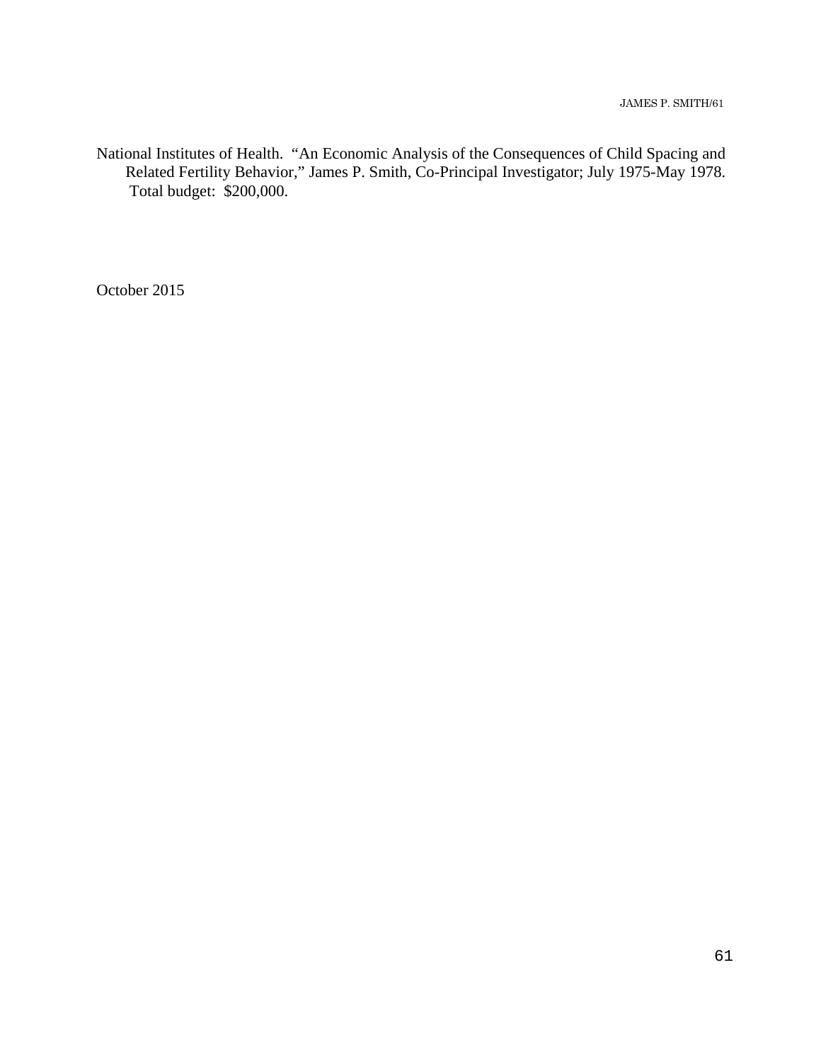National Institutes of Health. "An Economic Analysis of the Consequences of Child Spacing and Related Fertility Behavior," James P. Smith, Co-Principal Investigator; July 1975-May 1978. Total budget: $200,000.

October 2015